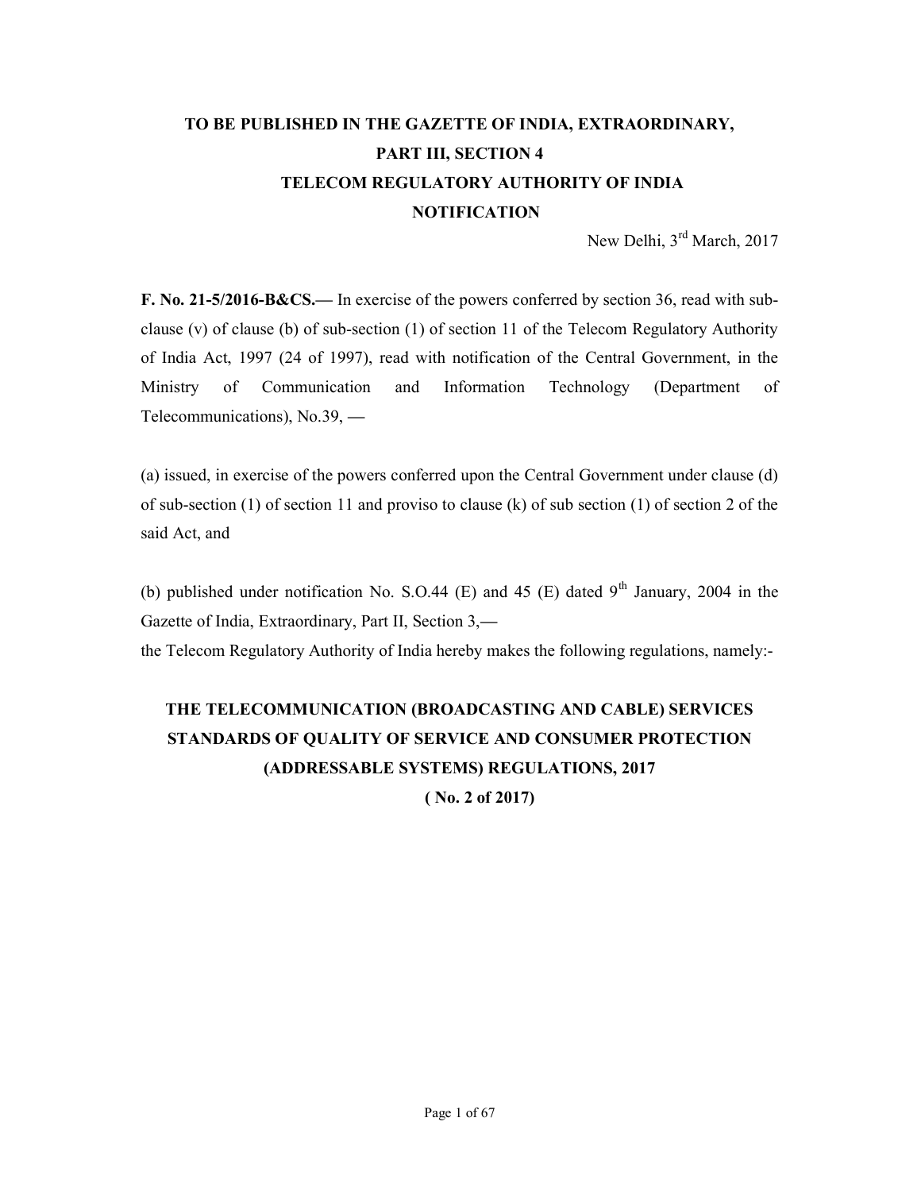**TO BE PUBLISHED IN THE GAZETTE OF INDIA, EXTRAORDINARY, PART III, SECTION 4**

**TELECOM REGULATORY AUTHORITY OF INDIA**

**NOTIFICATION**

New Delhi, 3rd March, 2017

**F. No. 21-5/2016-B&CS.—** In exercise of the powers conferred by section 36, read with sub-clause (v) of clause (b) of sub-section (1) of section 11 of the Telecom Regulatory Authority of India Act, 1997 (24 of 1997), read with notification of the Central Government, in the Ministry of Communication and Information Technology (Department of Telecommunications), No.39, —

(a) issued, in exercise of the powers conferred upon the Central Government under clause (d) of sub-section (1) of section 11 and proviso to clause (k) of sub section (1) of section 2 of the said Act, and

(b) published under notification No. S.O.44 (E) and 45 (E) dated 9th January, 2004 in the Gazette of India, Extraordinary, Part II, Section 3,—

the Telecom Regulatory Authority of India hereby makes the following regulations, namely:-

# THE TELECOMMUNICATION (BROADCASTING AND CABLE) SERVICES STANDARDS OF QUALITY OF SERVICE AND CONSUMER PROTECTION (ADDRESSABLE SYSTEMS) REGULATIONS, 2017

**( No. 2 of 2017)**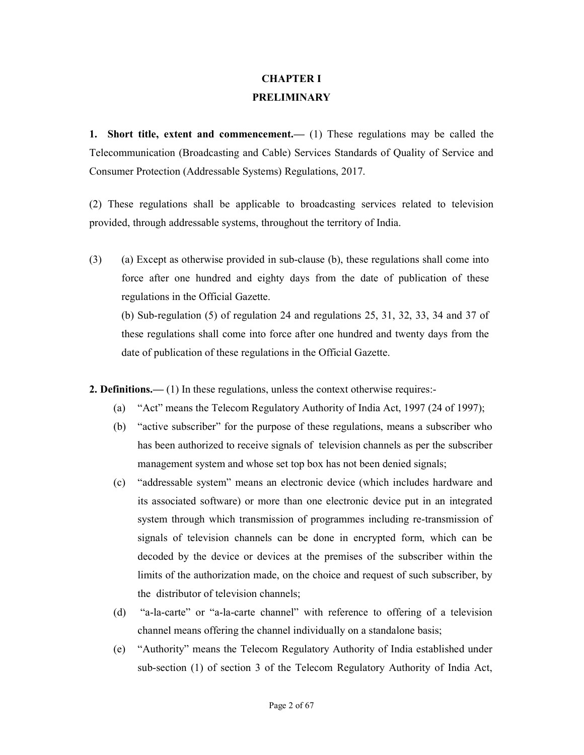# CHAPTER I

## PRELIMINARY

**1. Short title, extent and commencement.—** (1) These regulations may be called the Telecommunication (Broadcasting and Cable) Services Standards of Quality of Service and Consumer Protection (Addressable Systems) Regulations, 2017.

(2) These regulations shall be applicable to broadcasting services related to television provided, through addressable systems, throughout the territory of India.

(3) (a) Except as otherwise provided in sub-clause (b), these regulations shall come into force after one hundred and eighty days from the date of publication of these regulations in the Official Gazette.

(b) Sub-regulation (5) of regulation 24 and regulations 25, 31, 32, 33, 34 and 37 of these regulations shall come into force after one hundred and twenty days from the date of publication of these regulations in the Official Gazette.

**2. Definitions.—** (1) In these regulations, unless the context otherwise requires:-

(a) "Act" means the Telecom Regulatory Authority of India Act, 1997 (24 of 1997);

(b) "active subscriber" for the purpose of these regulations, means a subscriber who has been authorized to receive signals of television channels as per the subscriber management system and whose set top box has not been denied signals;

(c) "addressable system" means an electronic device (which includes hardware and its associated software) or more than one electronic device put in an integrated system through which transmission of programmes including re-transmission of signals of television channels can be done in encrypted form, which can be decoded by the device or devices at the premises of the subscriber within the limits of the authorization made, on the choice and request of such subscriber, by the distributor of television channels;

(d) "a-la-carte" or "a-la-carte channel" with reference to offering of a television channel means offering the channel individually on a standalone basis;

(e) "Authority" means the Telecom Regulatory Authority of India established under sub-section (1) of section 3 of the Telecom Regulatory Authority of India Act,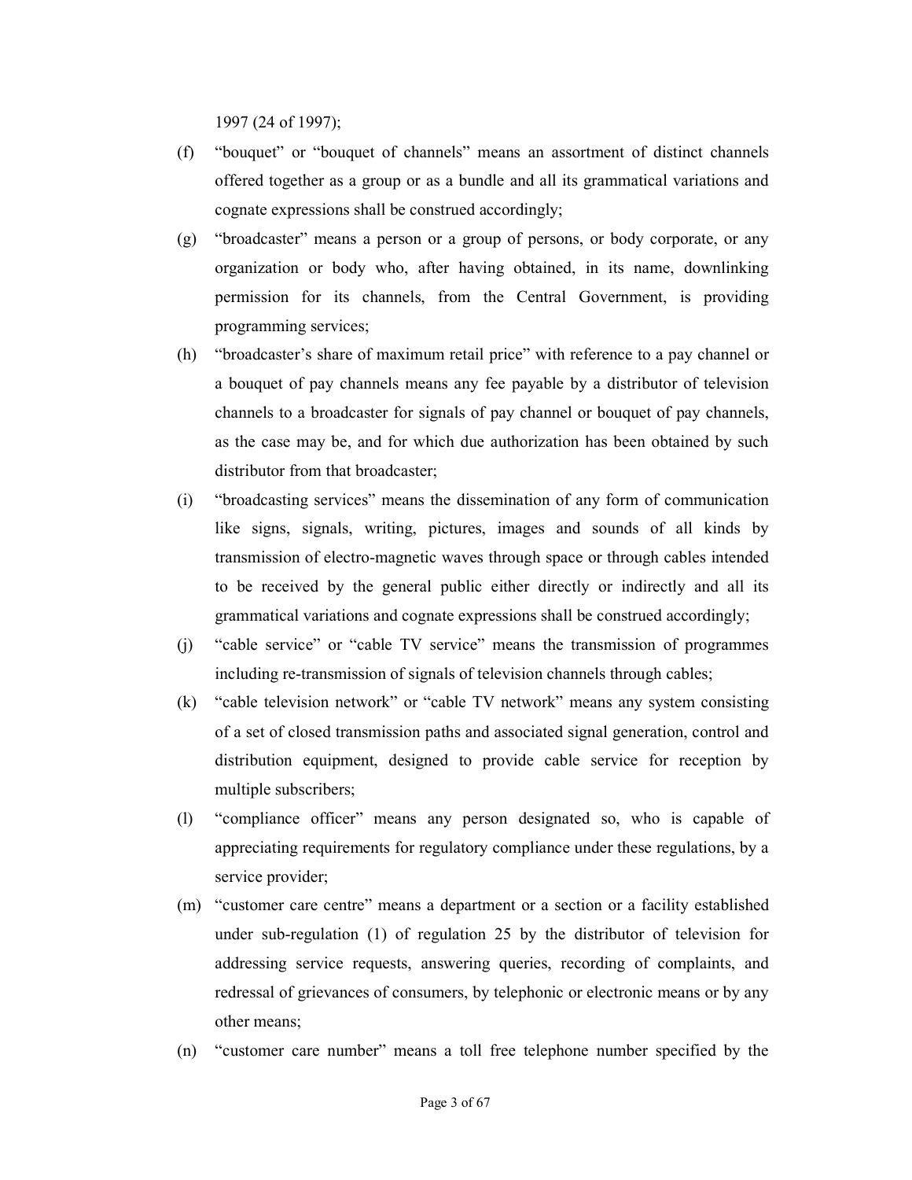1997 (24 of 1997);

(f) "bouquet" or "bouquet of channels" means an assortment of distinct channels offered together as a group or as a bundle and all its grammatical variations and cognate expressions shall be construed accordingly;

(g) "broadcaster" means a person or a group of persons, or body corporate, or any organization or body who, after having obtained, in its name, downlinking permission for its channels, from the Central Government, is providing programming services;

(h) "broadcaster's share of maximum retail price" with reference to a pay channel or a bouquet of pay channels means any fee payable by a distributor of television channels to a broadcaster for signals of pay channel or bouquet of pay channels, as the case may be, and for which due authorization has been obtained by such distributor from that broadcaster;

(i) "broadcasting services" means the dissemination of any form of communication like signs, signals, writing, pictures, images and sounds of all kinds by transmission of electro-magnetic waves through space or through cables intended to be received by the general public either directly or indirectly and all its grammatical variations and cognate expressions shall be construed accordingly;

(j) "cable service" or "cable TV service" means the transmission of programmes including re-transmission of signals of television channels through cables;

(k) "cable television network" or "cable TV network" means any system consisting of a set of closed transmission paths and associated signal generation, control and distribution equipment, designed to provide cable service for reception by multiple subscribers;

(l) "compliance officer" means any person designated so, who is capable of appreciating requirements for regulatory compliance under these regulations, by a service provider;

(m) "customer care centre" means a department or a section or a facility established under sub-regulation (1) of regulation 25 by the distributor of television for addressing service requests, answering queries, recording of complaints, and redressal of grievances of consumers, by telephonic or electronic means or by any other means;

(n) "customer care number" means a toll free telephone number specified by the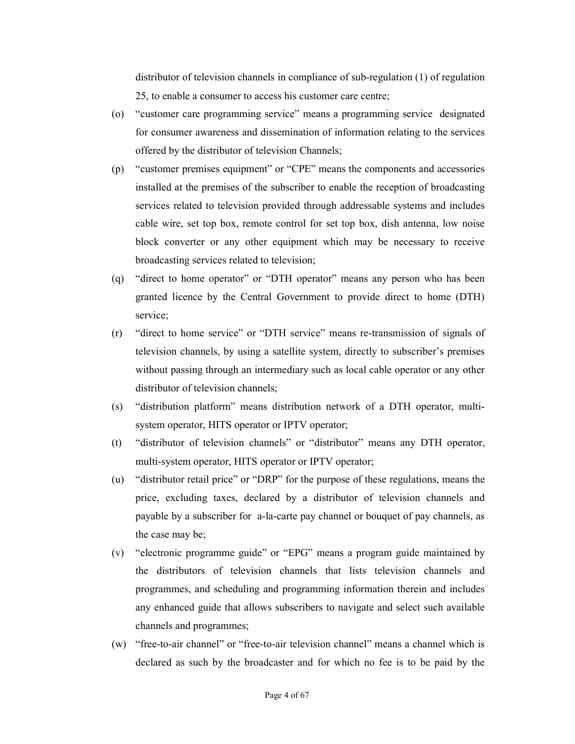distributor of television channels in compliance of sub-regulation (1) of regulation 25, to enable a consumer to access his customer care centre;

(o) "customer care programming service" means a programming service designated for consumer awareness and dissemination of information relating to the services offered by the distributor of television Channels;

(p) "customer premises equipment" or "CPE" means the components and accessories installed at the premises of the subscriber to enable the reception of broadcasting services related to television provided through addressable systems and includes cable wire, set top box, remote control for set top box, dish antenna, low noise block converter or any other equipment which may be necessary to receive broadcasting services related to television;

(q) "direct to home operator" or "DTH operator" means any person who has been granted licence by the Central Government to provide direct to home (DTH) service;

(r) "direct to home service" or "DTH service" means re-transmission of signals of television channels, by using a satellite system, directly to subscriber's premises without passing through an intermediary such as local cable operator or any other distributor of television channels;

(s) "distribution platform" means distribution network of a DTH operator, multi-system operator, HITS operator or IPTV operator;

(t) "distributor of television channels" or "distributor" means any DTH operator, multi-system operator, HITS operator or IPTV operator;

(u) "distributor retail price" or "DRP" for the purpose of these regulations, means the price, excluding taxes, declared by a distributor of television channels and payable by a subscriber for a-la-carte pay channel or bouquet of pay channels, as the case may be;

(v) "electronic programme guide" or "EPG" means a program guide maintained by the distributors of television channels that lists television channels and programmes, and scheduling and programming information therein and includes any enhanced guide that allows subscribers to navigate and select such available channels and programmes;

(w) "free-to-air channel" or "free-to-air television channel" means a channel which is declared as such by the broadcaster and for which no fee is to be paid by the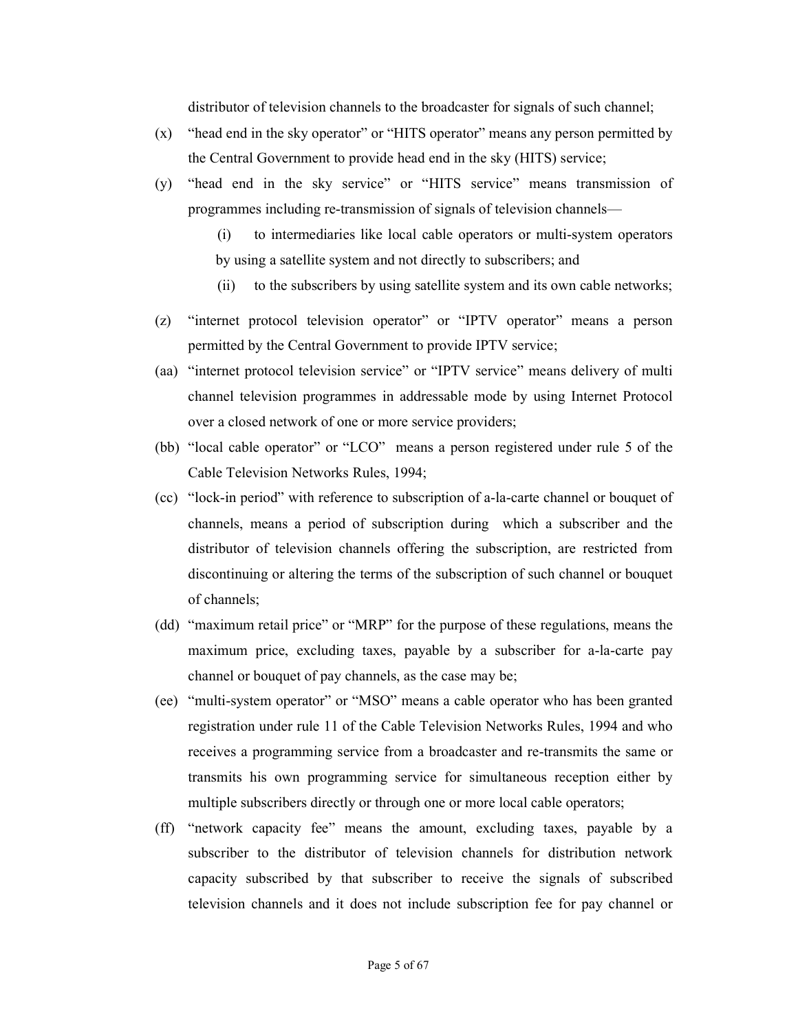distributor of television channels to the broadcaster for signals of such channel;

(x) "head end in the sky operator" or "HITS operator" means any person permitted by the Central Government to provide head end in the sky (HITS) service;

(y) "head end in the sky service" or "HITS service" means transmission of programmes including re-transmission of signals of television channels—

  (i) to intermediaries like local cable operators or multi-system operators by using a satellite system and not directly to subscribers; and

  (ii) to the subscribers by using satellite system and its own cable networks;

(z) "internet protocol television operator" or "IPTV operator" means a person permitted by the Central Government to provide IPTV service;

(aa) "internet protocol television service" or "IPTV service" means delivery of multi channel television programmes in addressable mode by using Internet Protocol over a closed network of one or more service providers;

(bb) "local cable operator" or "LCO" means a person registered under rule 5 of the Cable Television Networks Rules, 1994;

(cc) "lock-in period" with reference to subscription of a-la-carte channel or bouquet of channels, means a period of subscription during which a subscriber and the distributor of television channels offering the subscription, are restricted from discontinuing or altering the terms of the subscription of such channel or bouquet of channels;

(dd) "maximum retail price" or "MRP" for the purpose of these regulations, means the maximum price, excluding taxes, payable by a subscriber for a-la-carte pay channel or bouquet of pay channels, as the case may be;

(ee) "multi-system operator" or "MSO" means a cable operator who has been granted registration under rule 11 of the Cable Television Networks Rules, 1994 and who receives a programming service from a broadcaster and re-transmits the same or transmits his own programming service for simultaneous reception either by multiple subscribers directly or through one or more local cable operators;

(ff) "network capacity fee" means the amount, excluding taxes, payable by a subscriber to the distributor of television channels for distribution network capacity subscribed by that subscriber to receive the signals of subscribed television channels and it does not include subscription fee for pay channel or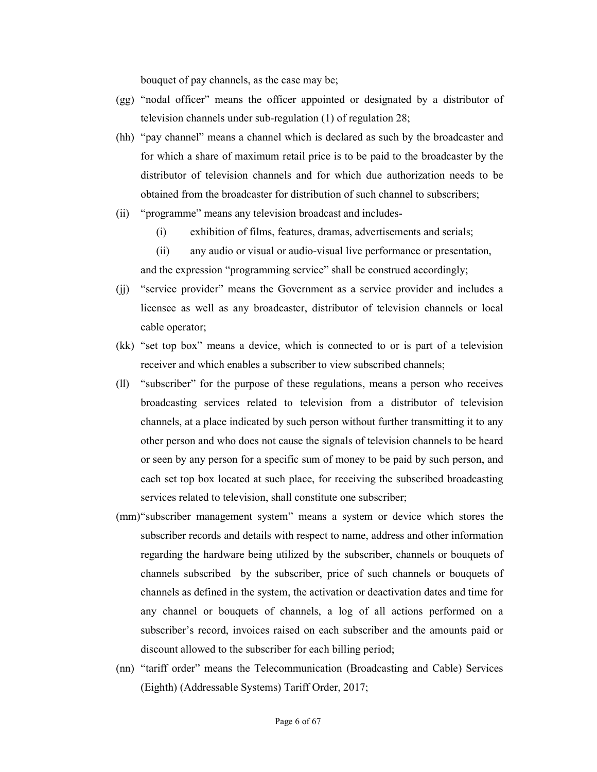bouquet of pay channels, as the case may be;

(gg) "nodal officer" means the officer appointed or designated by a distributor of television channels under sub-regulation (1) of regulation 28;

(hh) "pay channel" means a channel which is declared as such by the broadcaster and for which a share of maximum retail price is to be paid to the broadcaster by the distributor of television channels and for which due authorization needs to be obtained from the broadcaster for distribution of such channel to subscribers;

(ii) "programme" means any television broadcast and includes-

  (i) exhibition of films, features, dramas, advertisements and serials;

  (ii) any audio or visual or audio-visual live performance or presentation,

and the expression "programming service" shall be construed accordingly;

(jj) "service provider" means the Government as a service provider and includes a licensee as well as any broadcaster, distributor of television channels or local cable operator;

(kk) "set top box" means a device, which is connected to or is part of a television receiver and which enables a subscriber to view subscribed channels;

(ll) "subscriber" for the purpose of these regulations, means a person who receives broadcasting services related to television from a distributor of television channels, at a place indicated by such person without further transmitting it to any other person and who does not cause the signals of television channels to be heard or seen by any person for a specific sum of money to be paid by such person, and each set top box located at such place, for receiving the subscribed broadcasting services related to television, shall constitute one subscriber;

(mm) "subscriber management system" means a system or device which stores the subscriber records and details with respect to name, address and other information regarding the hardware being utilized by the subscriber, channels or bouquets of channels subscribed by the subscriber, price of such channels or bouquets of channels as defined in the system, the activation or deactivation dates and time for any channel or bouquets of channels, a log of all actions performed on a subscriber's record, invoices raised on each subscriber and the amounts paid or discount allowed to the subscriber for each billing period;

(nn) "tariff order" means the Telecommunication (Broadcasting and Cable) Services (Eighth) (Addressable Systems) Tariff Order, 2017;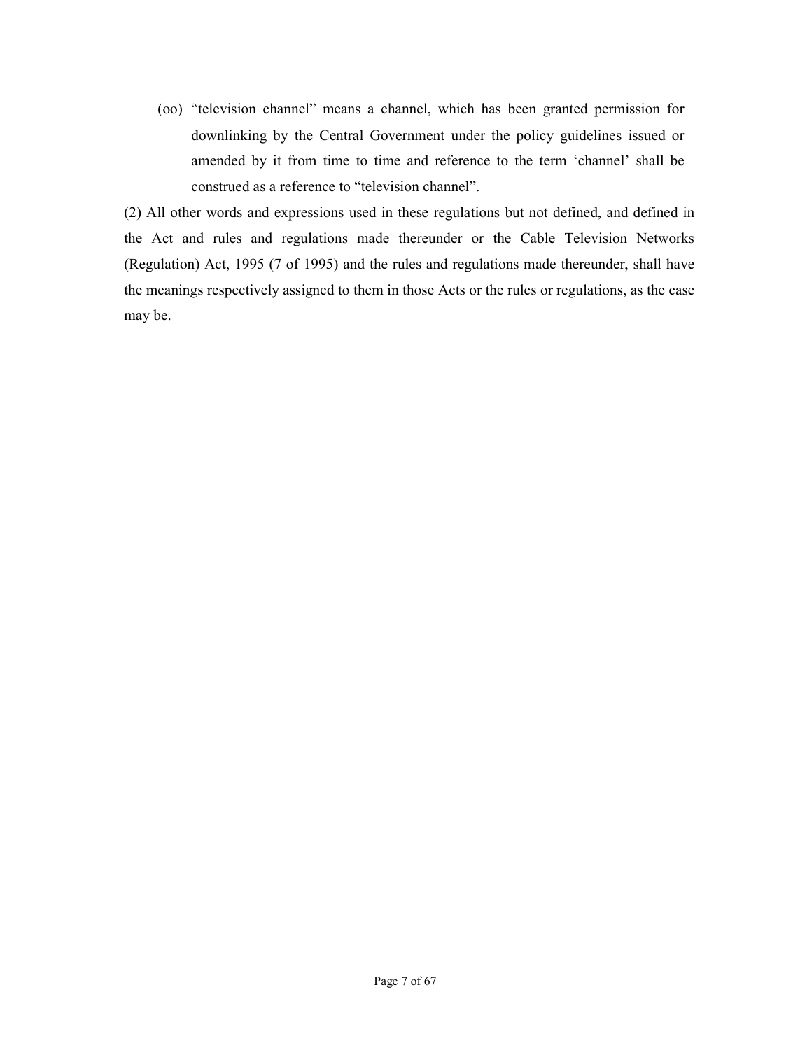(oo) "television channel" means a channel, which has been granted permission for downlinking by the Central Government under the policy guidelines issued or amended by it from time to time and reference to the term 'channel' shall be construed as a reference to "television channel".

(2) All other words and expressions used in these regulations but not defined, and defined in the Act and rules and regulations made thereunder or the Cable Television Networks (Regulation) Act, 1995 (7 of 1995) and the rules and regulations made thereunder, shall have the meanings respectively assigned to them in those Acts or the rules or regulations, as the case may be.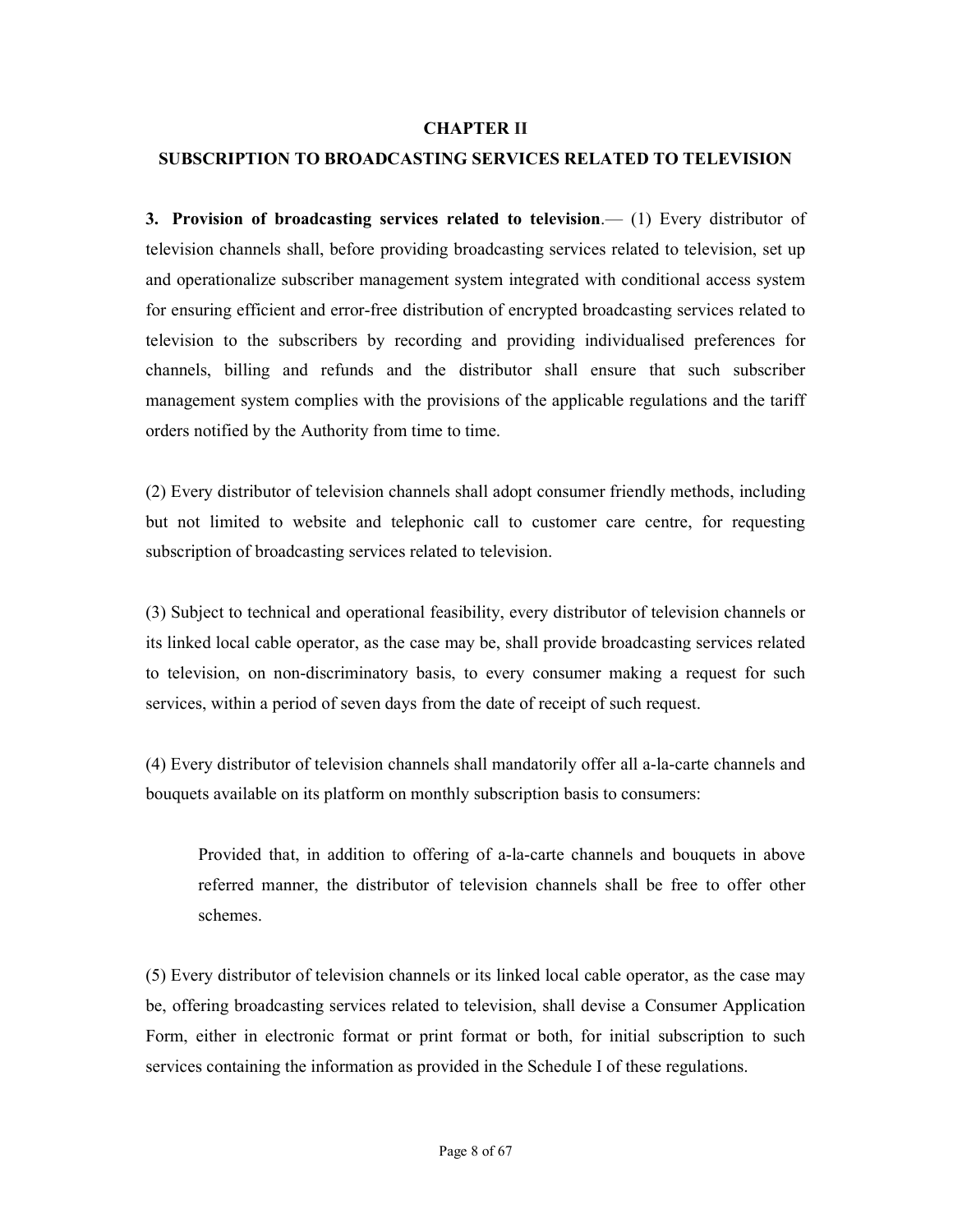## CHAPTER II

## SUBSCRIPTION TO BROADCASTING SERVICES RELATED TO TELEVISION

**3. Provision of broadcasting services related to television**.— (1) Every distributor of television channels shall, before providing broadcasting services related to television, set up and operationalize subscriber management system integrated with conditional access system for ensuring efficient and error-free distribution of encrypted broadcasting services related to television to the subscribers by recording and providing individualised preferences for channels, billing and refunds and the distributor shall ensure that such subscriber management system complies with the provisions of the applicable regulations and the tariff orders notified by the Authority from time to time.

(2) Every distributor of television channels shall adopt consumer friendly methods, including but not limited to website and telephonic call to customer care centre, for requesting subscription of broadcasting services related to television.

(3) Subject to technical and operational feasibility, every distributor of television channels or its linked local cable operator, as the case may be, shall provide broadcasting services related to television, on non-discriminatory basis, to every consumer making a request for such services, within a period of seven days from the date of receipt of such request.

(4) Every distributor of television channels shall mandatorily offer all a-la-carte channels and bouquets available on its platform on monthly subscription basis to consumers:

> Provided that, in addition to offering of a-la-carte channels and bouquets in above referred manner, the distributor of television channels shall be free to offer other schemes.

(5) Every distributor of television channels or its linked local cable operator, as the case may be, offering broadcasting services related to television, shall devise a Consumer Application Form, either in electronic format or print format or both, for initial subscription to such services containing the information as provided in the Schedule I of these regulations.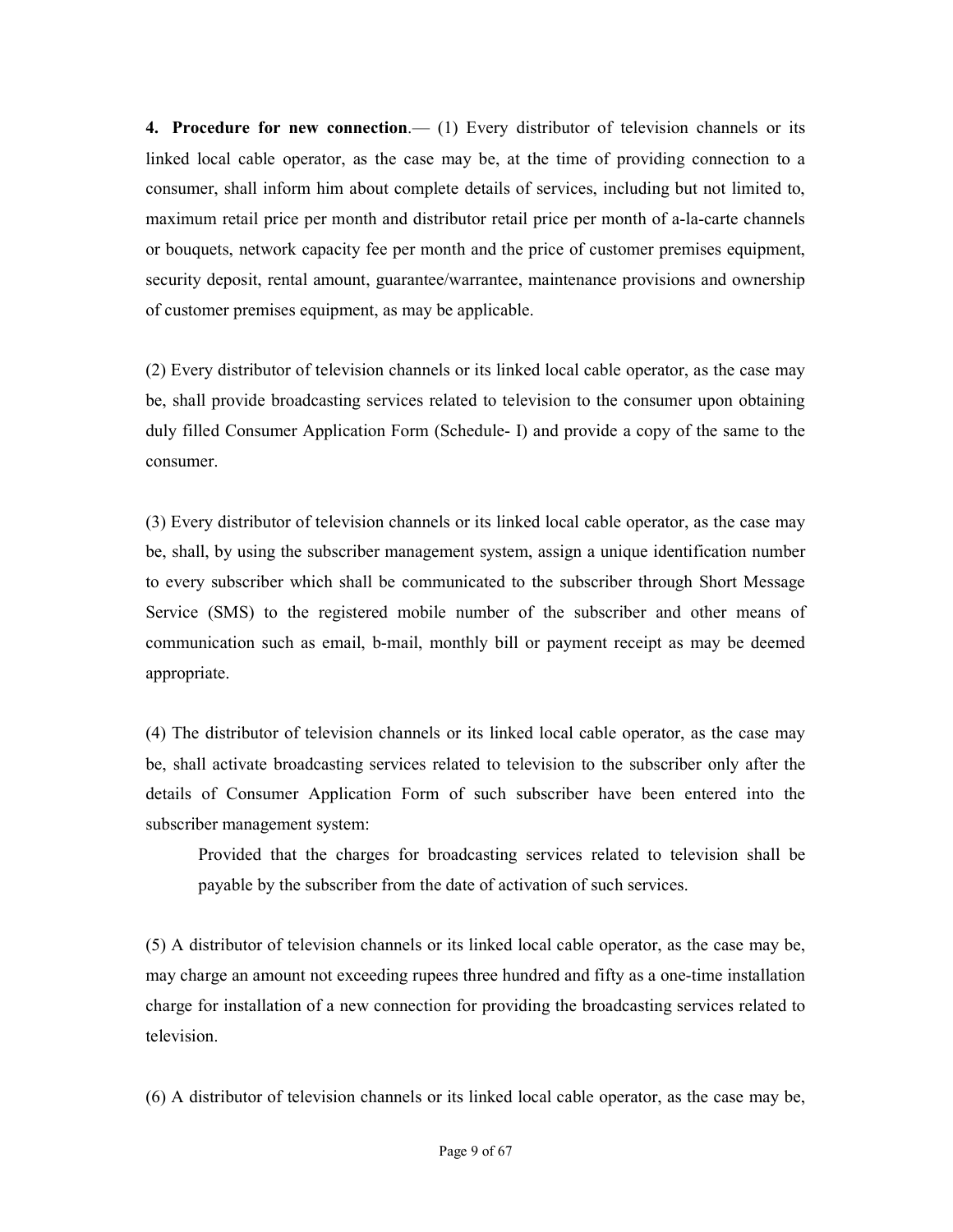**4. Procedure for new connection**.— (1) Every distributor of television channels or its linked local cable operator, as the case may be, at the time of providing connection to a consumer, shall inform him about complete details of services, including but not limited to, maximum retail price per month and distributor retail price per month of a-la-carte channels or bouquets, network capacity fee per month and the price of customer premises equipment, security deposit, rental amount, guarantee/warrantee, maintenance provisions and ownership of customer premises equipment, as may be applicable.

(2) Every distributor of television channels or its linked local cable operator, as the case may be, shall provide broadcasting services related to television to the consumer upon obtaining duly filled Consumer Application Form (Schedule- I) and provide a copy of the same to the consumer.

(3) Every distributor of television channels or its linked local cable operator, as the case may be, shall, by using the subscriber management system, assign a unique identification number to every subscriber which shall be communicated to the subscriber through Short Message Service (SMS) to the registered mobile number of the subscriber and other means of communication such as email, b-mail, monthly bill or payment receipt as may be deemed appropriate.

(4) The distributor of television channels or its linked local cable operator, as the case may be, shall activate broadcasting services related to television to the subscriber only after the details of Consumer Application Form of such subscriber have been entered into the subscriber management system:

> Provided that the charges for broadcasting services related to television shall be payable by the subscriber from the date of activation of such services.

(5) A distributor of television channels or its linked local cable operator, as the case may be, may charge an amount not exceeding rupees three hundred and fifty as a one-time installation charge for installation of a new connection for providing the broadcasting services related to television.

(6) A distributor of television channels or its linked local cable operator, as the case may be,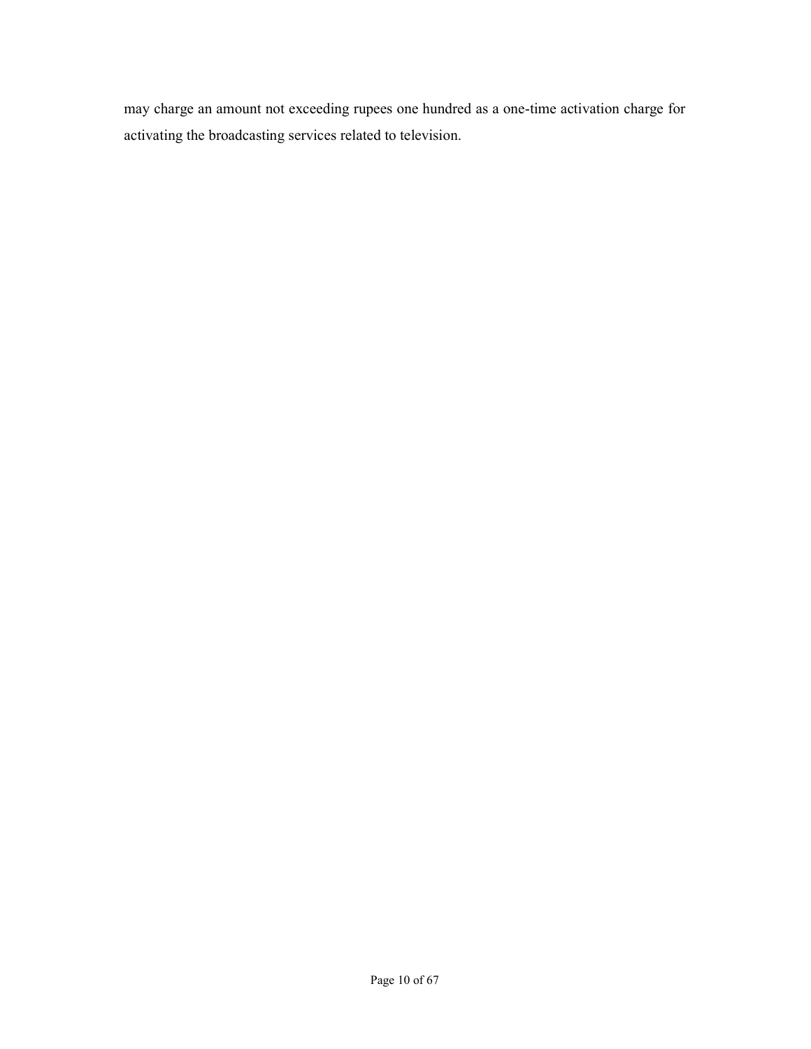may charge an amount not exceeding rupees one hundred as a one-time activation charge for activating the broadcasting services related to television.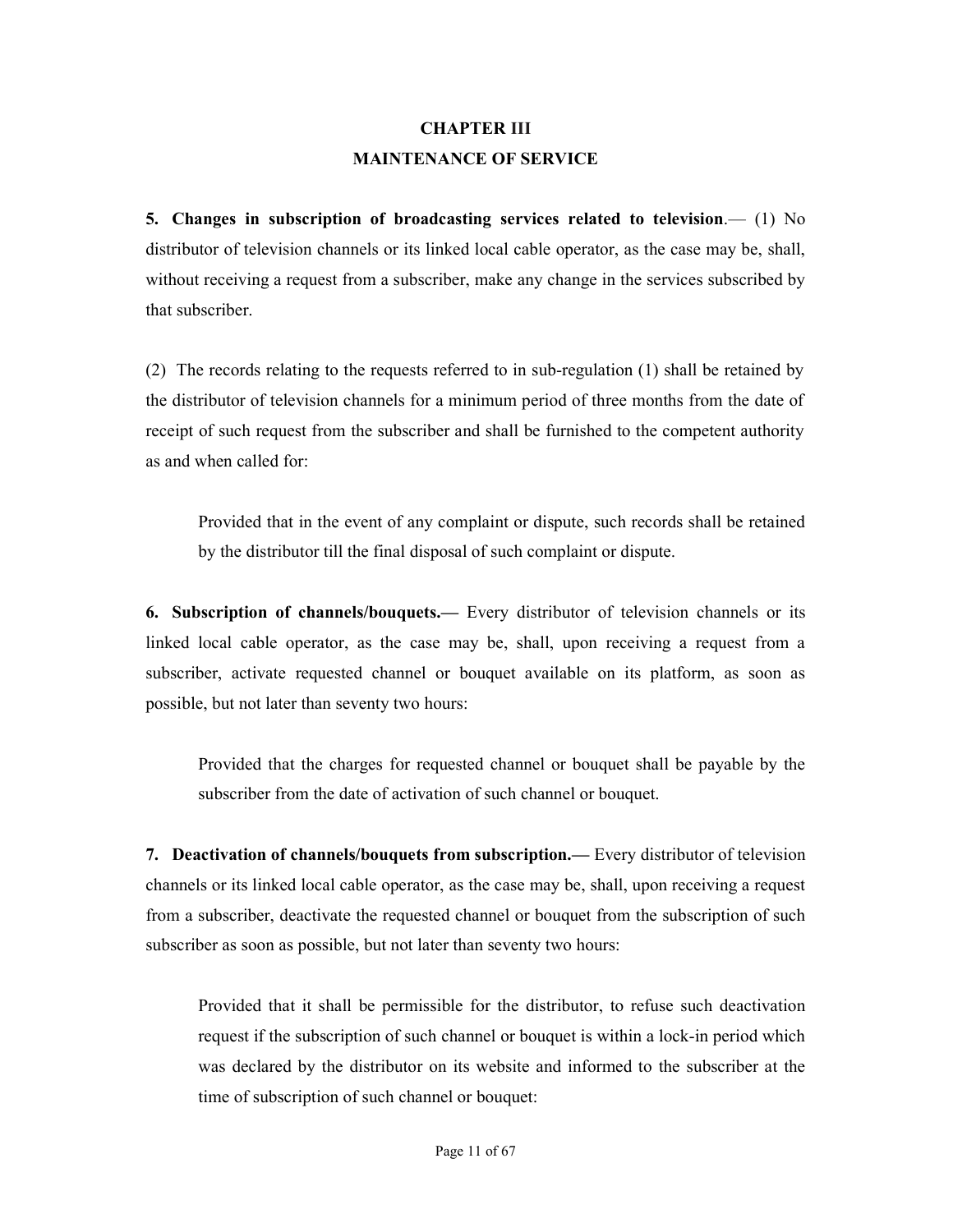## CHAPTER III

## MAINTENANCE OF SERVICE

**5. Changes in subscription of broadcasting services related to television**.— (1) No distributor of television channels or its linked local cable operator, as the case may be, shall, without receiving a request from a subscriber, make any change in the services subscribed by that subscriber.

(2) The records relating to the requests referred to in sub-regulation (1) shall be retained by the distributor of television channels for a minimum period of three months from the date of receipt of such request from the subscriber and shall be furnished to the competent authority as and when called for:

> Provided that in the event of any complaint or dispute, such records shall be retained by the distributor till the final disposal of such complaint or dispute.

**6. Subscription of channels/bouquets.—** Every distributor of television channels or its linked local cable operator, as the case may be, shall, upon receiving a request from a subscriber, activate requested channel or bouquet available on its platform, as soon as possible, but not later than seventy two hours:

> Provided that the charges for requested channel or bouquet shall be payable by the subscriber from the date of activation of such channel or bouquet.

**7. Deactivation of channels/bouquets from subscription.—** Every distributor of television channels or its linked local cable operator, as the case may be, shall, upon receiving a request from a subscriber, deactivate the requested channel or bouquet from the subscription of such subscriber as soon as possible, but not later than seventy two hours:

> Provided that it shall be permissible for the distributor, to refuse such deactivation request if the subscription of such channel or bouquet is within a lock-in period which was declared by the distributor on its website and informed to the subscriber at the time of subscription of such channel or bouquet: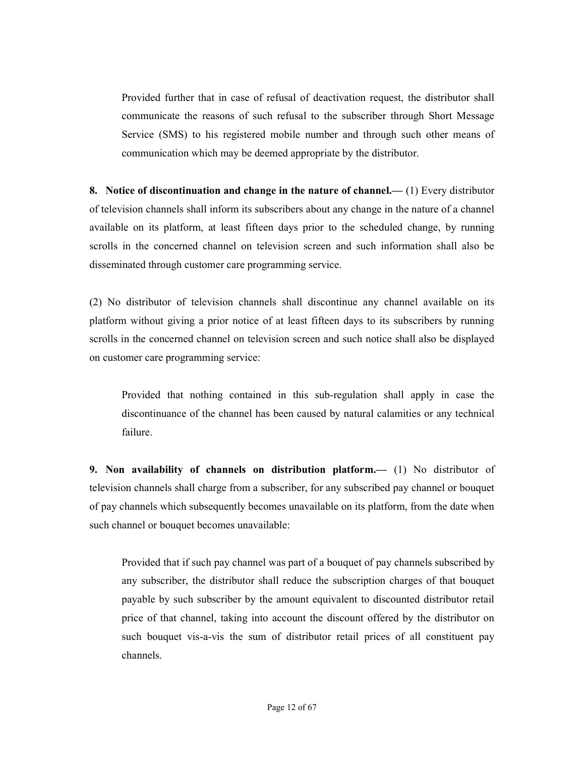Provided further that in case of refusal of deactivation request, the distributor shall communicate the reasons of such refusal to the subscriber through Short Message Service (SMS) to his registered mobile number and through such other means of communication which may be deemed appropriate by the distributor.

**8. Notice of discontinuation and change in the nature of channel.—** (1) Every distributor of television channels shall inform its subscribers about any change in the nature of a channel available on its platform, at least fifteen days prior to the scheduled change, by running scrolls in the concerned channel on television screen and such information shall also be disseminated through customer care programming service.

(2) No distributor of television channels shall discontinue any channel available on its platform without giving a prior notice of at least fifteen days to its subscribers by running scrolls in the concerned channel on television screen and such notice shall also be displayed on customer care programming service:

> Provided that nothing contained in this sub-regulation shall apply in case the discontinuance of the channel has been caused by natural calamities or any technical failure.

**9. Non availability of channels on distribution platform.—** (1) No distributor of television channels shall charge from a subscriber, for any subscribed pay channel or bouquet of pay channels which subsequently becomes unavailable on its platform, from the date when such channel or bouquet becomes unavailable:

> Provided that if such pay channel was part of a bouquet of pay channels subscribed by any subscriber, the distributor shall reduce the subscription charges of that bouquet payable by such subscriber by the amount equivalent to discounted distributor retail price of that channel, taking into account the discount offered by the distributor on such bouquet vis-a-vis the sum of distributor retail prices of all constituent pay channels.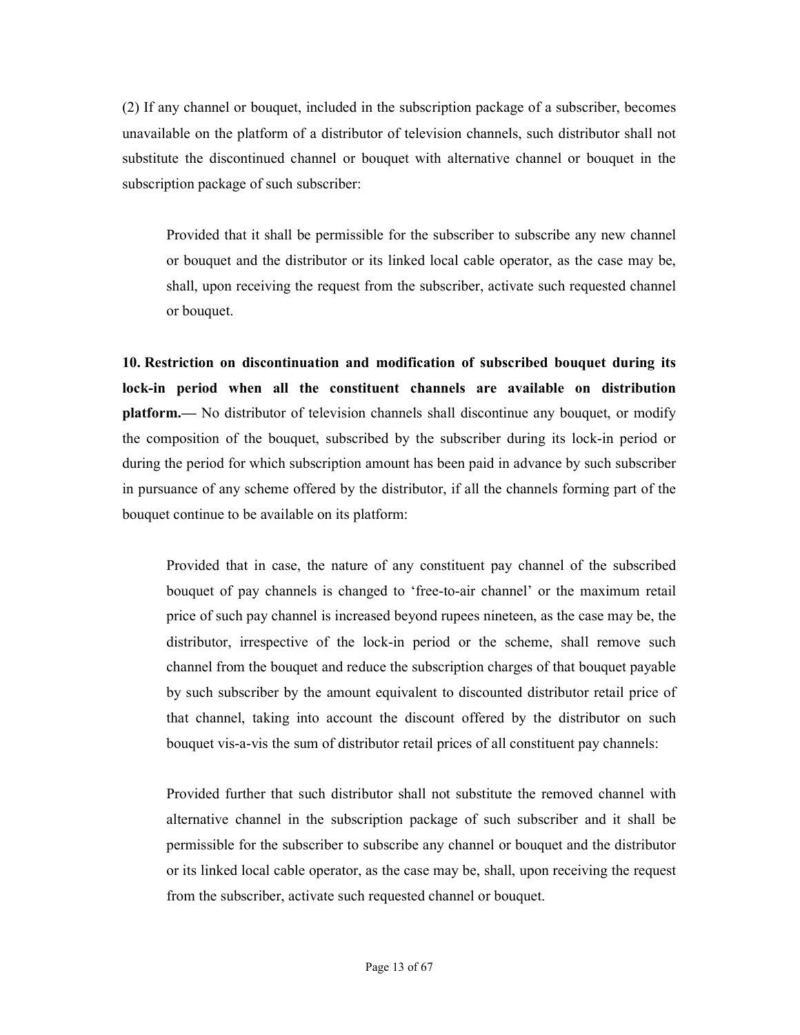(2) If any channel or bouquet, included in the subscription package of a subscriber, becomes unavailable on the platform of a distributor of television channels, such distributor shall not substitute the discontinued channel or bouquet with alternative channel or bouquet in the subscription package of such subscriber:

> Provided that it shall be permissible for the subscriber to subscribe any new channel or bouquet and the distributor or its linked local cable operator, as the case may be, shall, upon receiving the request from the subscriber, activate such requested channel or bouquet.

**10. Restriction on discontinuation and modification of subscribed bouquet during its lock-in period when all the constituent channels are available on distribution platform.—** No distributor of television channels shall discontinue any bouquet, or modify the composition of the bouquet, subscribed by the subscriber during its lock-in period or during the period for which subscription amount has been paid in advance by such subscriber in pursuance of any scheme offered by the distributor, if all the channels forming part of the bouquet continue to be available on its platform:

> Provided that in case, the nature of any constituent pay channel of the subscribed bouquet of pay channels is changed to 'free-to-air channel' or the maximum retail price of such pay channel is increased beyond rupees nineteen, as the case may be, the distributor, irrespective of the lock-in period or the scheme, shall remove such channel from the bouquet and reduce the subscription charges of that bouquet payable by such subscriber by the amount equivalent to discounted distributor retail price of that channel, taking into account the discount offered by the distributor on such bouquet vis-a-vis the sum of distributor retail prices of all constituent pay channels:
>
> Provided further that such distributor shall not substitute the removed channel with alternative channel in the subscription package of such subscriber and it shall be permissible for the subscriber to subscribe any channel or bouquet and the distributor or its linked local cable operator, as the case may be, shall, upon receiving the request from the subscriber, activate such requested channel or bouquet.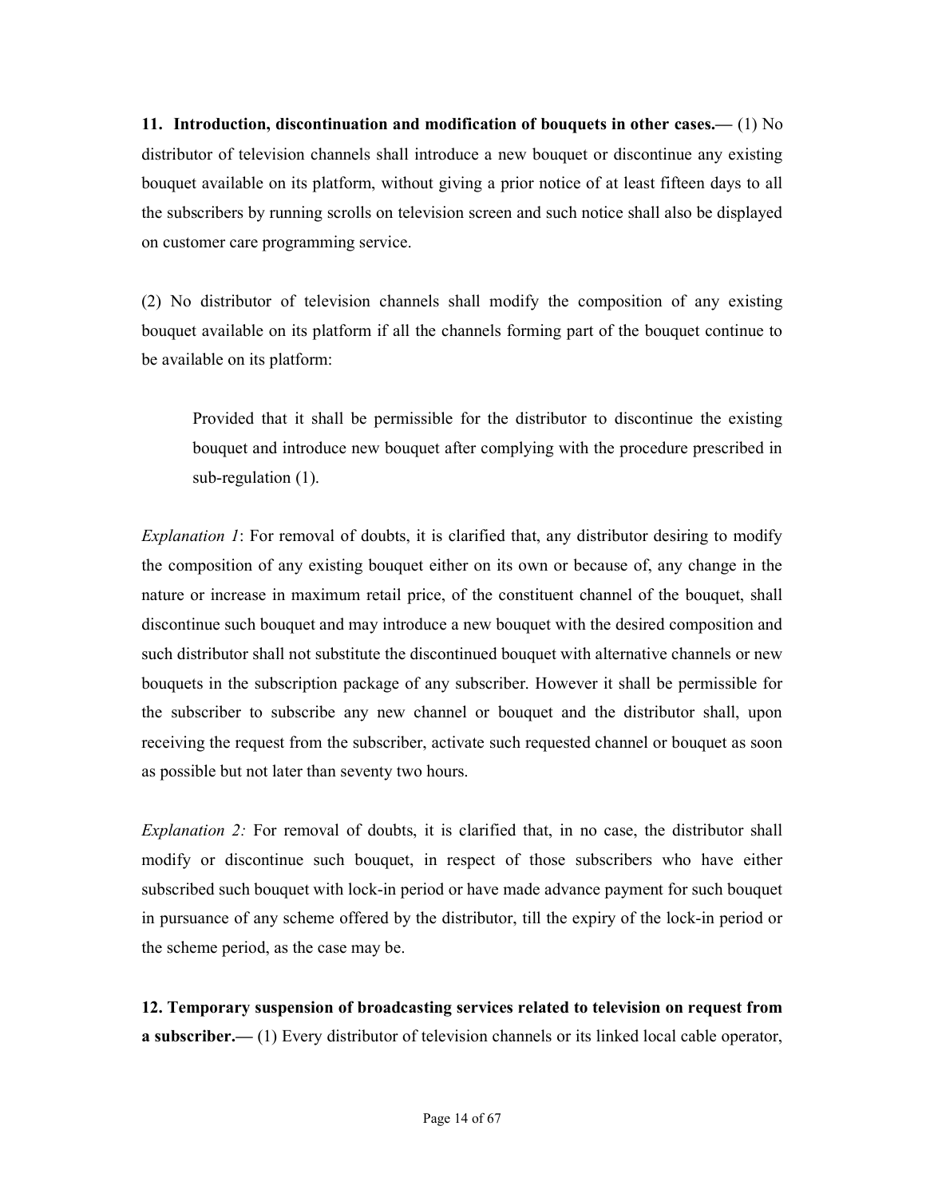**11. Introduction, discontinuation and modification of bouquets in other cases.—** (1) No distributor of television channels shall introduce a new bouquet or discontinue any existing bouquet available on its platform, without giving a prior notice of at least fifteen days to all the subscribers by running scrolls on television screen and such notice shall also be displayed on customer care programming service.

(2) No distributor of television channels shall modify the composition of any existing bouquet available on its platform if all the channels forming part of the bouquet continue to be available on its platform:

> Provided that it shall be permissible for the distributor to discontinue the existing bouquet and introduce new bouquet after complying with the procedure prescribed in sub-regulation (1).

*Explanation 1*: For removal of doubts, it is clarified that, any distributor desiring to modify the composition of any existing bouquet either on its own or because of, any change in the nature or increase in maximum retail price, of the constituent channel of the bouquet, shall discontinue such bouquet and may introduce a new bouquet with the desired composition and such distributor shall not substitute the discontinued bouquet with alternative channels or new bouquets in the subscription package of any subscriber. However it shall be permissible for the subscriber to subscribe any new channel or bouquet and the distributor shall, upon receiving the request from the subscriber, activate such requested channel or bouquet as soon as possible but not later than seventy two hours.

*Explanation 2:* For removal of doubts, it is clarified that, in no case, the distributor shall modify or discontinue such bouquet, in respect of those subscribers who have either subscribed such bouquet with lock-in period or have made advance payment for such bouquet in pursuance of any scheme offered by the distributor, till the expiry of the lock-in period or the scheme period, as the case may be.

**12. Temporary suspension of broadcasting services related to television on request from a subscriber.—** (1) Every distributor of television channels or its linked local cable operator,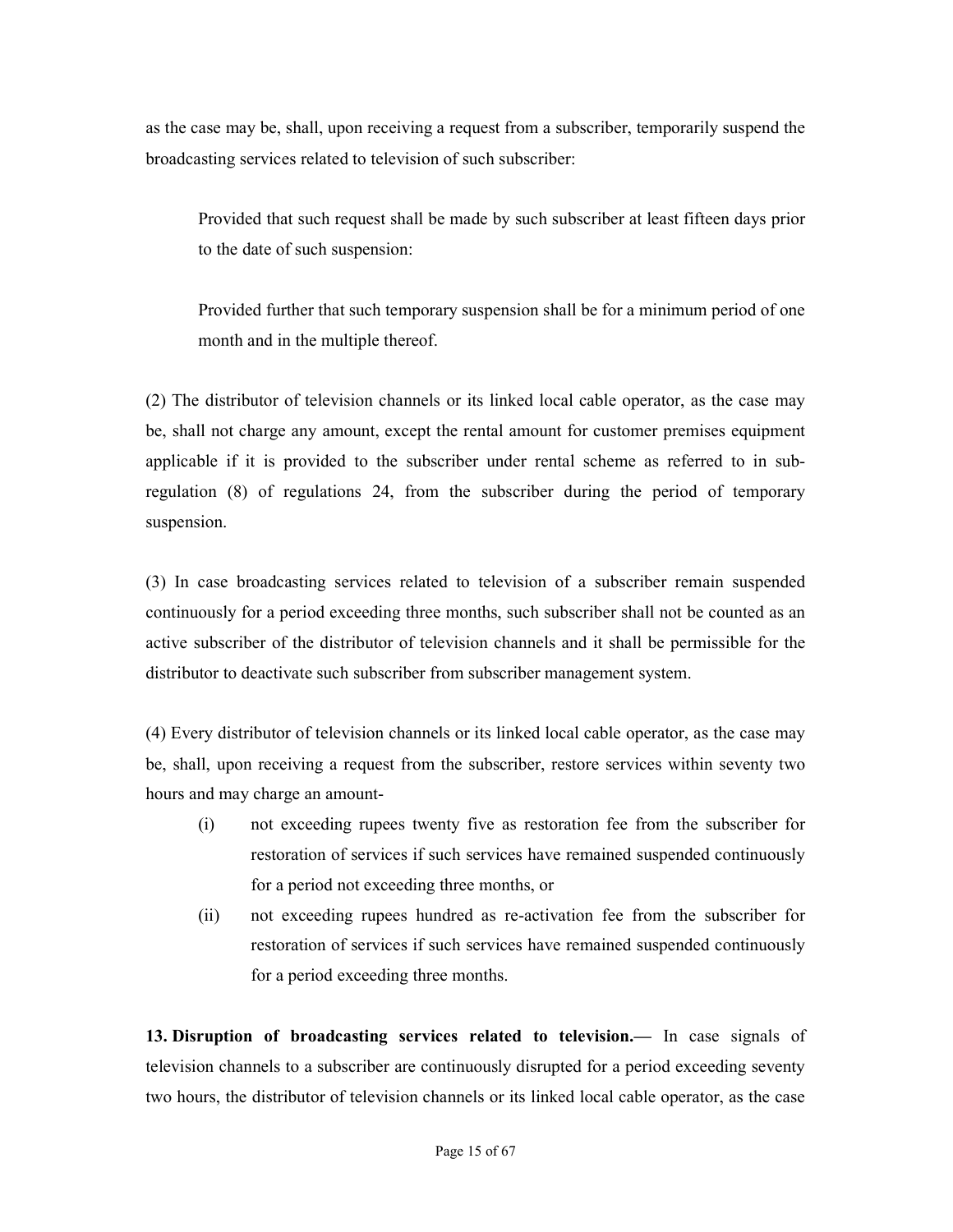as the case may be, shall, upon receiving a request from a subscriber, temporarily suspend the broadcasting services related to television of such subscriber:

> Provided that such request shall be made by such subscriber at least fifteen days prior to the date of such suspension:
>
> Provided further that such temporary suspension shall be for a minimum period of one month and in the multiple thereof.

(2) The distributor of television channels or its linked local cable operator, as the case may be, shall not charge any amount, except the rental amount for customer premises equipment applicable if it is provided to the subscriber under rental scheme as referred to in sub-regulation (8) of regulations 24, from the subscriber during the period of temporary suspension.

(3) In case broadcasting services related to television of a subscriber remain suspended continuously for a period exceeding three months, such subscriber shall not be counted as an active subscriber of the distributor of television channels and it shall be permissible for the distributor to deactivate such subscriber from subscriber management system.

(4) Every distributor of television channels or its linked local cable operator, as the case may be, shall, upon receiving a request from the subscriber, restore services within seventy two hours and may charge an amount-

- (i) not exceeding rupees twenty five as restoration fee from the subscriber for restoration of services if such services have remained suspended continuously for a period not exceeding three months, or
- (ii) not exceeding rupees hundred as re-activation fee from the subscriber for restoration of services if such services have remained suspended continuously for a period exceeding three months.

**13. Disruption of broadcasting services related to television.—** In case signals of television channels to a subscriber are continuously disrupted for a period exceeding seventy two hours, the distributor of television channels or its linked local cable operator, as the case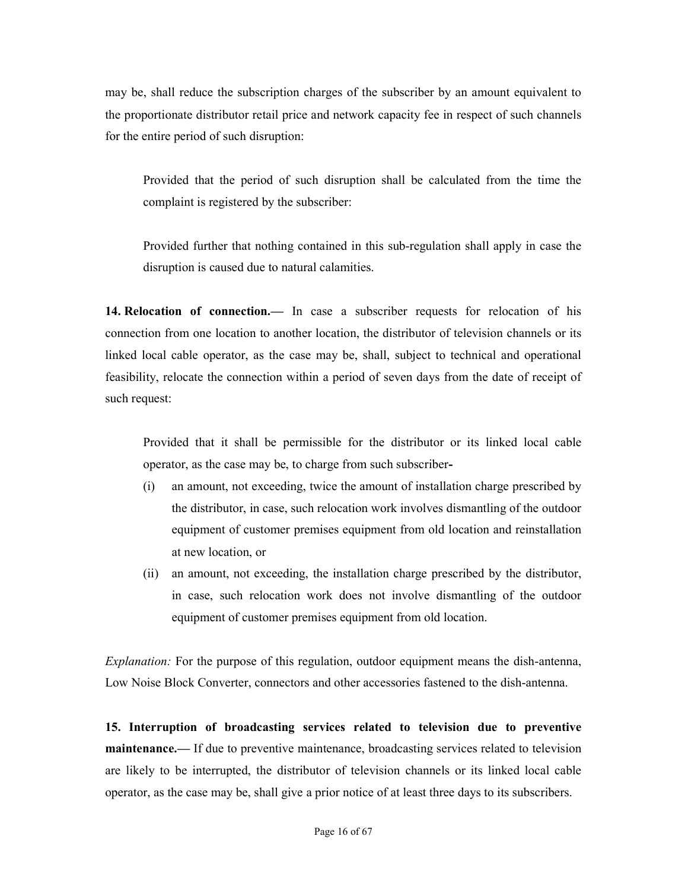may be, shall reduce the subscription charges of the subscriber by an amount equivalent to the proportionate distributor retail price and network capacity fee in respect of such channels for the entire period of such disruption:

> Provided that the period of such disruption shall be calculated from the time the complaint is registered by the subscriber:
>
> Provided further that nothing contained in this sub-regulation shall apply in case the disruption is caused due to natural calamities.

**14. Relocation of connection.—** In case a subscriber requests for relocation of his connection from one location to another location, the distributor of television channels or its linked local cable operator, as the case may be, shall, subject to technical and operational feasibility, relocate the connection within a period of seven days from the date of receipt of such request:

> Provided that it shall be permissible for the distributor or its linked local cable operator, as the case may be, to charge from such subscriber**-**
>
> (i) an amount, not exceeding, twice the amount of installation charge prescribed by the distributor, in case, such relocation work involves dismantling of the outdoor equipment of customer premises equipment from old location and reinstallation at new location, or
>
> (ii) an amount, not exceeding, the installation charge prescribed by the distributor, in case, such relocation work does not involve dismantling of the outdoor equipment of customer premises equipment from old location.

*Explanation:* For the purpose of this regulation, outdoor equipment means the dish-antenna, Low Noise Block Converter, connectors and other accessories fastened to the dish-antenna.

**15. Interruption of broadcasting services related to television due to preventive maintenance.—** If due to preventive maintenance, broadcasting services related to television are likely to be interrupted, the distributor of television channels or its linked local cable operator, as the case may be, shall give a prior notice of at least three days to its subscribers.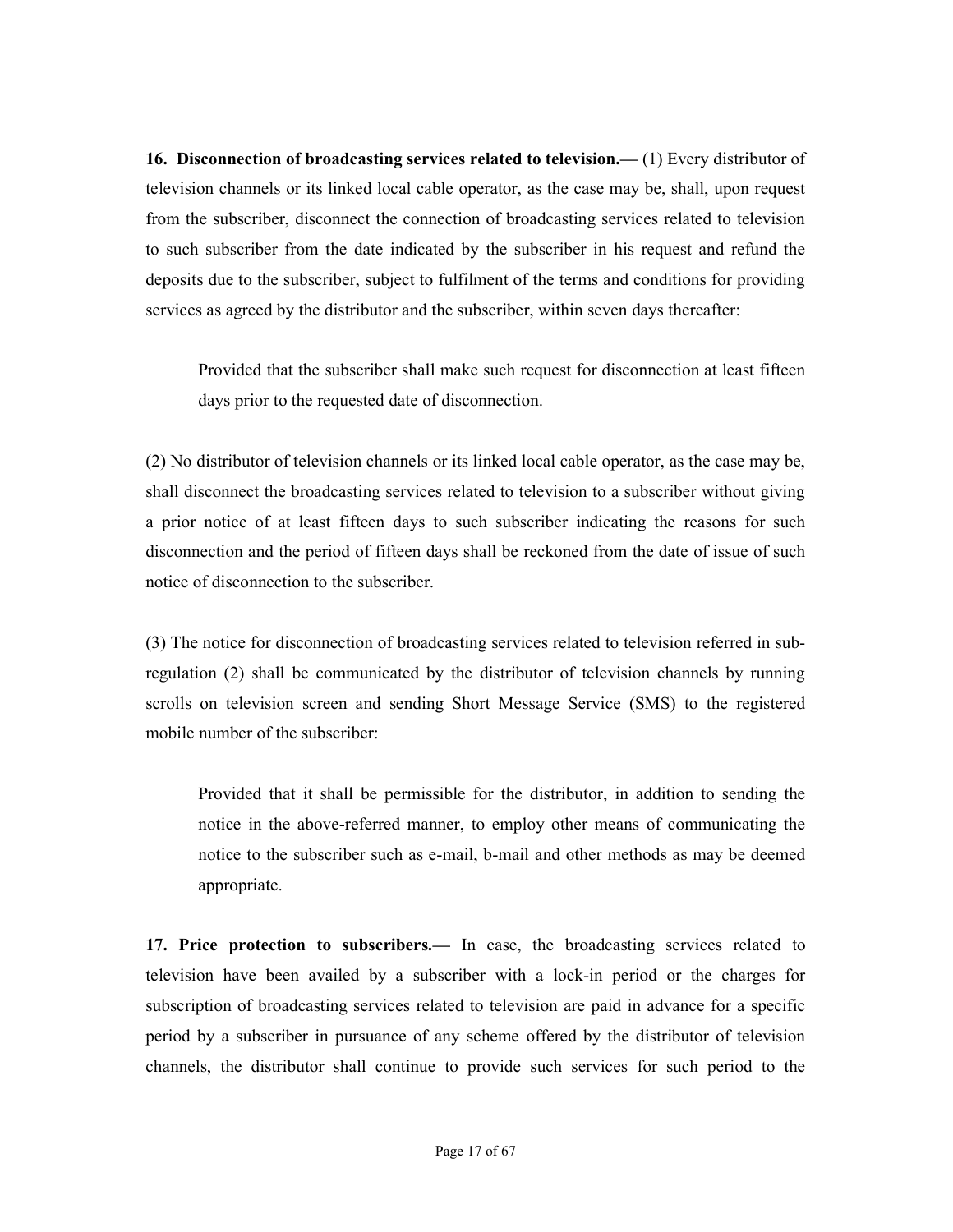**16. Disconnection of broadcasting services related to television.—** (1) Every distributor of television channels or its linked local cable operator, as the case may be, shall, upon request from the subscriber, disconnect the connection of broadcasting services related to television to such subscriber from the date indicated by the subscriber in his request and refund the deposits due to the subscriber, subject to fulfilment of the terms and conditions for providing services as agreed by the distributor and the subscriber, within seven days thereafter:

> Provided that the subscriber shall make such request for disconnection at least fifteen days prior to the requested date of disconnection.

(2) No distributor of television channels or its linked local cable operator, as the case may be, shall disconnect the broadcasting services related to television to a subscriber without giving a prior notice of at least fifteen days to such subscriber indicating the reasons for such disconnection and the period of fifteen days shall be reckoned from the date of issue of such notice of disconnection to the subscriber.

(3) The notice for disconnection of broadcasting services related to television referred in sub-regulation (2) shall be communicated by the distributor of television channels by running scrolls on television screen and sending Short Message Service (SMS) to the registered mobile number of the subscriber:

> Provided that it shall be permissible for the distributor, in addition to sending the notice in the above-referred manner, to employ other means of communicating the notice to the subscriber such as e-mail, b-mail and other methods as may be deemed appropriate.

**17. Price protection to subscribers.—** In case, the broadcasting services related to television have been availed by a subscriber with a lock-in period or the charges for subscription of broadcasting services related to television are paid in advance for a specific period by a subscriber in pursuance of any scheme offered by the distributor of television channels, the distributor shall continue to provide such services for such period to the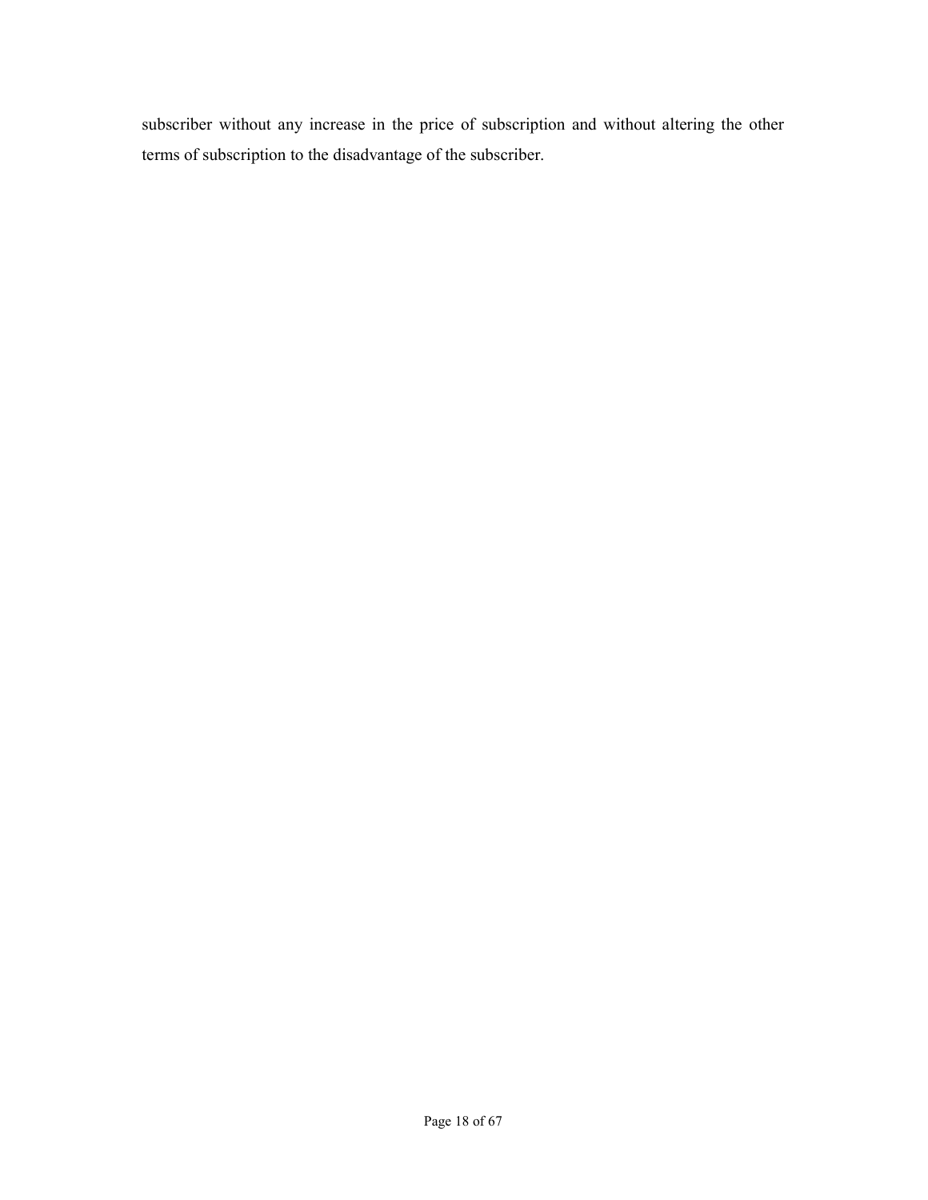subscriber without any increase in the price of subscription and without altering the other terms of subscription to the disadvantage of the subscriber.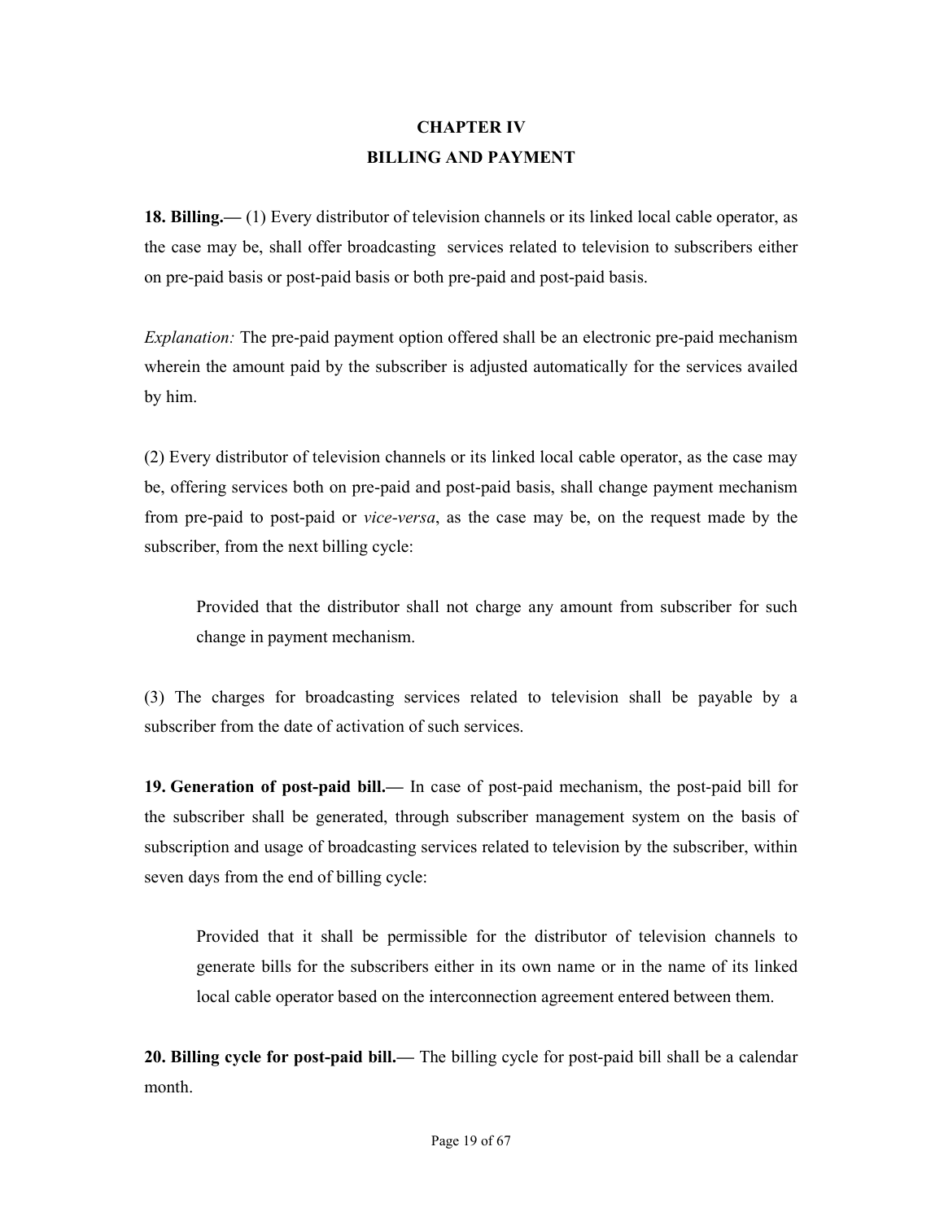## CHAPTER IV
## BILLING AND PAYMENT

**18. Billing.—** (1) Every distributor of television channels or its linked local cable operator, as the case may be, shall offer broadcasting services related to television to subscribers either on pre-paid basis or post-paid basis or both pre-paid and post-paid basis.

*Explanation:* The pre-paid payment option offered shall be an electronic pre-paid mechanism wherein the amount paid by the subscriber is adjusted automatically for the services availed by him.

(2) Every distributor of television channels or its linked local cable operator, as the case may be, offering services both on pre-paid and post-paid basis, shall change payment mechanism from pre-paid to post-paid or *vice-versa*, as the case may be, on the request made by the subscriber, from the next billing cycle:

> Provided that the distributor shall not charge any amount from subscriber for such change in payment mechanism.

(3) The charges for broadcasting services related to television shall be payable by a subscriber from the date of activation of such services.

**19. Generation of post-paid bill.—** In case of post-paid mechanism, the post-paid bill for the subscriber shall be generated, through subscriber management system on the basis of subscription and usage of broadcasting services related to television by the subscriber, within seven days from the end of billing cycle:

> Provided that it shall be permissible for the distributor of television channels to generate bills for the subscribers either in its own name or in the name of its linked local cable operator based on the interconnection agreement entered between them.

**20. Billing cycle for post-paid bill.—** The billing cycle for post-paid bill shall be a calendar month.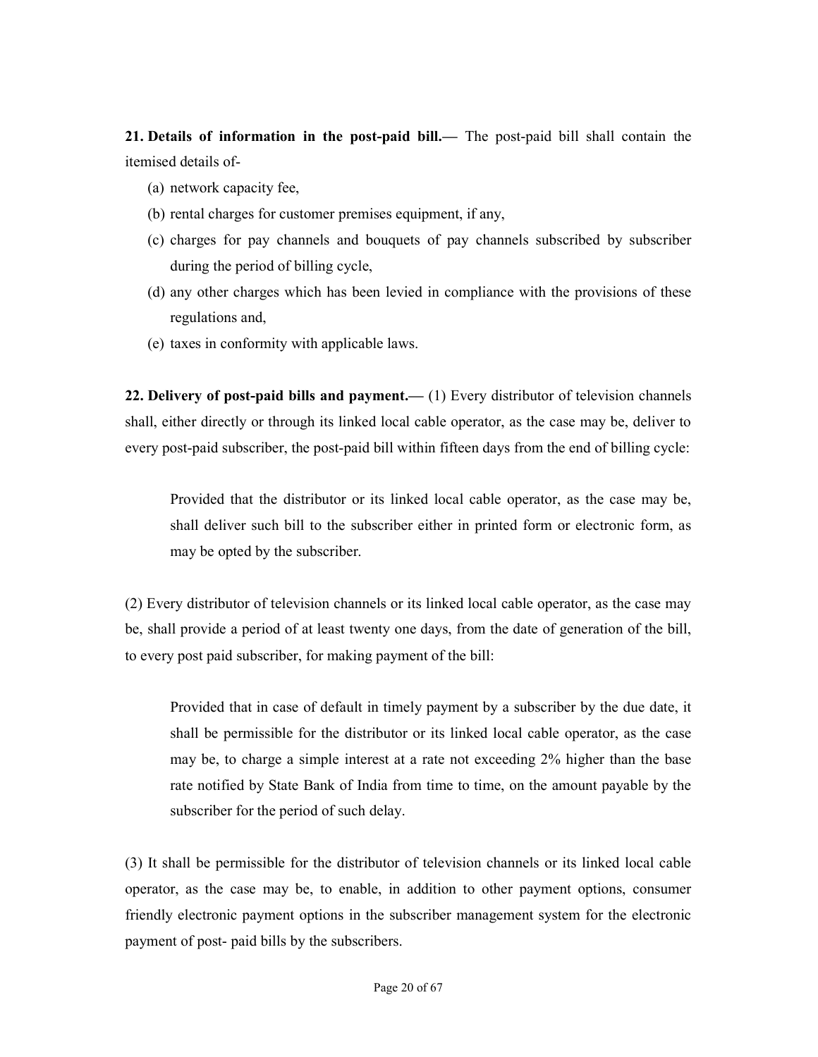**21. Details of information in the post-paid bill.—** The post-paid bill shall contain the itemised details of-

(a) network capacity fee,

(b) rental charges for customer premises equipment, if any,

(c) charges for pay channels and bouquets of pay channels subscribed by subscriber during the period of billing cycle,

(d) any other charges which has been levied in compliance with the provisions of these regulations and,

(e) taxes in conformity with applicable laws.

**22. Delivery of post-paid bills and payment.—** (1) Every distributor of television channels shall, either directly or through its linked local cable operator, as the case may be, deliver to every post-paid subscriber, the post-paid bill within fifteen days from the end of billing cycle:

> Provided that the distributor or its linked local cable operator, as the case may be, shall deliver such bill to the subscriber either in printed form or electronic form, as may be opted by the subscriber.

(2) Every distributor of television channels or its linked local cable operator, as the case may be, shall provide a period of at least twenty one days, from the date of generation of the bill, to every post paid subscriber, for making payment of the bill:

> Provided that in case of default in timely payment by a subscriber by the due date, it shall be permissible for the distributor or its linked local cable operator, as the case may be, to charge a simple interest at a rate not exceeding 2% higher than the base rate notified by State Bank of India from time to time, on the amount payable by the subscriber for the period of such delay.

(3) It shall be permissible for the distributor of television channels or its linked local cable operator, as the case may be, to enable, in addition to other payment options, consumer friendly electronic payment options in the subscriber management system for the electronic payment of post- paid bills by the subscribers.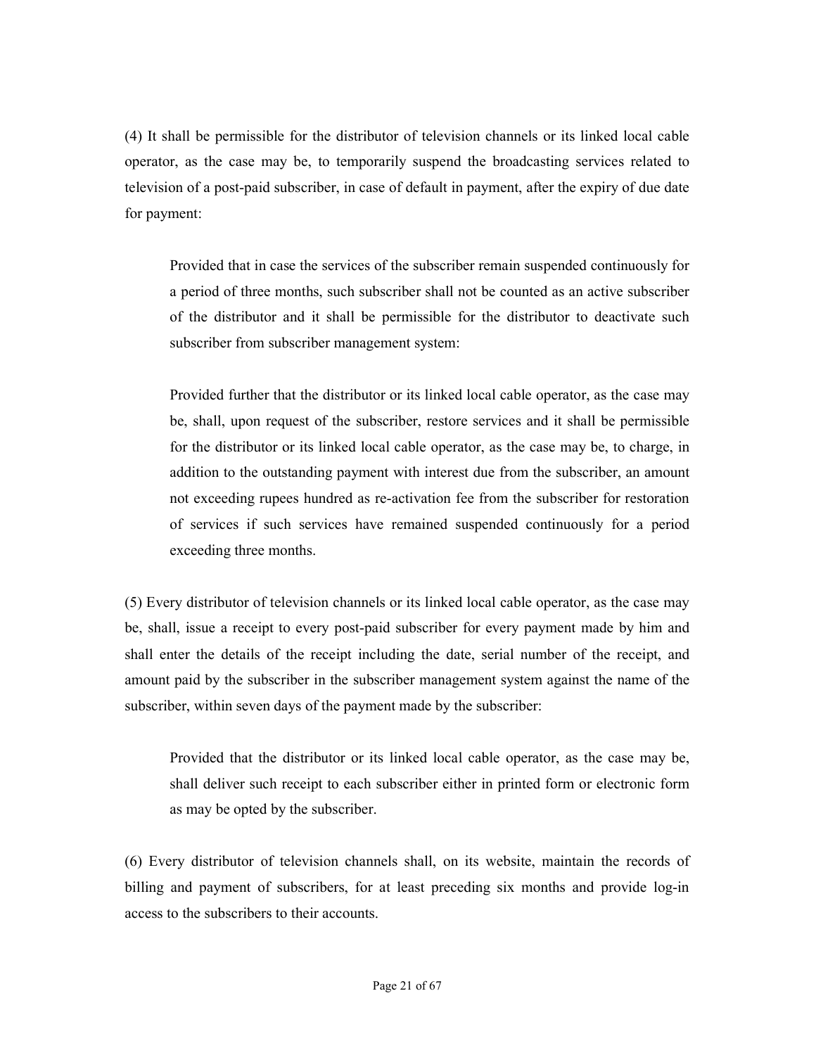(4) It shall be permissible for the distributor of television channels or its linked local cable operator, as the case may be, to temporarily suspend the broadcasting services related to television of a post-paid subscriber, in case of default in payment, after the expiry of due date for payment:

> Provided that in case the services of the subscriber remain suspended continuously for a period of three months, such subscriber shall not be counted as an active subscriber of the distributor and it shall be permissible for the distributor to deactivate such subscriber from subscriber management system:
>
> Provided further that the distributor or its linked local cable operator, as the case may be, shall, upon request of the subscriber, restore services and it shall be permissible for the distributor or its linked local cable operator, as the case may be, to charge, in addition to the outstanding payment with interest due from the subscriber, an amount not exceeding rupees hundred as re-activation fee from the subscriber for restoration of services if such services have remained suspended continuously for a period exceeding three months.

(5) Every distributor of television channels or its linked local cable operator, as the case may be, shall, issue a receipt to every post-paid subscriber for every payment made by him and shall enter the details of the receipt including the date, serial number of the receipt, and amount paid by the subscriber in the subscriber management system against the name of the subscriber, within seven days of the payment made by the subscriber:

> Provided that the distributor or its linked local cable operator, as the case may be, shall deliver such receipt to each subscriber either in printed form or electronic form as may be opted by the subscriber.

(6) Every distributor of television channels shall, on its website, maintain the records of billing and payment of subscribers, for at least preceding six months and provide log-in access to the subscribers to their accounts.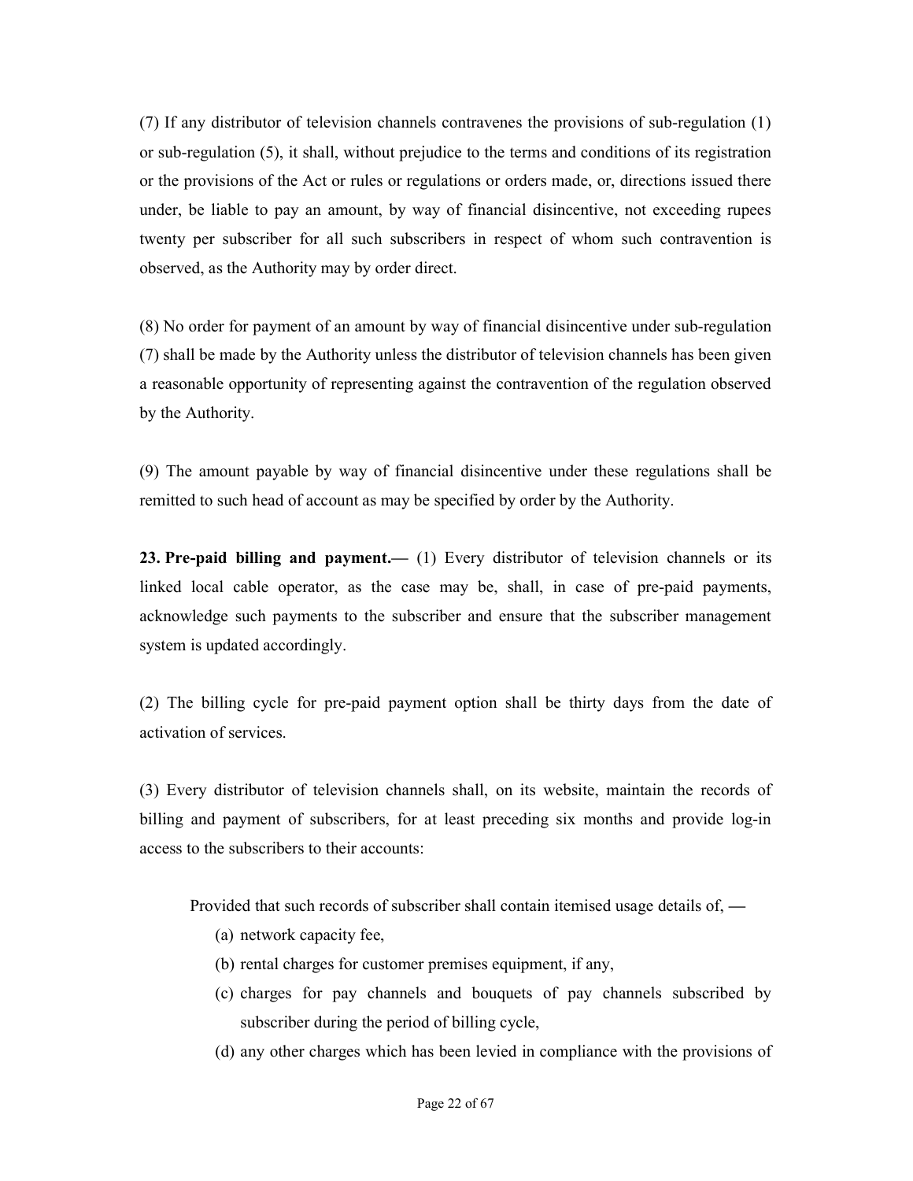(7) If any distributor of television channels contravenes the provisions of sub-regulation (1) or sub-regulation (5), it shall, without prejudice to the terms and conditions of its registration or the provisions of the Act or rules or regulations or orders made, or, directions issued there under, be liable to pay an amount, by way of financial disincentive, not exceeding rupees twenty per subscriber for all such subscribers in respect of whom such contravention is observed, as the Authority may by order direct.

(8) No order for payment of an amount by way of financial disincentive under sub-regulation (7) shall be made by the Authority unless the distributor of television channels has been given a reasonable opportunity of representing against the contravention of the regulation observed by the Authority.

(9) The amount payable by way of financial disincentive under these regulations shall be remitted to such head of account as may be specified by order by the Authority.

**23. Pre-paid billing and payment.—** (1) Every distributor of television channels or its linked local cable operator, as the case may be, shall, in case of pre-paid payments, acknowledge such payments to the subscriber and ensure that the subscriber management system is updated accordingly.

(2) The billing cycle for pre-paid payment option shall be thirty days from the date of activation of services.

(3) Every distributor of television channels shall, on its website, maintain the records of billing and payment of subscribers, for at least preceding six months and provide log-in access to the subscribers to their accounts:

Provided that such records of subscriber shall contain itemised usage details of, —

(a) network capacity fee,

(b) rental charges for customer premises equipment, if any,

(c) charges for pay channels and bouquets of pay channels subscribed by subscriber during the period of billing cycle,

(d) any other charges which has been levied in compliance with the provisions of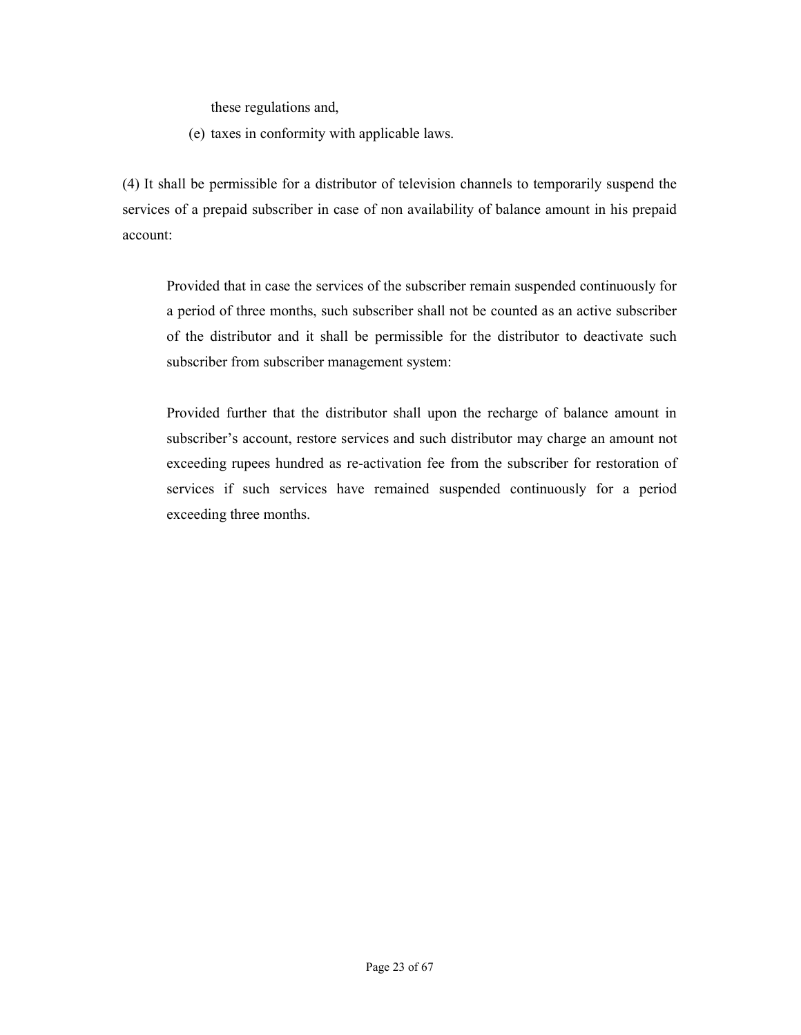these regulations and,

(e) taxes in conformity with applicable laws.

(4) It shall be permissible for a distributor of television channels to temporarily suspend the services of a prepaid subscriber in case of non availability of balance amount in his prepaid account:

Provided that in case the services of the subscriber remain suspended continuously for a period of three months, such subscriber shall not be counted as an active subscriber of the distributor and it shall be permissible for the distributor to deactivate such subscriber from subscriber management system:

Provided further that the distributor shall upon the recharge of balance amount in subscriber's account, restore services and such distributor may charge an amount not exceeding rupees hundred as re-activation fee from the subscriber for restoration of services if such services have remained suspended continuously for a period exceeding three months.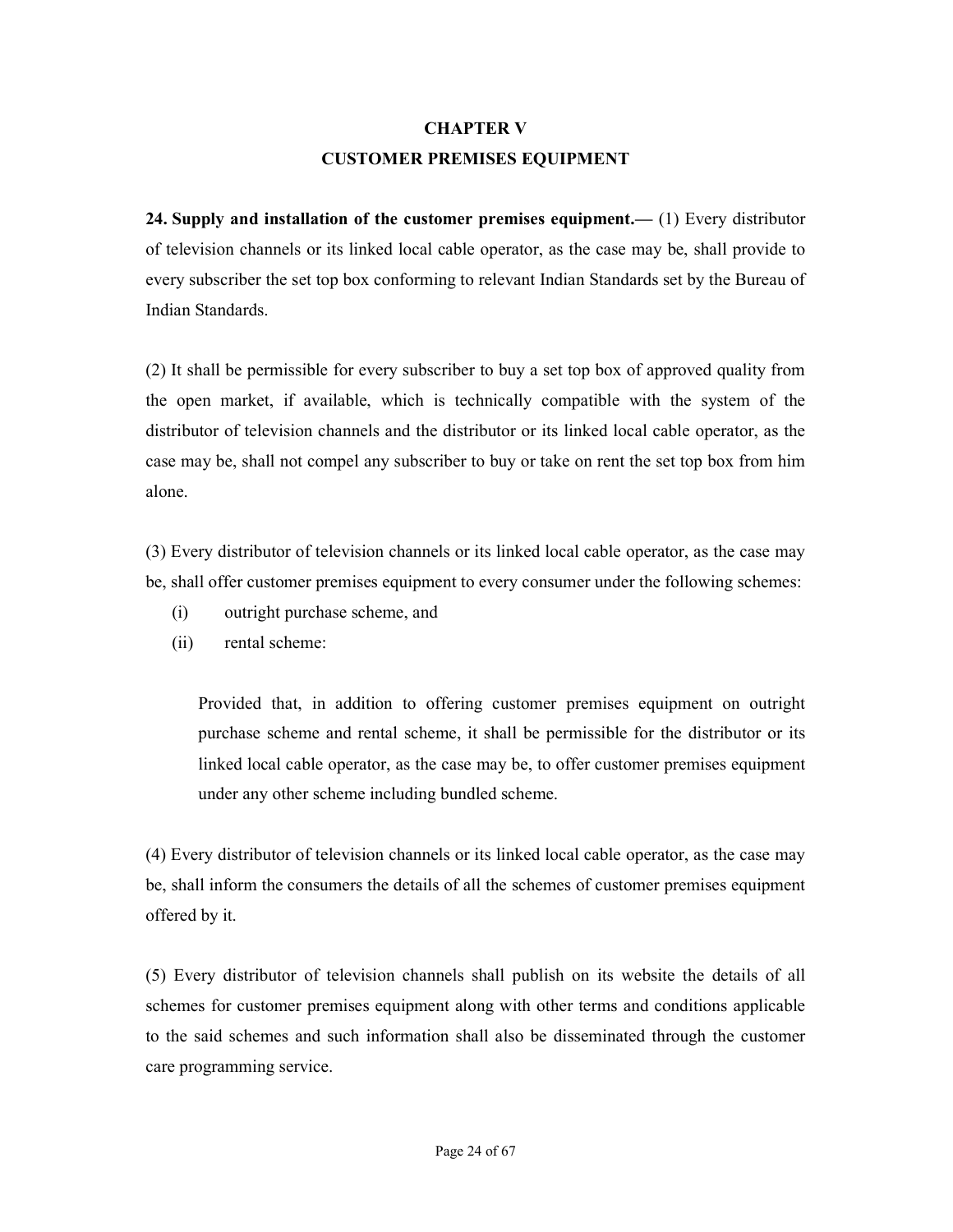## CHAPTER V

## CUSTOMER PREMISES EQUIPMENT

**24. Supply and installation of the customer premises equipment.—** (1) Every distributor of television channels or its linked local cable operator, as the case may be, shall provide to every subscriber the set top box conforming to relevant Indian Standards set by the Bureau of Indian Standards.

(2) It shall be permissible for every subscriber to buy a set top box of approved quality from the open market, if available, which is technically compatible with the system of the distributor of television channels and the distributor or its linked local cable operator, as the case may be, shall not compel any subscriber to buy or take on rent the set top box from him alone.

(3) Every distributor of television channels or its linked local cable operator, as the case may be, shall offer customer premises equipment to every consumer under the following schemes:

(i) outright purchase scheme, and

(ii) rental scheme:

> Provided that, in addition to offering customer premises equipment on outright purchase scheme and rental scheme, it shall be permissible for the distributor or its linked local cable operator, as the case may be, to offer customer premises equipment under any other scheme including bundled scheme.

(4) Every distributor of television channels or its linked local cable operator, as the case may be, shall inform the consumers the details of all the schemes of customer premises equipment offered by it.

(5) Every distributor of television channels shall publish on its website the details of all schemes for customer premises equipment along with other terms and conditions applicable to the said schemes and such information shall also be disseminated through the customer care programming service.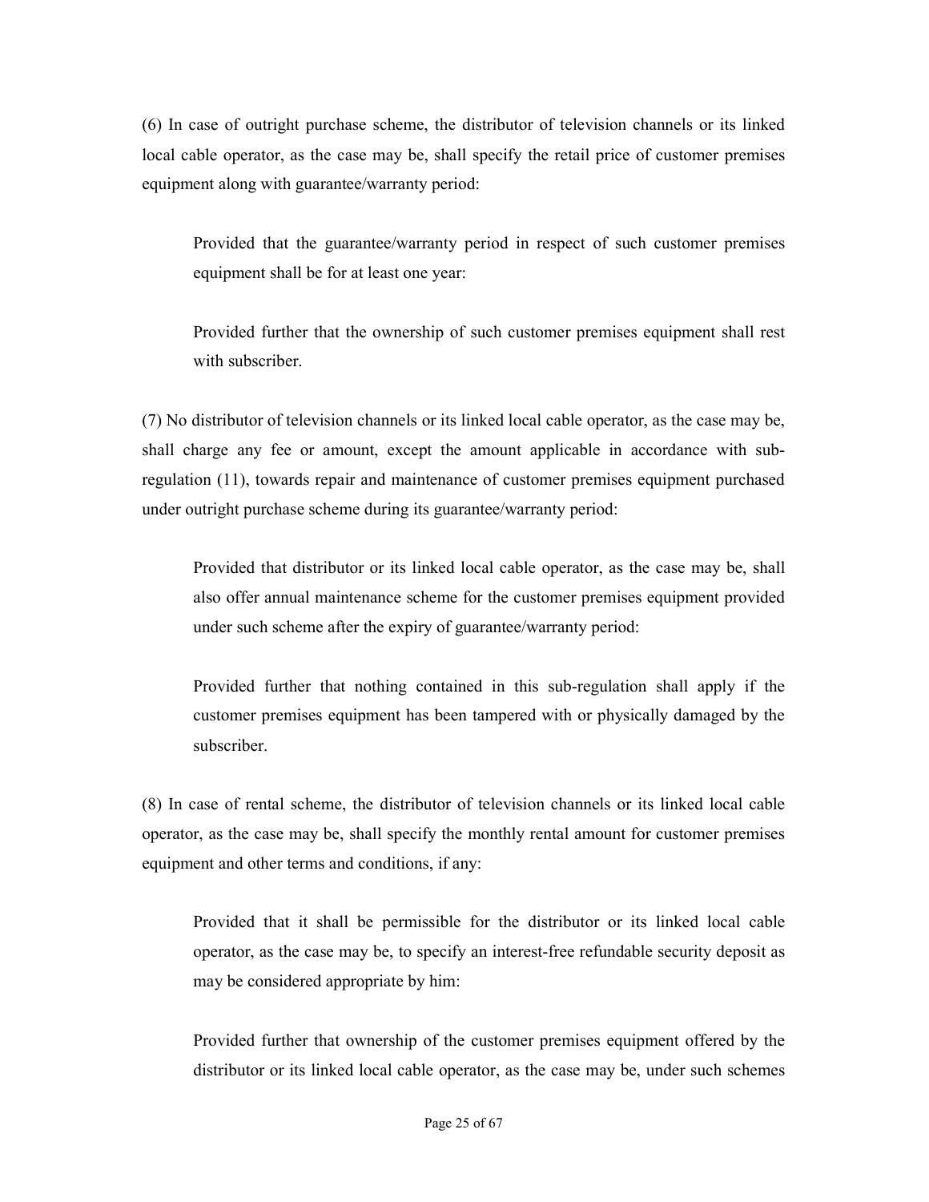(6) In case of outright purchase scheme, the distributor of television channels or its linked local cable operator, as the case may be, shall specify the retail price of customer premises equipment along with guarantee/warranty period:

Provided that the guarantee/warranty period in respect of such customer premises equipment shall be for at least one year:

Provided further that the ownership of such customer premises equipment shall rest with subscriber.

(7) No distributor of television channels or its linked local cable operator, as the case may be, shall charge any fee or amount, except the amount applicable in accordance with sub-regulation (11), towards repair and maintenance of customer premises equipment purchased under outright purchase scheme during its guarantee/warranty period:

Provided that distributor or its linked local cable operator, as the case may be, shall also offer annual maintenance scheme for the customer premises equipment provided under such scheme after the expiry of guarantee/warranty period:

Provided further that nothing contained in this sub-regulation shall apply if the customer premises equipment has been tampered with or physically damaged by the subscriber.

(8) In case of rental scheme, the distributor of television channels or its linked local cable operator, as the case may be, shall specify the monthly rental amount for customer premises equipment and other terms and conditions, if any:

Provided that it shall be permissible for the distributor or its linked local cable operator, as the case may be, to specify an interest-free refundable security deposit as may be considered appropriate by him:

Provided further that ownership of the customer premises equipment offered by the distributor or its linked local cable operator, as the case may be, under such schemes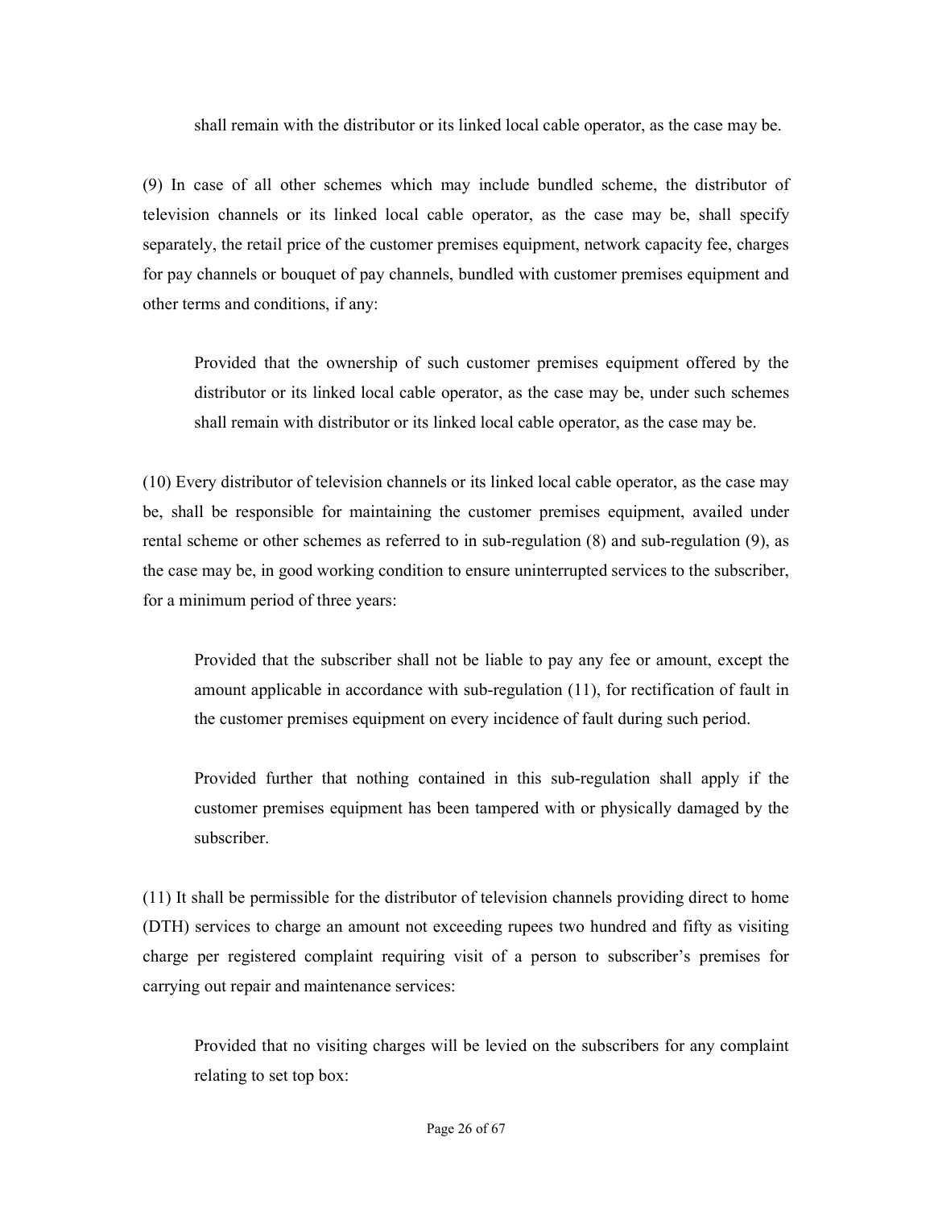shall remain with the distributor or its linked local cable operator, as the case may be.

(9) In case of all other schemes which may include bundled scheme, the distributor of television channels or its linked local cable operator, as the case may be, shall specify separately, the retail price of the customer premises equipment, network capacity fee, charges for pay channels or bouquet of pay channels, bundled with customer premises equipment and other terms and conditions, if any:

> Provided that the ownership of such customer premises equipment offered by the distributor or its linked local cable operator, as the case may be, under such schemes shall remain with distributor or its linked local cable operator, as the case may be.

(10) Every distributor of television channels or its linked local cable operator, as the case may be, shall be responsible for maintaining the customer premises equipment, availed under rental scheme or other schemes as referred to in sub-regulation (8) and sub-regulation (9), as the case may be, in good working condition to ensure uninterrupted services to the subscriber, for a minimum period of three years:

> Provided that the subscriber shall not be liable to pay any fee or amount, except the amount applicable in accordance with sub-regulation (11), for rectification of fault in the customer premises equipment on every incidence of fault during such period.
>
> Provided further that nothing contained in this sub-regulation shall apply if the customer premises equipment has been tampered with or physically damaged by the subscriber.

(11) It shall be permissible for the distributor of television channels providing direct to home (DTH) services to charge an amount not exceeding rupees two hundred and fifty as visiting charge per registered complaint requiring visit of a person to subscriber's premises for carrying out repair and maintenance services:

> Provided that no visiting charges will be levied on the subscribers for any complaint relating to set top box: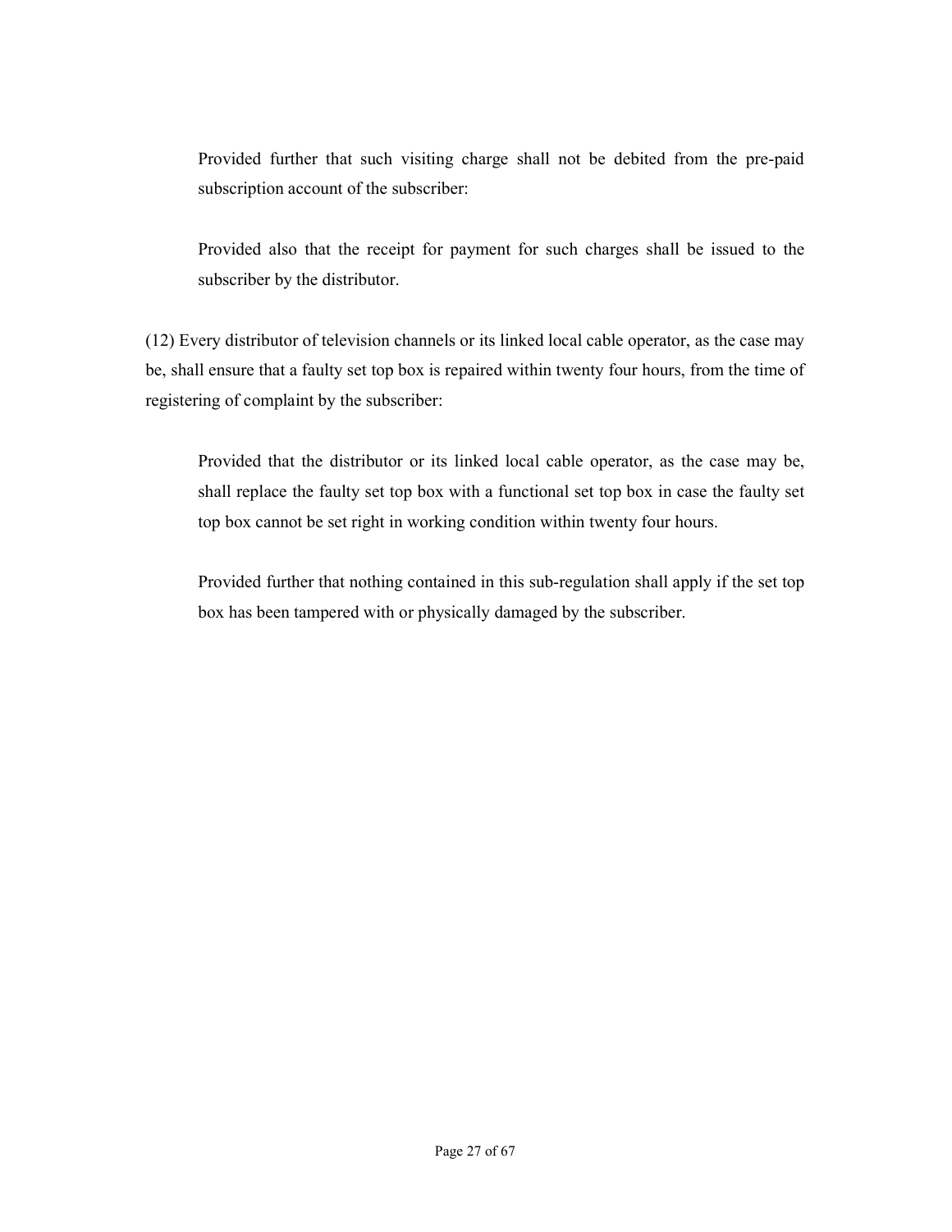Provided further that such visiting charge shall not be debited from the pre-paid subscription account of the subscriber:

Provided also that the receipt for payment for such charges shall be issued to the subscriber by the distributor.

(12) Every distributor of television channels or its linked local cable operator, as the case may be, shall ensure that a faulty set top box is repaired within twenty four hours, from the time of registering of complaint by the subscriber:

Provided that the distributor or its linked local cable operator, as the case may be, shall replace the faulty set top box with a functional set top box in case the faulty set top box cannot be set right in working condition within twenty four hours.

Provided further that nothing contained in this sub-regulation shall apply if the set top box has been tampered with or physically damaged by the subscriber.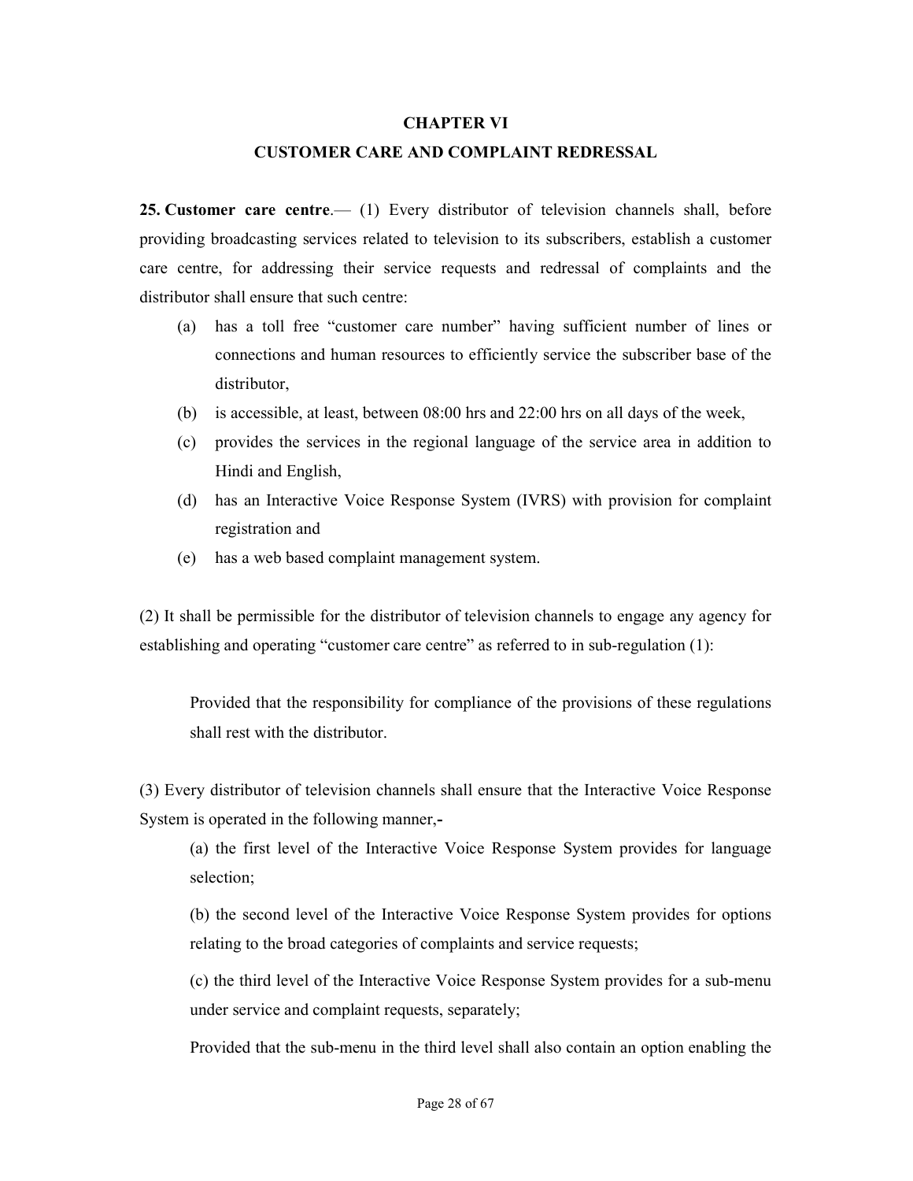## CHAPTER VI

## CUSTOMER CARE AND COMPLAINT REDRESSAL

**25. Customer care centre**.— (1) Every distributor of television channels shall, before providing broadcasting services related to television to its subscribers, establish a customer care centre, for addressing their service requests and redressal of complaints and the distributor shall ensure that such centre:

- (a) has a toll free "customer care number" having sufficient number of lines or connections and human resources to efficiently service the subscriber base of the distributor,
- (b) is accessible, at least, between 08:00 hrs and 22:00 hrs on all days of the week,
- (c) provides the services in the regional language of the service area in addition to Hindi and English,
- (d) has an Interactive Voice Response System (IVRS) with provision for complaint registration and
- (e) has a web based complaint management system.

(2) It shall be permissible for the distributor of television channels to engage any agency for establishing and operating "customer care centre" as referred to in sub-regulation (1):

> Provided that the responsibility for compliance of the provisions of these regulations shall rest with the distributor.

(3) Every distributor of television channels shall ensure that the Interactive Voice Response System is operated in the following manner,-

> (a) the first level of the Interactive Voice Response System provides for language selection;
>
> (b) the second level of the Interactive Voice Response System provides for options relating to the broad categories of complaints and service requests;
>
> (c) the third level of the Interactive Voice Response System provides for a sub-menu under service and complaint requests, separately;
>
> Provided that the sub-menu in the third level shall also contain an option enabling the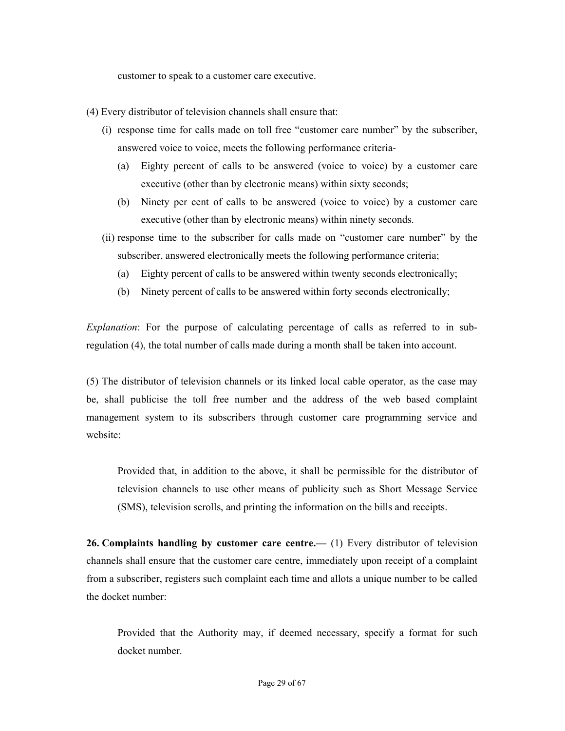customer to speak to a customer care executive.

(4) Every distributor of television channels shall ensure that:

(i) response time for calls made on toll free "customer care number" by the subscriber, answered voice to voice, meets the following performance criteria-

(a) Eighty percent of calls to be answered (voice to voice) by a customer care executive (other than by electronic means) within sixty seconds;

(b) Ninety per cent of calls to be answered (voice to voice) by a customer care executive (other than by electronic means) within ninety seconds.

(ii) response time to the subscriber for calls made on "customer care number" by the subscriber, answered electronically meets the following performance criteria;

(a) Eighty percent of calls to be answered within twenty seconds electronically;

(b) Ninety percent of calls to be answered within forty seconds electronically;

*Explanation*: For the purpose of calculating percentage of calls as referred to in sub-regulation (4), the total number of calls made during a month shall be taken into account.

(5) The distributor of television channels or its linked local cable operator, as the case may be, shall publicise the toll free number and the address of the web based complaint management system to its subscribers through customer care programming service and website:

Provided that, in addition to the above, it shall be permissible for the distributor of television channels to use other means of publicity such as Short Message Service (SMS), television scrolls, and printing the information on the bills and receipts.

**26. Complaints handling by customer care centre.—** (1) Every distributor of television channels shall ensure that the customer care centre, immediately upon receipt of a complaint from a subscriber, registers such complaint each time and allots a unique number to be called the docket number:

Provided that the Authority may, if deemed necessary, specify a format for such docket number.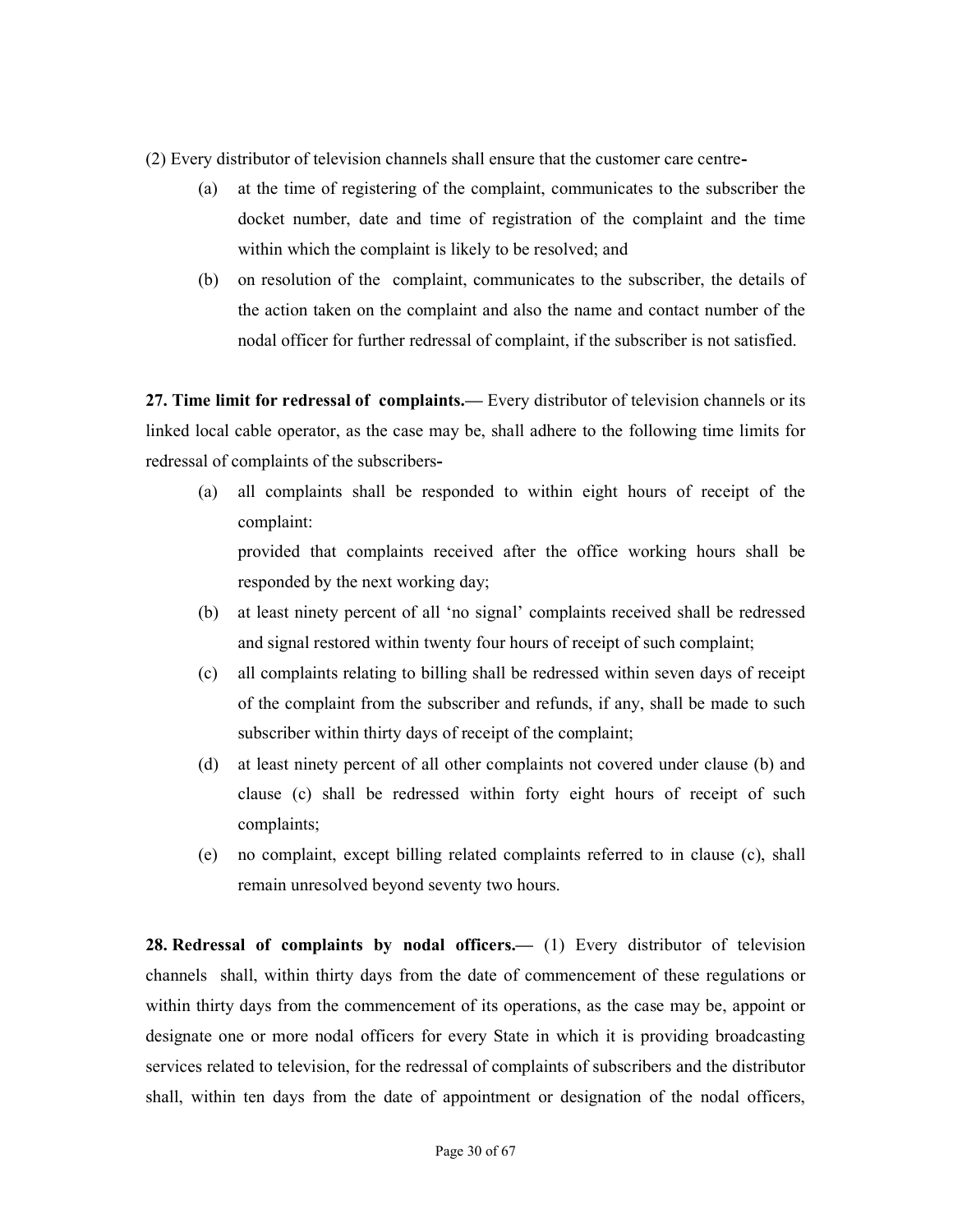(2) Every distributor of television channels shall ensure that the customer care centre-

(a) at the time of registering of the complaint, communicates to the subscriber the docket number, date and time of registration of the complaint and the time within which the complaint is likely to be resolved; and

(b) on resolution of the complaint, communicates to the subscriber, the details of the action taken on the complaint and also the name and contact number of the nodal officer for further redressal of complaint, if the subscriber is not satisfied.

**27. Time limit for redressal of complaints.—** Every distributor of television channels or its linked local cable operator, as the case may be, shall adhere to the following time limits for redressal of complaints of the subscribers-

(a) all complaints shall be responded to within eight hours of receipt of the complaint:

provided that complaints received after the office working hours shall be responded by the next working day;

(b) at least ninety percent of all 'no signal' complaints received shall be redressed and signal restored within twenty four hours of receipt of such complaint;

(c) all complaints relating to billing shall be redressed within seven days of receipt of the complaint from the subscriber and refunds, if any, shall be made to such subscriber within thirty days of receipt of the complaint;

(d) at least ninety percent of all other complaints not covered under clause (b) and clause (c) shall be redressed within forty eight hours of receipt of such complaints;

(e) no complaint, except billing related complaints referred to in clause (c), shall remain unresolved beyond seventy two hours.

**28. Redressal of complaints by nodal officers.—** (1) Every distributor of television channels shall, within thirty days from the date of commencement of these regulations or within thirty days from the commencement of its operations, as the case may be, appoint or designate one or more nodal officers for every State in which it is providing broadcasting services related to television, for the redressal of complaints of subscribers and the distributor shall, within ten days from the date of appointment or designation of the nodal officers,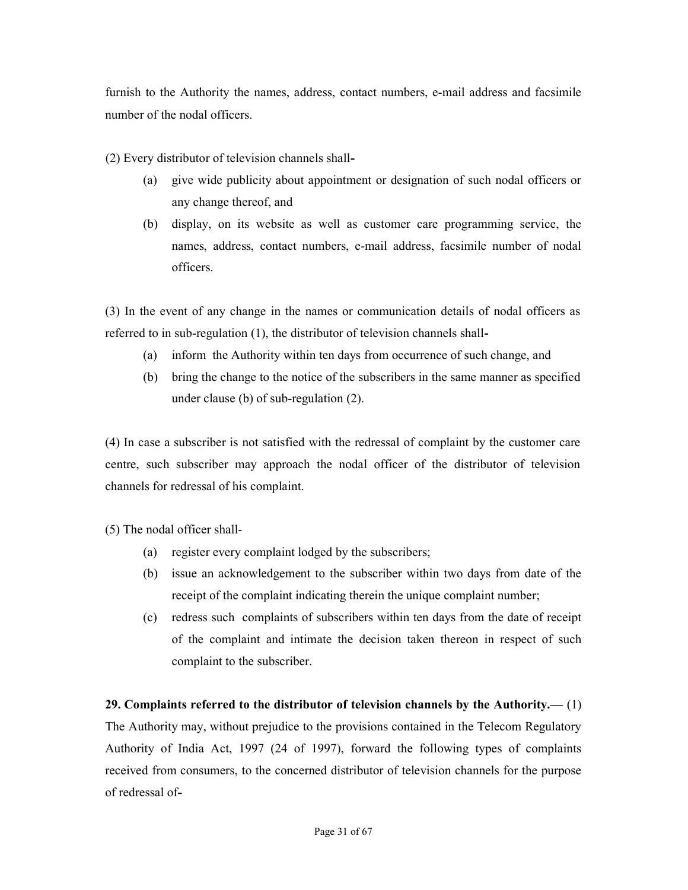furnish to the Authority the names, address, contact numbers, e-mail address and facsimile number of the nodal officers.

(2) Every distributor of television channels shall-

(a) give wide publicity about appointment or designation of such nodal officers or any change thereof, and

(b) display, on its website as well as customer care programming service, the names, address, contact numbers, e-mail address, facsimile number of nodal officers.

(3) In the event of any change in the names or communication details of nodal officers as referred to in sub-regulation (1), the distributor of television channels shall-

(a) inform the Authority within ten days from occurrence of such change, and

(b) bring the change to the notice of the subscribers in the same manner as specified under clause (b) of sub-regulation (2).

(4) In case a subscriber is not satisfied with the redressal of complaint by the customer care centre, such subscriber may approach the nodal officer of the distributor of television channels for redressal of his complaint.

(5) The nodal officer shall-

(a) register every complaint lodged by the subscribers;

(b) issue an acknowledgement to the subscriber within two days from date of the receipt of the complaint indicating therein the unique complaint number;

(c) redress such complaints of subscribers within ten days from the date of receipt of the complaint and intimate the decision taken thereon in respect of such complaint to the subscriber.

**29. Complaints referred to the distributor of television channels by the Authority.—** (1) The Authority may, without prejudice to the provisions contained in the Telecom Regulatory Authority of India Act, 1997 (24 of 1997), forward the following types of complaints received from consumers, to the concerned distributor of television channels for the purpose of redressal of-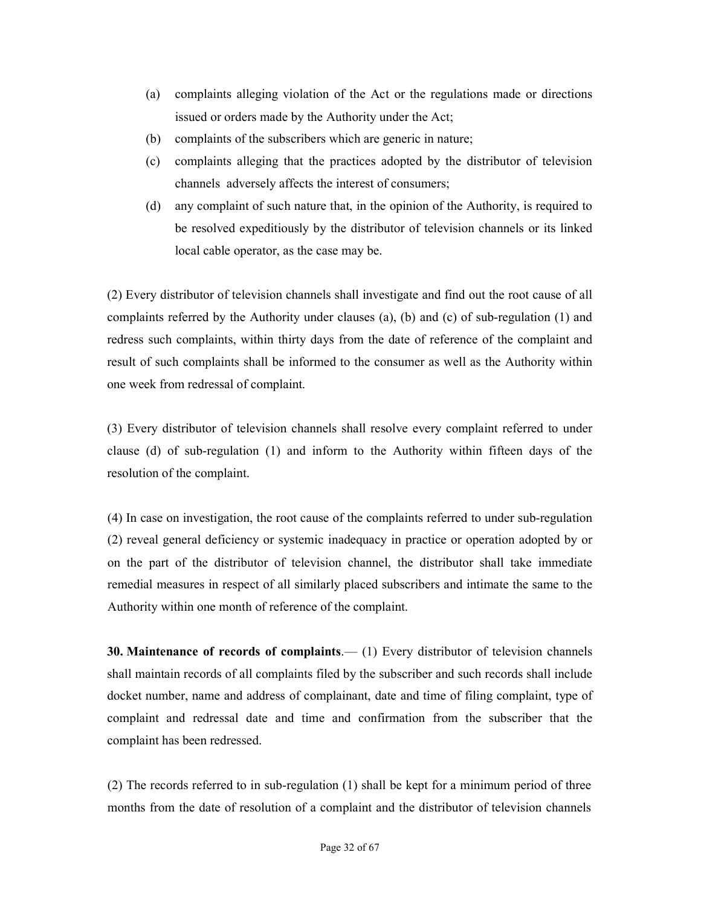(a) complaints alleging violation of the Act or the regulations made or directions issued or orders made by the Authority under the Act;

(b) complaints of the subscribers which are generic in nature;

(c) complaints alleging that the practices adopted by the distributor of television channels adversely affects the interest of consumers;

(d) any complaint of such nature that, in the opinion of the Authority, is required to be resolved expeditiously by the distributor of television channels or its linked local cable operator, as the case may be.

(2) Every distributor of television channels shall investigate and find out the root cause of all complaints referred by the Authority under clauses (a), (b) and (c) of sub-regulation (1) and redress such complaints, within thirty days from the date of reference of the complaint and result of such complaints shall be informed to the consumer as well as the Authority within one week from redressal of complaint.

(3) Every distributor of television channels shall resolve every complaint referred to under clause (d) of sub-regulation (1) and inform to the Authority within fifteen days of the resolution of the complaint.

(4) In case on investigation, the root cause of the complaints referred to under sub-regulation (2) reveal general deficiency or systemic inadequacy in practice or operation adopted by or on the part of the distributor of television channel, the distributor shall take immediate remedial measures in respect of all similarly placed subscribers and intimate the same to the Authority within one month of reference of the complaint.

**30. Maintenance of records of complaints**.— (1) Every distributor of television channels shall maintain records of all complaints filed by the subscriber and such records shall include docket number, name and address of complainant, date and time of filing complaint, type of complaint and redressal date and time and confirmation from the subscriber that the complaint has been redressed.

(2) The records referred to in sub-regulation (1) shall be kept for a minimum period of three months from the date of resolution of a complaint and the distributor of television channels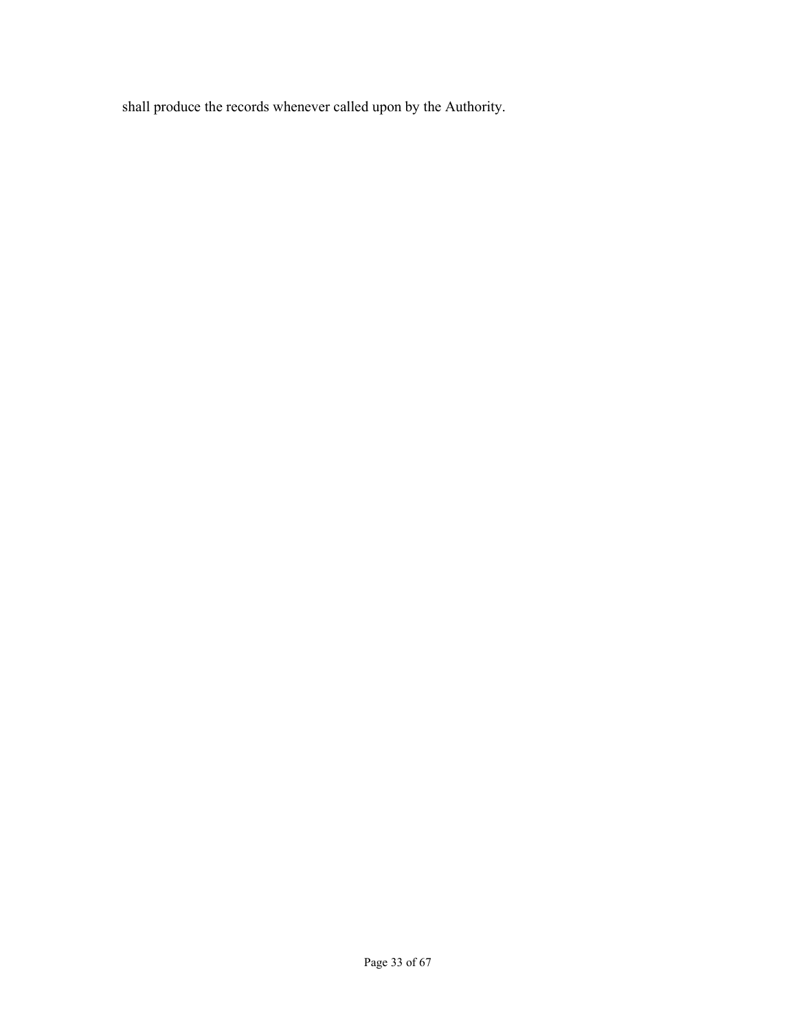shall produce the records whenever called upon by the Authority.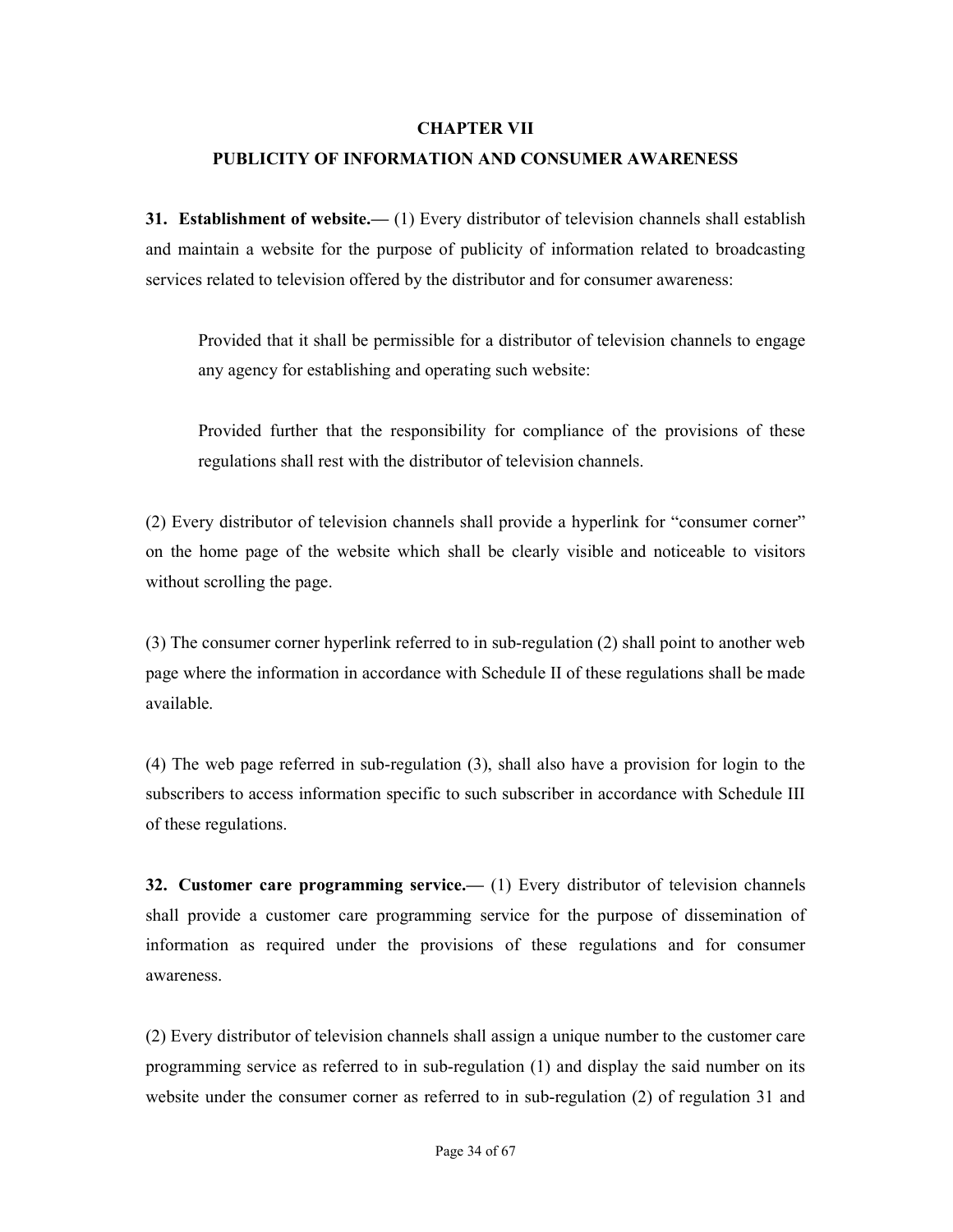## CHAPTER VII

## PUBLICITY OF INFORMATION AND CONSUMER AWARENESS

**31. Establishment of website.—** (1) Every distributor of television channels shall establish and maintain a website for the purpose of publicity of information related to broadcasting services related to television offered by the distributor and for consumer awareness:

> Provided that it shall be permissible for a distributor of television channels to engage any agency for establishing and operating such website:
>
> Provided further that the responsibility for compliance of the provisions of these regulations shall rest with the distributor of television channels.

(2) Every distributor of television channels shall provide a hyperlink for "consumer corner" on the home page of the website which shall be clearly visible and noticeable to visitors without scrolling the page.

(3) The consumer corner hyperlink referred to in sub-regulation (2) shall point to another web page where the information in accordance with Schedule II of these regulations shall be made available.

(4) The web page referred in sub-regulation (3), shall also have a provision for login to the subscribers to access information specific to such subscriber in accordance with Schedule III of these regulations.

**32. Customer care programming service.—** (1) Every distributor of television channels shall provide a customer care programming service for the purpose of dissemination of information as required under the provisions of these regulations and for consumer awareness.

(2) Every distributor of television channels shall assign a unique number to the customer care programming service as referred to in sub-regulation (1) and display the said number on its website under the consumer corner as referred to in sub-regulation (2) of regulation 31 and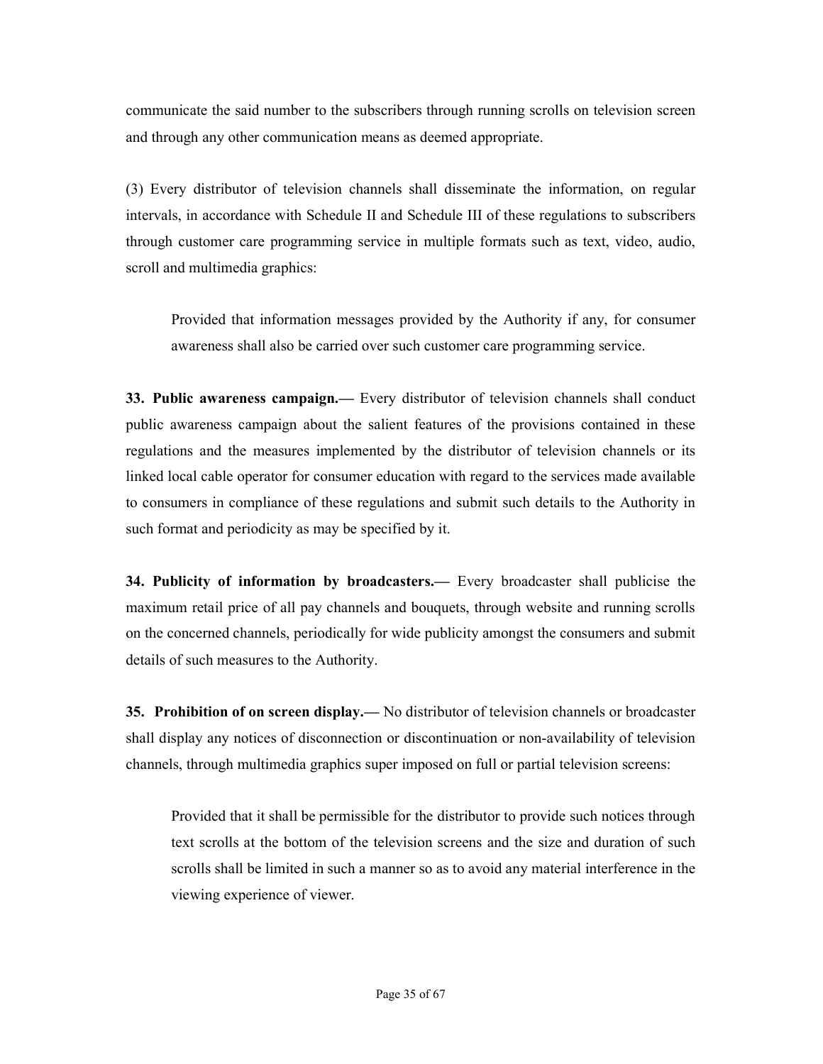communicate the said number to the subscribers through running scrolls on television screen and through any other communication means as deemed appropriate.

(3) Every distributor of television channels shall disseminate the information, on regular intervals, in accordance with Schedule II and Schedule III of these regulations to subscribers through customer care programming service in multiple formats such as text, video, audio, scroll and multimedia graphics:

> Provided that information messages provided by the Authority if any, for consumer awareness shall also be carried over such customer care programming service.

**33. Public awareness campaign.—** Every distributor of television channels shall conduct public awareness campaign about the salient features of the provisions contained in these regulations and the measures implemented by the distributor of television channels or its linked local cable operator for consumer education with regard to the services made available to consumers in compliance of these regulations and submit such details to the Authority in such format and periodicity as may be specified by it.

**34. Publicity of information by broadcasters.—** Every broadcaster shall publicise the maximum retail price of all pay channels and bouquets, through website and running scrolls on the concerned channels, periodically for wide publicity amongst the consumers and submit details of such measures to the Authority.

**35. Prohibition of on screen display.—** No distributor of television channels or broadcaster shall display any notices of disconnection or discontinuation or non-availability of television channels, through multimedia graphics super imposed on full or partial television screens:

> Provided that it shall be permissible for the distributor to provide such notices through text scrolls at the bottom of the television screens and the size and duration of such scrolls shall be limited in such a manner so as to avoid any material interference in the viewing experience of viewer.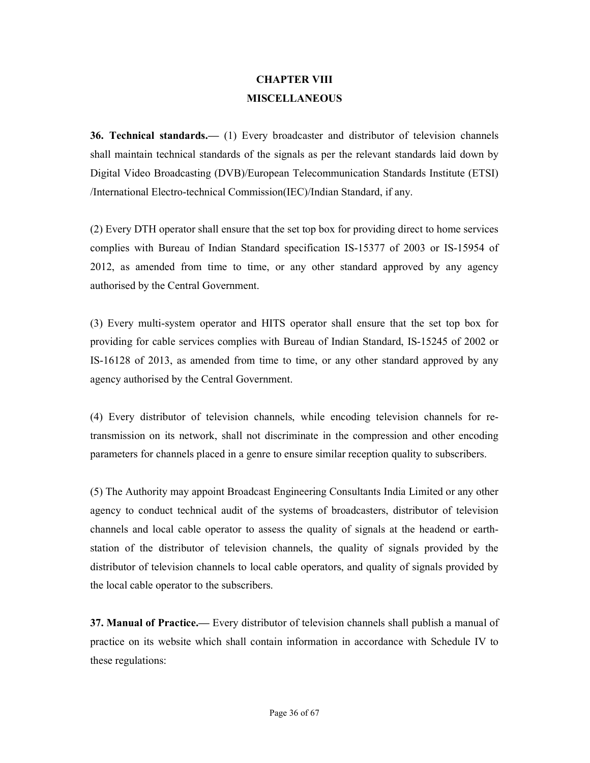## CHAPTER VIII
## MISCELLANEOUS

**36. Technical standards.—** (1) Every broadcaster and distributor of television channels shall maintain technical standards of the signals as per the relevant standards laid down by Digital Video Broadcasting (DVB)/European Telecommunication Standards Institute (ETSI) /International Electro-technical Commission(IEC)/Indian Standard, if any.

(2) Every DTH operator shall ensure that the set top box for providing direct to home services complies with Bureau of Indian Standard specification IS-15377 of 2003 or IS-15954 of 2012, as amended from time to time, or any other standard approved by any agency authorised by the Central Government.

(3) Every multi-system operator and HITS operator shall ensure that the set top box for providing for cable services complies with Bureau of Indian Standard, IS-15245 of 2002 or IS-16128 of 2013, as amended from time to time, or any other standard approved by any agency authorised by the Central Government.

(4) Every distributor of television channels, while encoding television channels for re-transmission on its network, shall not discriminate in the compression and other encoding parameters for channels placed in a genre to ensure similar reception quality to subscribers.

(5) The Authority may appoint Broadcast Engineering Consultants India Limited or any other agency to conduct technical audit of the systems of broadcasters, distributor of television channels and local cable operator to assess the quality of signals at the headend or earth-station of the distributor of television channels, the quality of signals provided by the distributor of television channels to local cable operators, and quality of signals provided by the local cable operator to the subscribers.

**37. Manual of Practice.—** Every distributor of television channels shall publish a manual of practice on its website which shall contain information in accordance with Schedule IV to these regulations: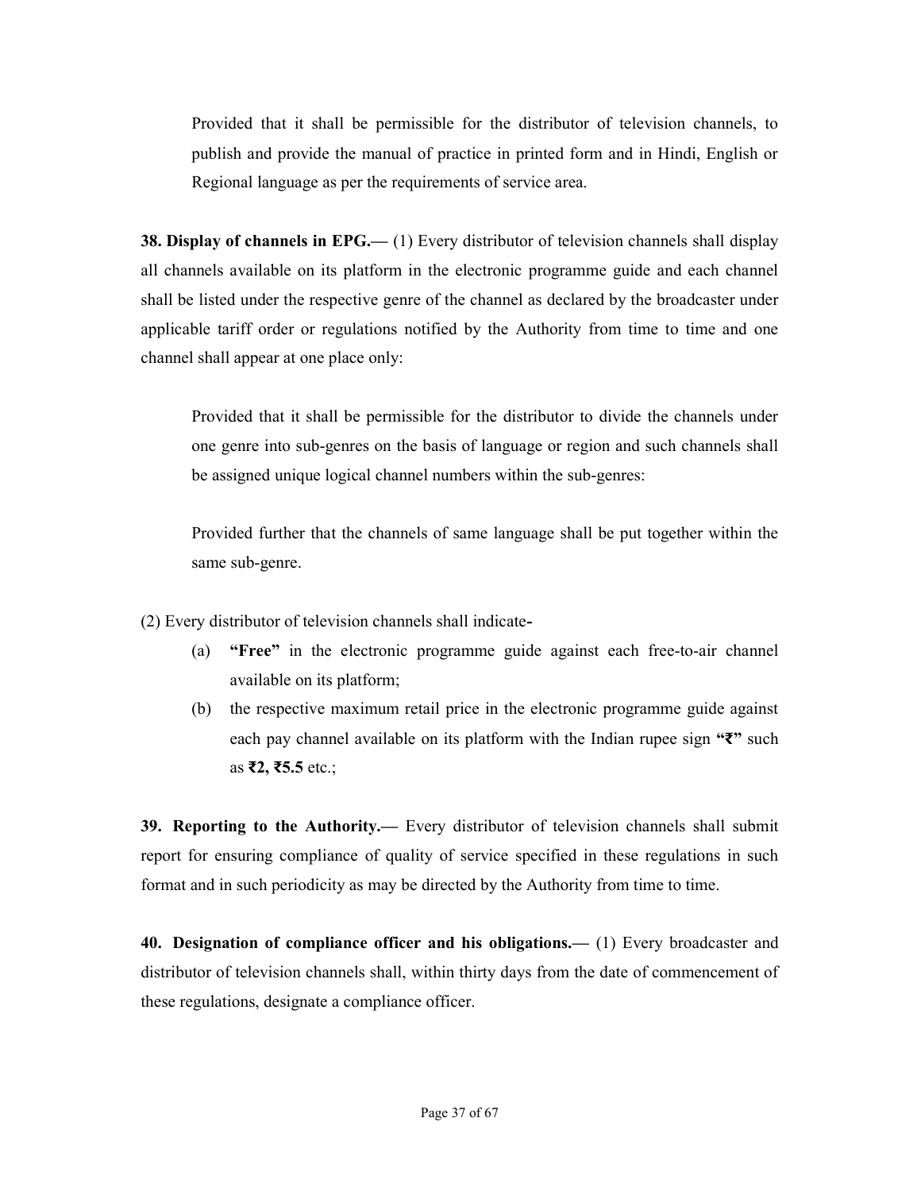Provided that it shall be permissible for the distributor of television channels, to publish and provide the manual of practice in printed form and in Hindi, English or Regional language as per the requirements of service area.

**38. Display of channels in EPG.—** (1) Every distributor of television channels shall display all channels available on its platform in the electronic programme guide and each channel shall be listed under the respective genre of the channel as declared by the broadcaster under applicable tariff order or regulations notified by the Authority from time to time and one channel shall appear at one place only:

Provided that it shall be permissible for the distributor to divide the channels under one genre into sub-genres on the basis of language or region and such channels shall be assigned unique logical channel numbers within the sub-genres:

Provided further that the channels of same language shall be put together within the same sub-genre.

(2) Every distributor of television channels shall indicate**-**

(a) **"Free"** in the electronic programme guide against each free-to-air channel available on its platform;

(b) the respective maximum retail price in the electronic programme guide against each pay channel available on its platform with the Indian rupee sign **"₹"** such as **₹2, ₹5.5** etc.;

**39. Reporting to the Authority.—** Every distributor of television channels shall submit report for ensuring compliance of quality of service specified in these regulations in such format and in such periodicity as may be directed by the Authority from time to time.

**40. Designation of compliance officer and his obligations.—** (1) Every broadcaster and distributor of television channels shall, within thirty days from the date of commencement of these regulations, designate a compliance officer.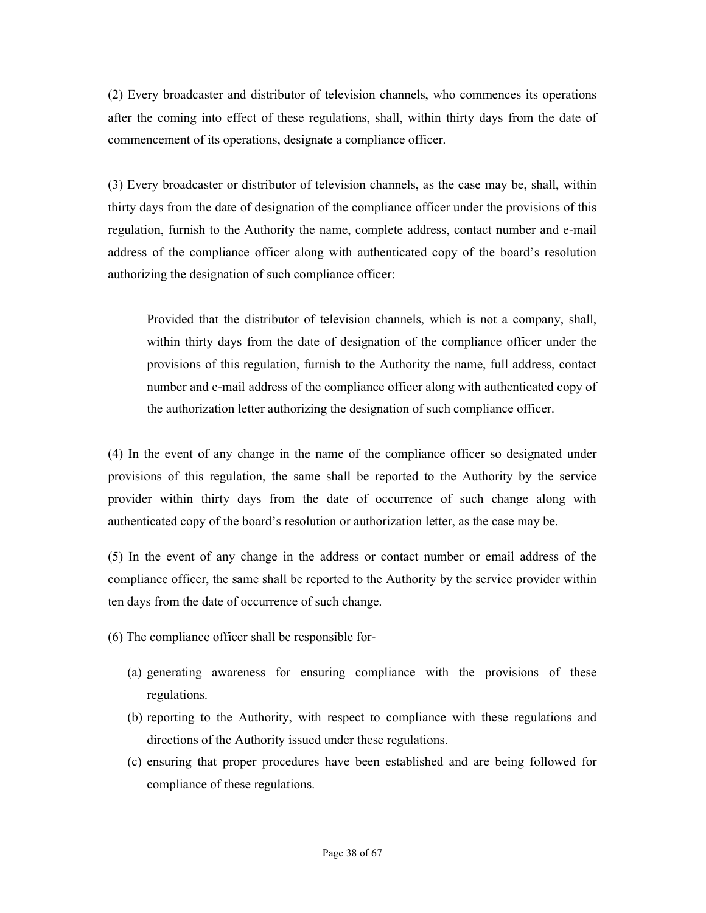(2) Every broadcaster and distributor of television channels, who commences its operations after the coming into effect of these regulations, shall, within thirty days from the date of commencement of its operations, designate a compliance officer.

(3) Every broadcaster or distributor of television channels, as the case may be, shall, within thirty days from the date of designation of the compliance officer under the provisions of this regulation, furnish to the Authority the name, complete address, contact number and e-mail address of the compliance officer along with authenticated copy of the board's resolution authorizing the designation of such compliance officer:

> Provided that the distributor of television channels, which is not a company, shall, within thirty days from the date of designation of the compliance officer under the provisions of this regulation, furnish to the Authority the name, full address, contact number and e-mail address of the compliance officer along with authenticated copy of the authorization letter authorizing the designation of such compliance officer.

(4) In the event of any change in the name of the compliance officer so designated under provisions of this regulation, the same shall be reported to the Authority by the service provider within thirty days from the date of occurrence of such change along with authenticated copy of the board's resolution or authorization letter, as the case may be.

(5) In the event of any change in the address or contact number or email address of the compliance officer, the same shall be reported to the Authority by the service provider within ten days from the date of occurrence of such change.

(6) The compliance officer shall be responsible for-

(a) generating awareness for ensuring compliance with the provisions of these regulations.

(b) reporting to the Authority, with respect to compliance with these regulations and directions of the Authority issued under these regulations.

(c) ensuring that proper procedures have been established and are being followed for compliance of these regulations.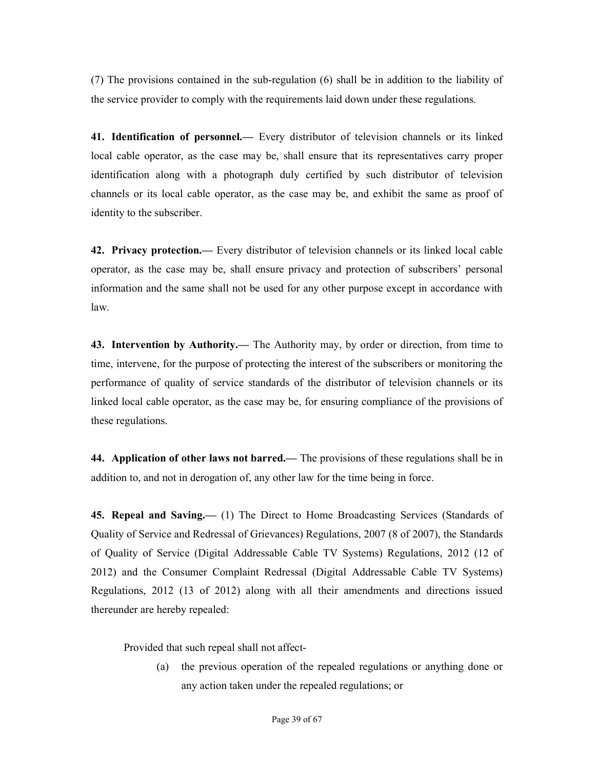(7) The provisions contained in the sub-regulation (6) shall be in addition to the liability of the service provider to comply with the requirements laid down under these regulations.

**41. Identification of personnel.—** Every distributor of television channels or its linked local cable operator, as the case may be, shall ensure that its representatives carry proper identification along with a photograph duly certified by such distributor of television channels or its local cable operator, as the case may be, and exhibit the same as proof of identity to the subscriber.

**42. Privacy protection.—** Every distributor of television channels or its linked local cable operator, as the case may be, shall ensure privacy and protection of subscribers' personal information and the same shall not be used for any other purpose except in accordance with law.

**43. Intervention by Authority.—** The Authority may, by order or direction, from time to time, intervene, for the purpose of protecting the interest of the subscribers or monitoring the performance of quality of service standards of the distributor of television channels or its linked local cable operator, as the case may be, for ensuring compliance of the provisions of these regulations.

**44. Application of other laws not barred.—** The provisions of these regulations shall be in addition to, and not in derogation of, any other law for the time being in force.

**45. Repeal and Saving.—** (1) The Direct to Home Broadcasting Services (Standards of Quality of Service and Redressal of Grievances) Regulations, 2007 (8 of 2007), the Standards of Quality of Service (Digital Addressable Cable TV Systems) Regulations, 2012 (12 of 2012) and the Consumer Complaint Redressal (Digital Addressable Cable TV Systems) Regulations, 2012 (13 of 2012) along with all their amendments and directions issued thereunder are hereby repealed:

Provided that such repeal shall not affect-

(a) the previous operation of the repealed regulations or anything done or any action taken under the repealed regulations; or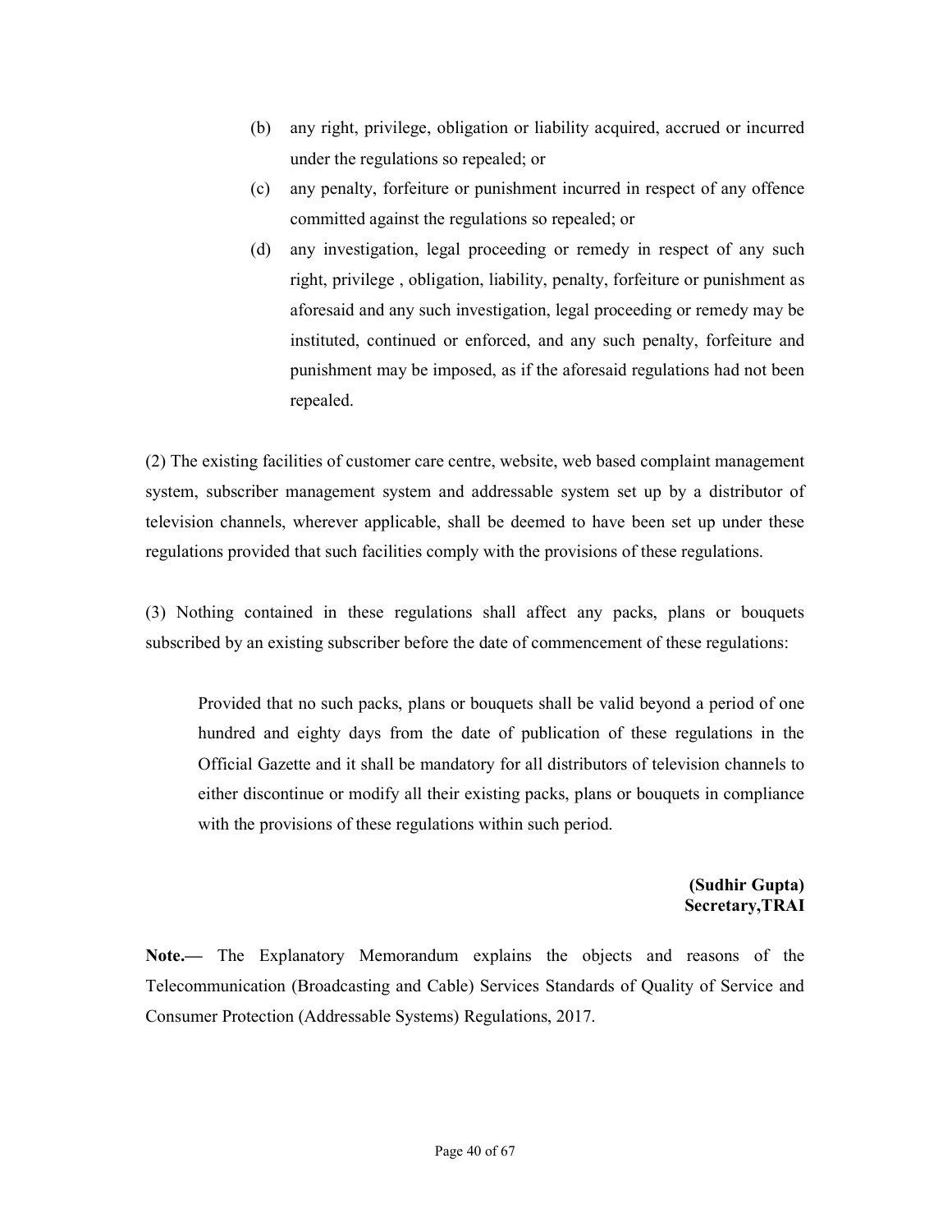(b) any right, privilege, obligation or liability acquired, accrued or incurred under the regulations so repealed; or

(c) any penalty, forfeiture or punishment incurred in respect of any offence committed against the regulations so repealed; or

(d) any investigation, legal proceeding or remedy in respect of any such right, privilege , obligation, liability, penalty, forfeiture or punishment as aforesaid and any such investigation, legal proceeding or remedy may be instituted, continued or enforced, and any such penalty, forfeiture and punishment may be imposed, as if the aforesaid regulations had not been repealed.

(2) The existing facilities of customer care centre, website, web based complaint management system, subscriber management system and addressable system set up by a distributor of television channels, wherever applicable, shall be deemed to have been set up under these regulations provided that such facilities comply with the provisions of these regulations.

(3) Nothing contained in these regulations shall affect any packs, plans or bouquets subscribed by an existing subscriber before the date of commencement of these regulations:

> Provided that no such packs, plans or bouquets shall be valid beyond a period of one hundred and eighty days from the date of publication of these regulations in the Official Gazette and it shall be mandatory for all distributors of television channels to either discontinue or modify all their existing packs, plans or bouquets in compliance with the provisions of these regulations within such period.

**(Sudhir Gupta)**
**Secretary,TRAI**

**Note.—** The Explanatory Memorandum explains the objects and reasons of the Telecommunication (Broadcasting and Cable) Services Standards of Quality of Service and Consumer Protection (Addressable Systems) Regulations, 2017.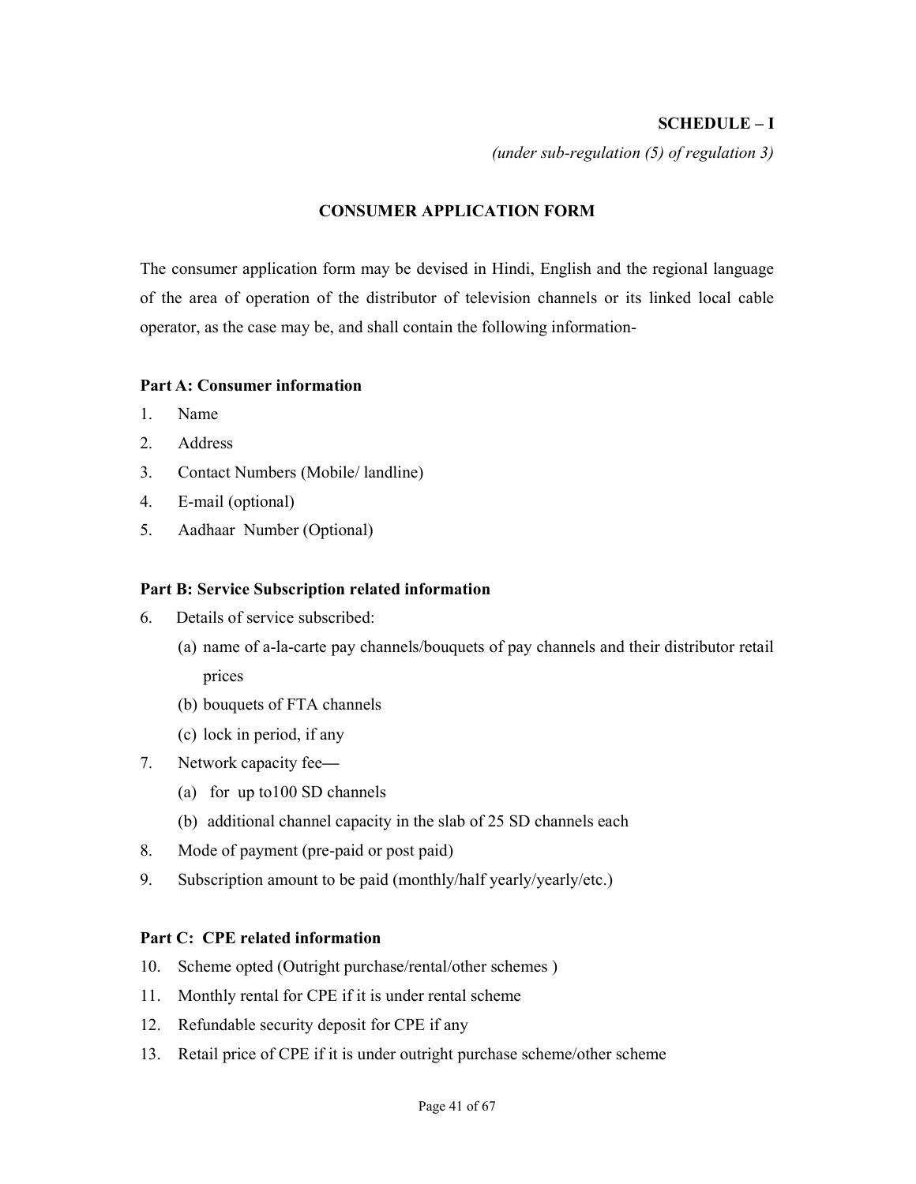**SCHEDULE – I**

*(under sub-regulation (5) of regulation 3)*

## CONSUMER APPLICATION FORM

The consumer application form may be devised in Hindi, English and the regional language of the area of operation of the distributor of television channels or its linked local cable operator, as the case may be, and shall contain the following information-

**Part A: Consumer information**

1. Name
2. Address
3. Contact Numbers (Mobile/ landline)
4. E-mail (optional)
5. Aadhaar Number (Optional)

**Part B: Service Subscription related information**

6. Details of service subscribed:
   (a) name of a-la-carte pay channels/bouquets of pay channels and their distributor retail prices
   (b) bouquets of FTA channels
   (c) lock in period, if any
7. Network capacity fee—
   (a) for up to100 SD channels
   (b) additional channel capacity in the slab of 25 SD channels each
8. Mode of payment (pre-paid or post paid)
9. Subscription amount to be paid (monthly/half yearly/yearly/etc.)

**Part C: CPE related information**

10. Scheme opted (Outright purchase/rental/other schemes )
11. Monthly rental for CPE if it is under rental scheme
12. Refundable security deposit for CPE if any
13. Retail price of CPE if it is under outright purchase scheme/other scheme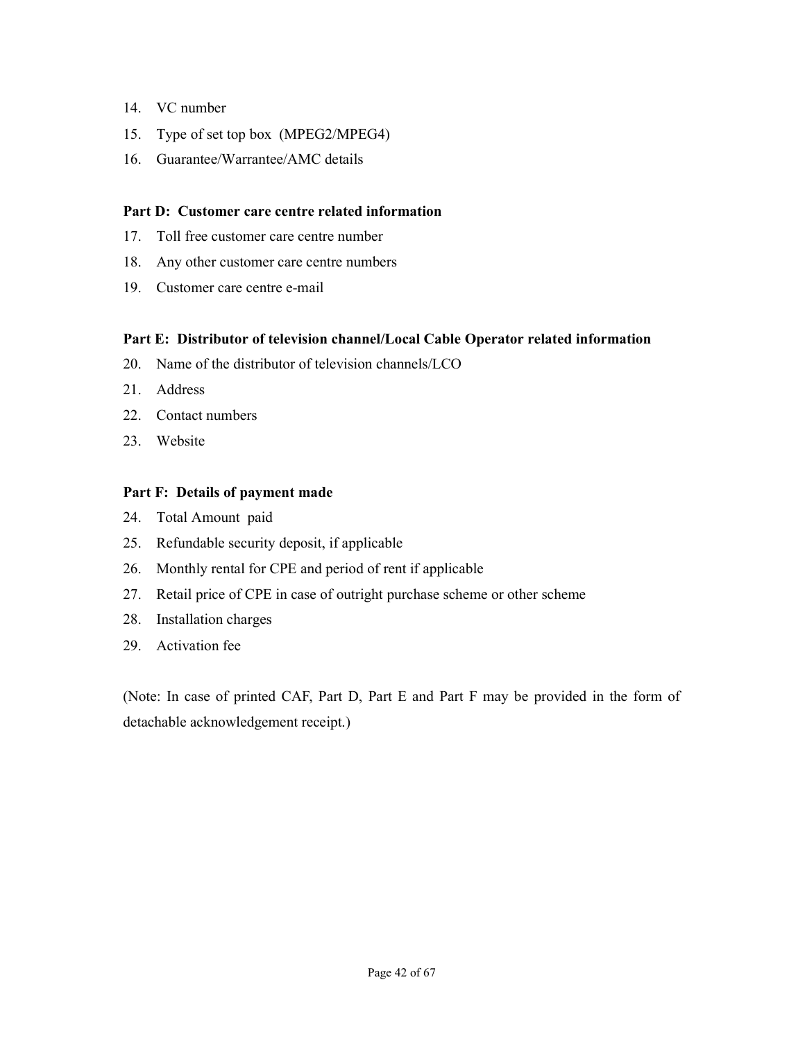14. VC number
15. Type of set top box (MPEG2/MPEG4)
16. Guarantee/Warrantee/AMC details

**Part D: Customer care centre related information**

17. Toll free customer care centre number
18. Any other customer care centre numbers
19. Customer care centre e-mail

**Part E: Distributor of television channel/Local Cable Operator related information**

20. Name of the distributor of television channels/LCO
21. Address
22. Contact numbers
23. Website

**Part F: Details of payment made**

24. Total Amount paid
25. Refundable security deposit, if applicable
26. Monthly rental for CPE and period of rent if applicable
27. Retail price of CPE in case of outright purchase scheme or other scheme
28. Installation charges
29. Activation fee

(Note: In case of printed CAF, Part D, Part E and Part F may be provided in the form of detachable acknowledgement receipt.)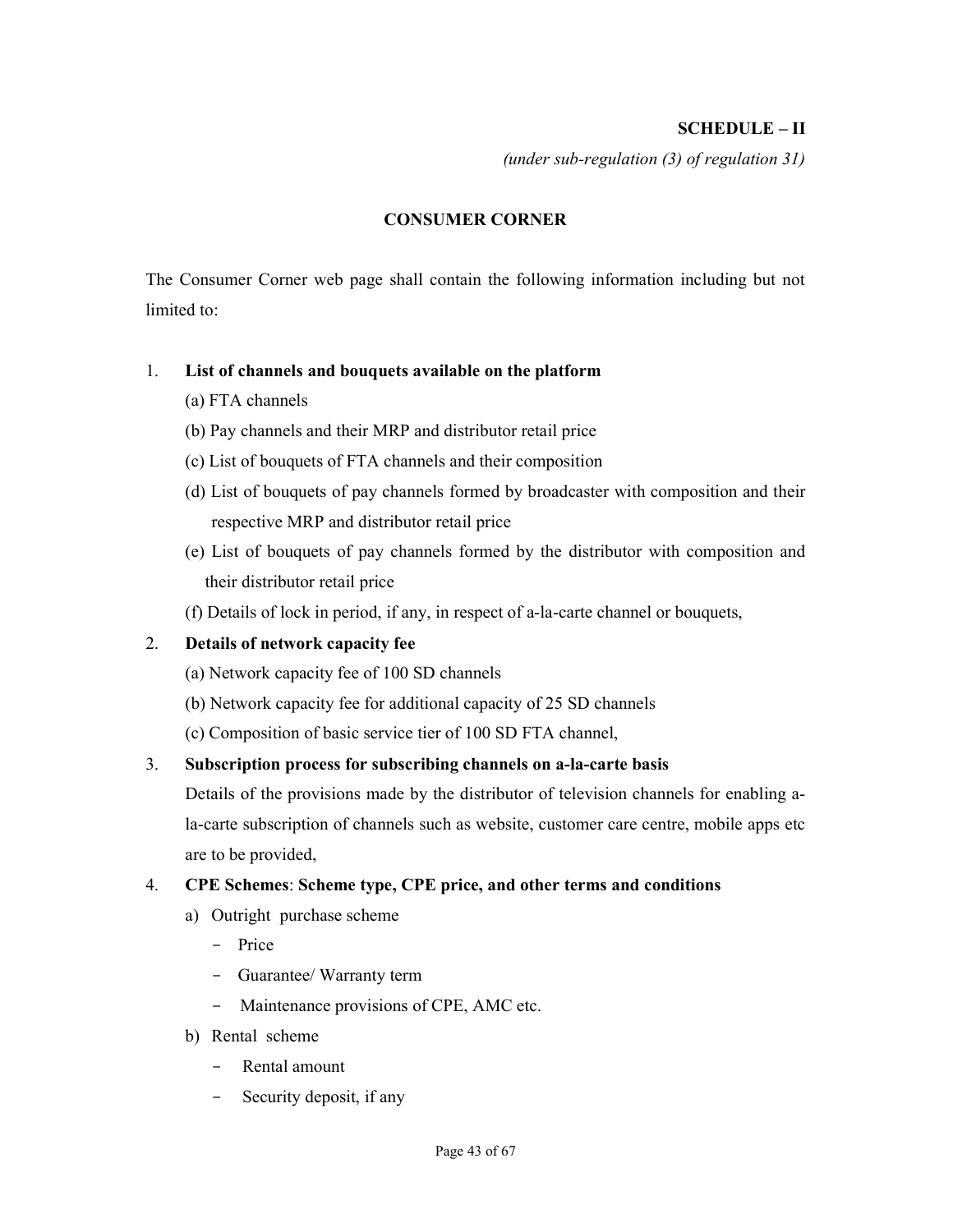**SCHEDULE – II**

*(under sub-regulation (3) of regulation 31)*

**CONSUMER CORNER**

The Consumer Corner web page shall contain the following information including but not limited to:

1. **List of channels and bouquets available on the platform**
   (a) FTA channels
   (b) Pay channels and their MRP and distributor retail price
   (c) List of bouquets of FTA channels and their composition
   (d) List of bouquets of pay channels formed by broadcaster with composition and their respective MRP and distributor retail price
   (e) List of bouquets of pay channels formed by the distributor with composition and their distributor retail price
   (f) Details of lock in period, if any, in respect of a-la-carte channel or bouquets,

2. **Details of network capacity fee**
   (a) Network capacity fee of 100 SD channels
   (b) Network capacity fee for additional capacity of 25 SD channels
   (c) Composition of basic service tier of 100 SD FTA channel,

3. **Subscription process for subscribing channels on a-la-carte basis**
   Details of the provisions made by the distributor of television channels for enabling a-la-carte subscription of channels such as website, customer care centre, mobile apps etc are to be provided,

4. **CPE Schemes**: **Scheme type, CPE price, and other terms and conditions**
   a) Outright purchase scheme
      - Price
      - Guarantee/ Warranty term
      - Maintenance provisions of CPE, AMC etc.
   b) Rental scheme
      - Rental amount
      - Security deposit, if any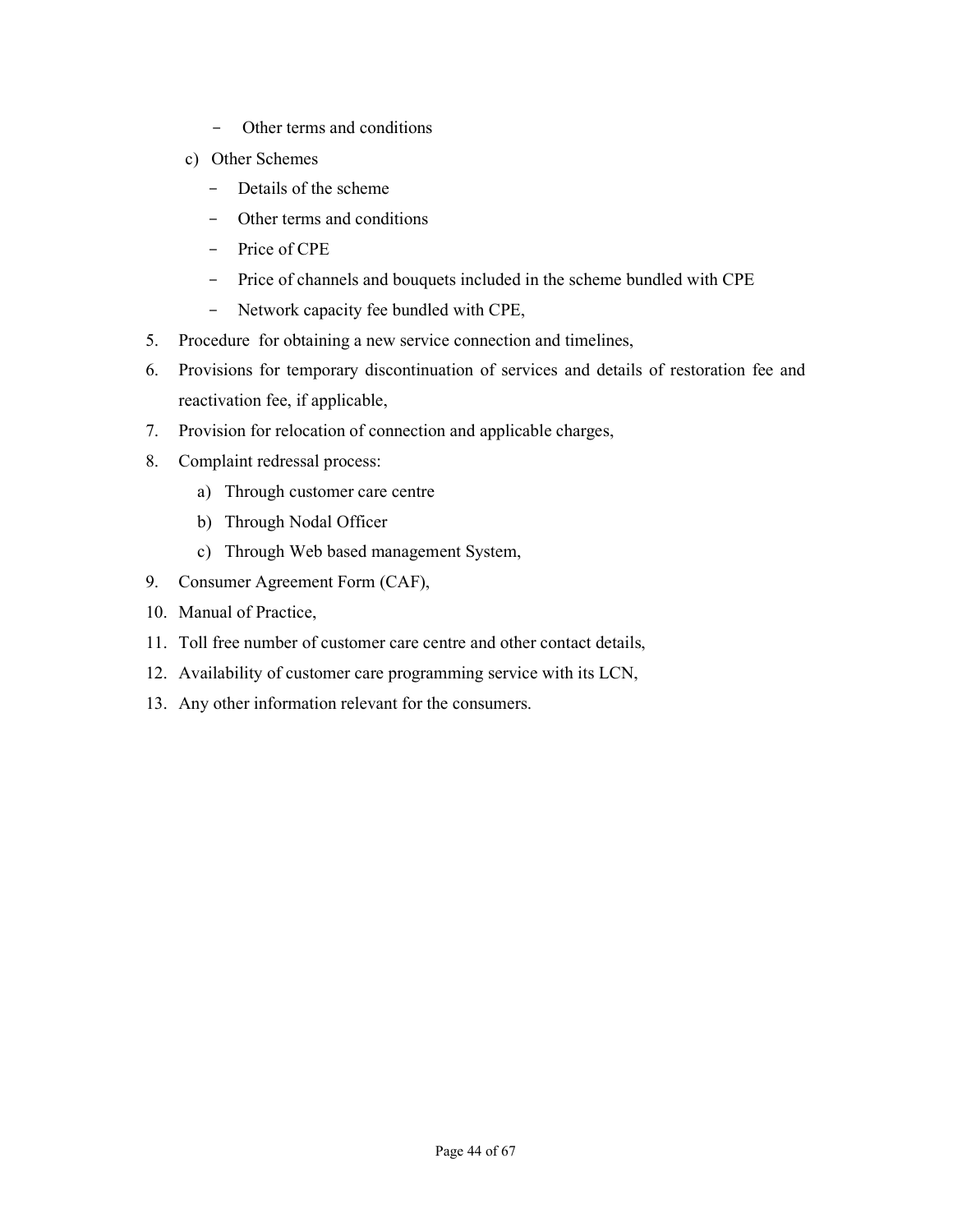- Other terms and conditions

   c) Other Schemes

   - Details of the scheme
   - Other terms and conditions
   - Price of CPE
   - Price of channels and bouquets included in the scheme bundled with CPE
   - Network capacity fee bundled with CPE,

5. Procedure for obtaining a new service connection and timelines,
6. Provisions for temporary discontinuation of services and details of restoration fee and reactivation fee, if applicable,
7. Provision for relocation of connection and applicable charges,
8. Complaint redressal process:
   a) Through customer care centre
   b) Through Nodal Officer
   c) Through Web based management System,
9. Consumer Agreement Form (CAF),
10. Manual of Practice,
11. Toll free number of customer care centre and other contact details,
12. Availability of customer care programming service with its LCN,
13. Any other information relevant for the consumers.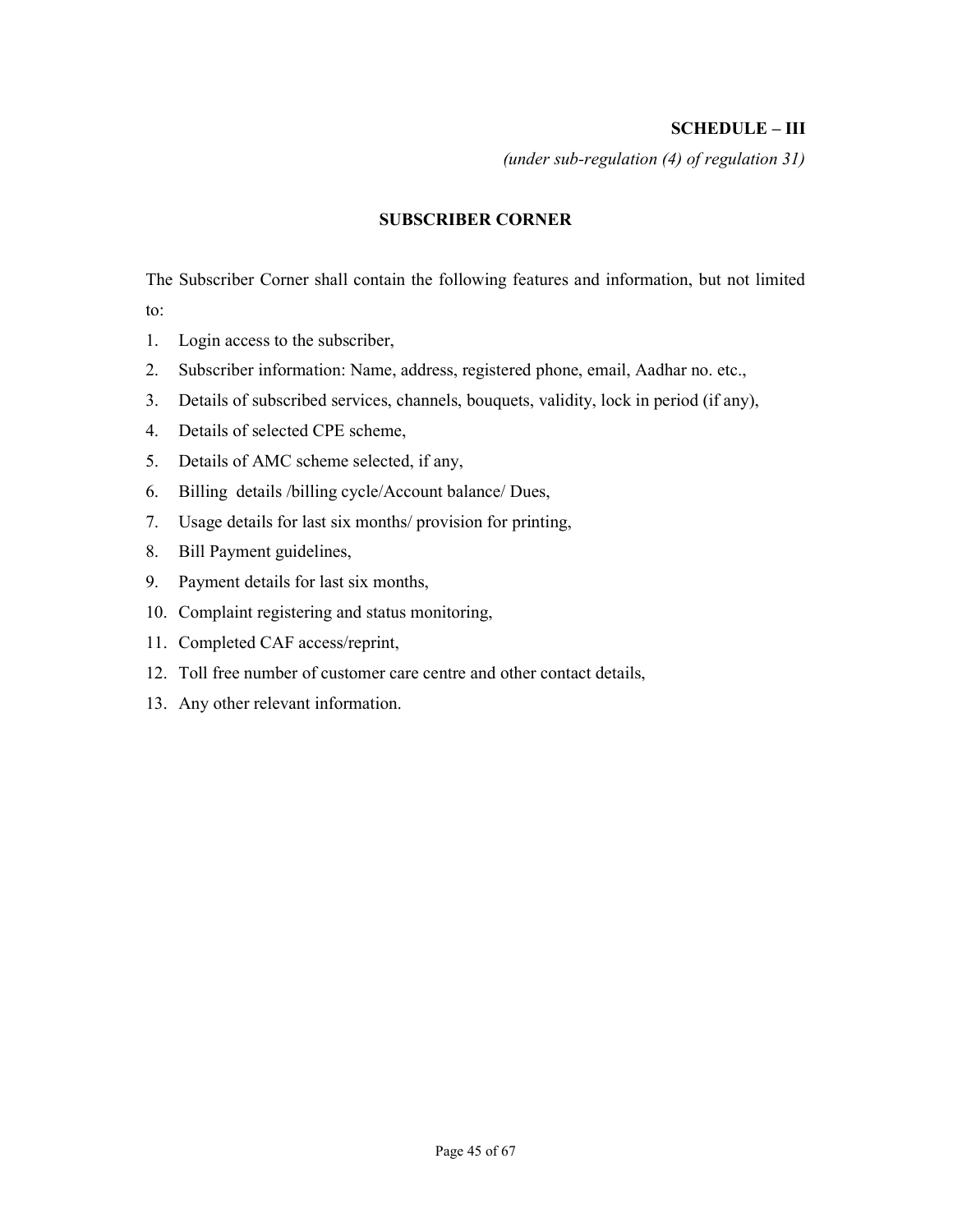**SCHEDULE – III**

*(under sub-regulation (4) of regulation 31)*

## SUBSCRIBER CORNER

The Subscriber Corner shall contain the following features and information, but not limited to:

1. Login access to the subscriber,
2. Subscriber information: Name, address, registered phone, email, Aadhar no. etc.,
3. Details of subscribed services, channels, bouquets, validity, lock in period (if any),
4. Details of selected CPE scheme,
5. Details of AMC scheme selected, if any,
6. Billing details /billing cycle/Account balance/ Dues,
7. Usage details for last six months/ provision for printing,
8. Bill Payment guidelines,
9. Payment details for last six months,
10. Complaint registering and status monitoring,
11. Completed CAF access/reprint,
12. Toll free number of customer care centre and other contact details,
13. Any other relevant information.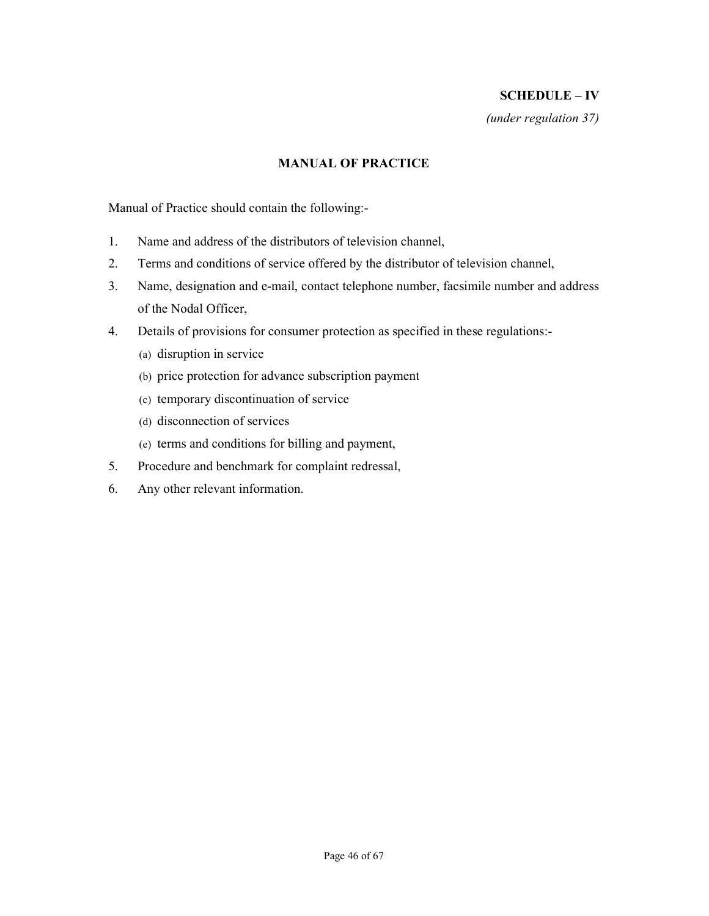**SCHEDULE – IV**

*(under regulation 37)*

## MANUAL OF PRACTICE

Manual of Practice should contain the following:-

1. Name and address of the distributors of television channel,
2. Terms and conditions of service offered by the distributor of television channel,
3. Name, designation and e-mail, contact telephone number, facsimile number and address of the Nodal Officer,
4. Details of provisions for consumer protection as specified in these regulations:-
   (a) disruption in service
   (b) price protection for advance subscription payment
   (c) temporary discontinuation of service
   (d) disconnection of services
   (e) terms and conditions for billing and payment,
5. Procedure and benchmark for complaint redressal,
6. Any other relevant information.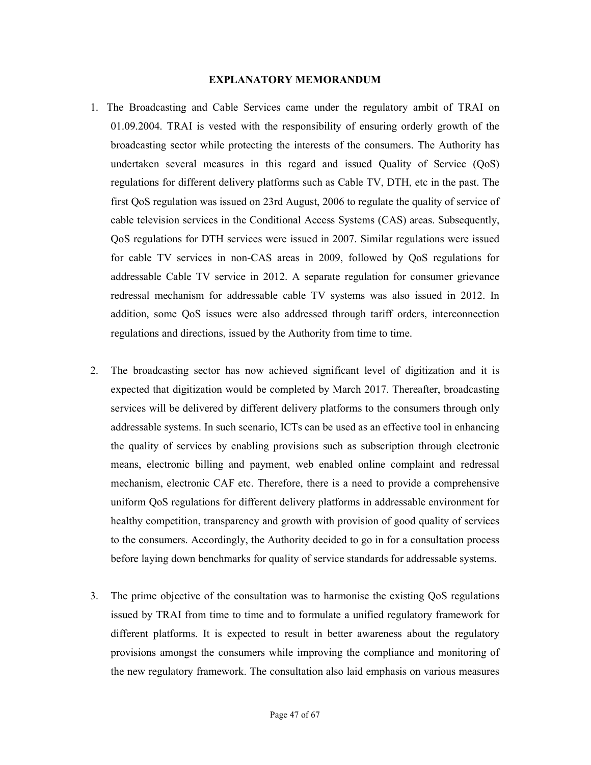## EXPLANATORY MEMORANDUM

1. The Broadcasting and Cable Services came under the regulatory ambit of TRAI on 01.09.2004. TRAI is vested with the responsibility of ensuring orderly growth of the broadcasting sector while protecting the interests of the consumers. The Authority has undertaken several measures in this regard and issued Quality of Service (QoS) regulations for different delivery platforms such as Cable TV, DTH, etc in the past. The first QoS regulation was issued on 23rd August, 2006 to regulate the quality of service of cable television services in the Conditional Access Systems (CAS) areas. Subsequently, QoS regulations for DTH services were issued in 2007. Similar regulations were issued for cable TV services in non-CAS areas in 2009, followed by QoS regulations for addressable Cable TV service in 2012. A separate regulation for consumer grievance redressal mechanism for addressable cable TV systems was also issued in 2012. In addition, some QoS issues were also addressed through tariff orders, interconnection regulations and directions, issued by the Authority from time to time.

2. The broadcasting sector has now achieved significant level of digitization and it is expected that digitization would be completed by March 2017. Thereafter, broadcasting services will be delivered by different delivery platforms to the consumers through only addressable systems. In such scenario, ICTs can be used as an effective tool in enhancing the quality of services by enabling provisions such as subscription through electronic means, electronic billing and payment, web enabled online complaint and redressal mechanism, electronic CAF etc. Therefore, there is a need to provide a comprehensive uniform QoS regulations for different delivery platforms in addressable environment for healthy competition, transparency and growth with provision of good quality of services to the consumers. Accordingly, the Authority decided to go in for a consultation process before laying down benchmarks for quality of service standards for addressable systems.

3. The prime objective of the consultation was to harmonise the existing QoS regulations issued by TRAI from time to time and to formulate a unified regulatory framework for different platforms. It is expected to result in better awareness about the regulatory provisions amongst the consumers while improving the compliance and monitoring of the new regulatory framework. The consultation also laid emphasis on various measures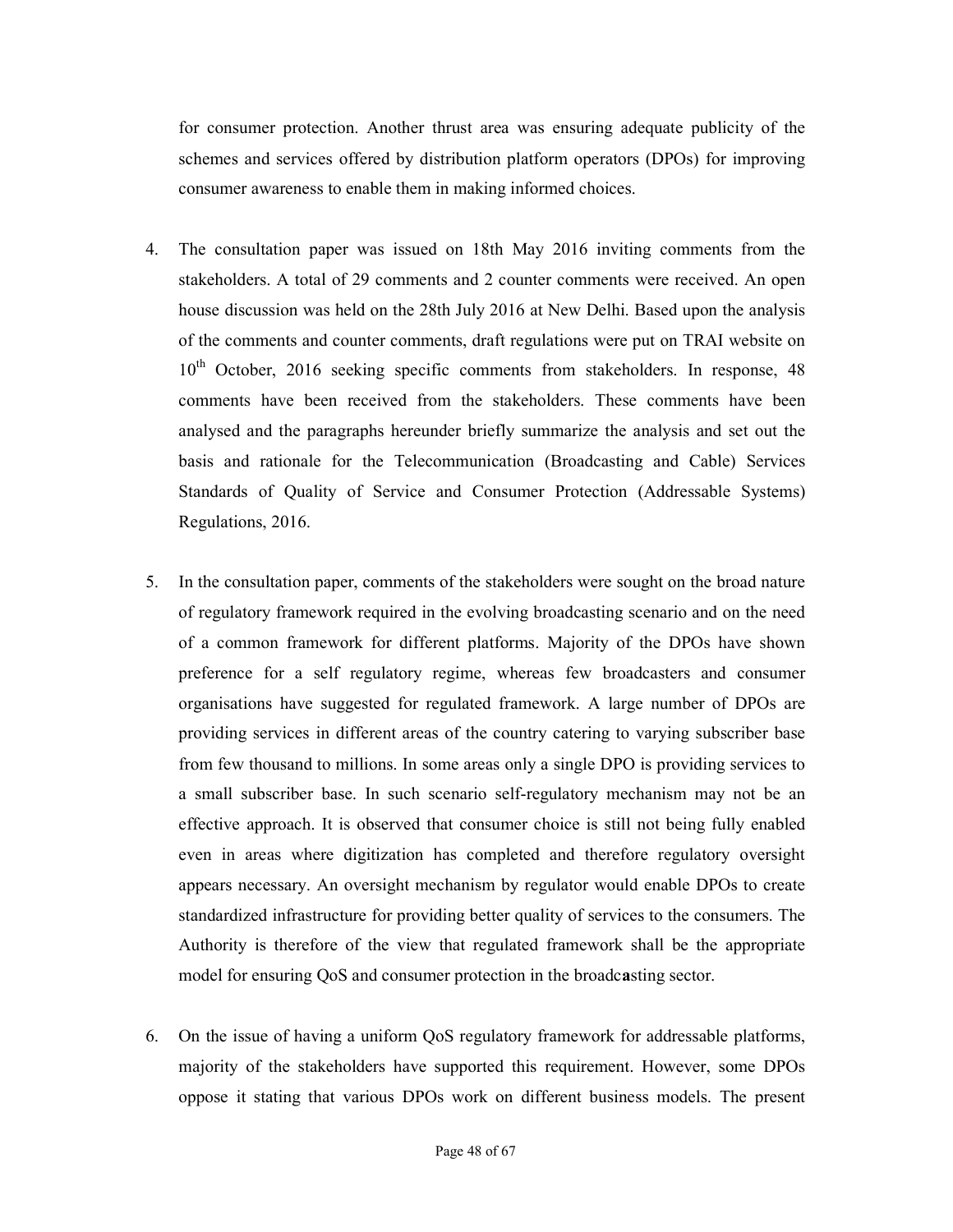for consumer protection. Another thrust area was ensuring adequate publicity of the schemes and services offered by distribution platform operators (DPOs) for improving consumer awareness to enable them in making informed choices.

4. The consultation paper was issued on 18th May 2016 inviting comments from the stakeholders. A total of 29 comments and 2 counter comments were received. An open house discussion was held on the 28th July 2016 at New Delhi. Based upon the analysis of the comments and counter comments, draft regulations were put on TRAI website on 10th October, 2016 seeking specific comments from stakeholders. In response, 48 comments have been received from the stakeholders. These comments have been analysed and the paragraphs hereunder briefly summarize the analysis and set out the basis and rationale for the Telecommunication (Broadcasting and Cable) Services Standards of Quality of Service and Consumer Protection (Addressable Systems) Regulations, 2016.

5. In the consultation paper, comments of the stakeholders were sought on the broad nature of regulatory framework required in the evolving broadcasting scenario and on the need of a common framework for different platforms. Majority of the DPOs have shown preference for a self regulatory regime, whereas few broadcasters and consumer organisations have suggested for regulated framework. A large number of DPOs are providing services in different areas of the country catering to varying subscriber base from few thousand to millions. In some areas only a single DPO is providing services to a small subscriber base. In such scenario self-regulatory mechanism may not be an effective approach. It is observed that consumer choice is still not being fully enabled even in areas where digitization has completed and therefore regulatory oversight appears necessary. An oversight mechanism by regulator would enable DPOs to create standardized infrastructure for providing better quality of services to the consumers. The Authority is therefore of the view that regulated framework shall be the appropriate model for ensuring QoS and consumer protection in the broadcasting sector.

6. On the issue of having a uniform QoS regulatory framework for addressable platforms, majority of the stakeholders have supported this requirement. However, some DPOs oppose it stating that various DPOs work on different business models. The present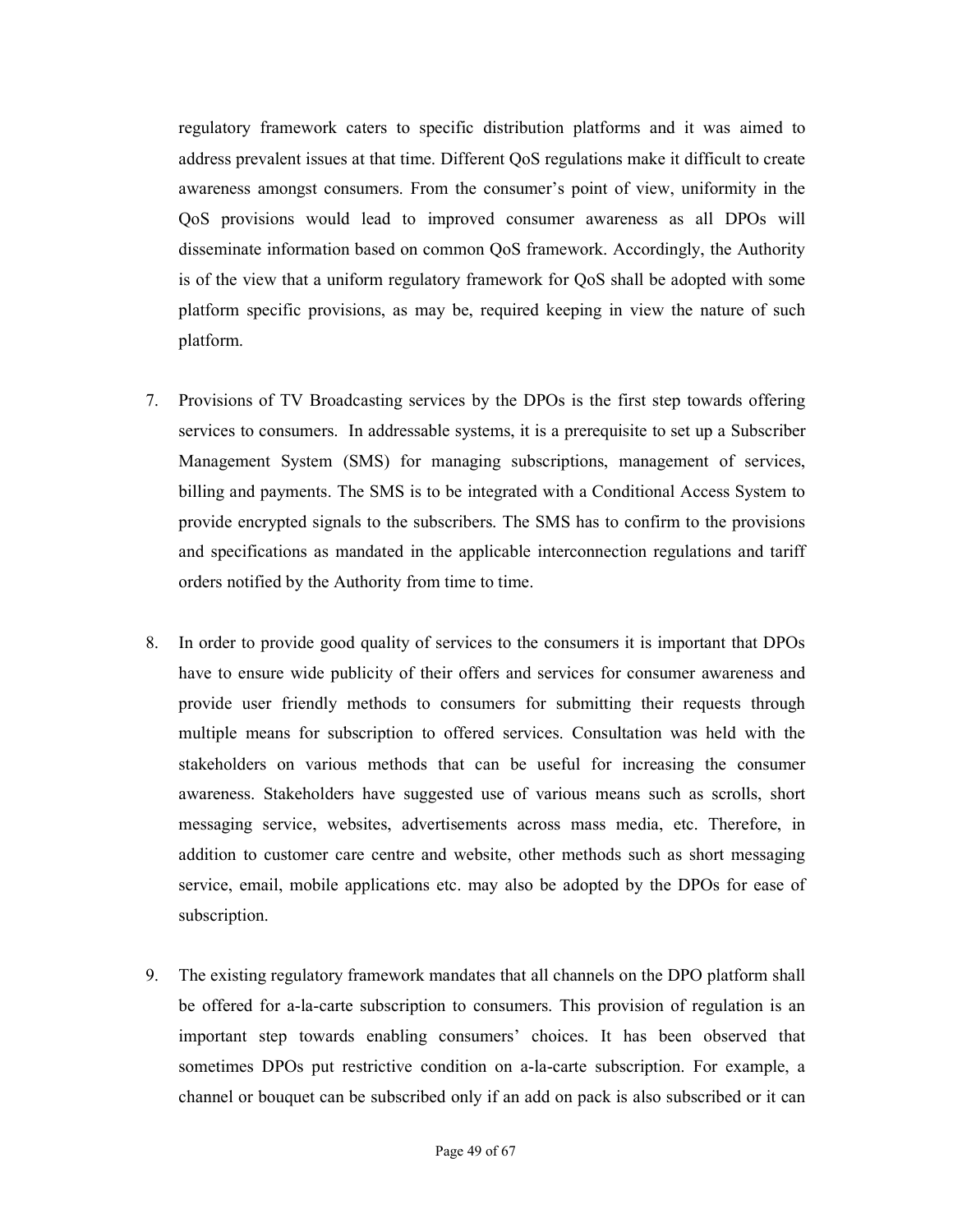regulatory framework caters to specific distribution platforms and it was aimed to address prevalent issues at that time. Different QoS regulations make it difficult to create awareness amongst consumers. From the consumer's point of view, uniformity in the QoS provisions would lead to improved consumer awareness as all DPOs will disseminate information based on common QoS framework. Accordingly, the Authority is of the view that a uniform regulatory framework for QoS shall be adopted with some platform specific provisions, as may be, required keeping in view the nature of such platform.

7. Provisions of TV Broadcasting services by the DPOs is the first step towards offering services to consumers. In addressable systems, it is a prerequisite to set up a Subscriber Management System (SMS) for managing subscriptions, management of services, billing and payments. The SMS is to be integrated with a Conditional Access System to provide encrypted signals to the subscribers. The SMS has to confirm to the provisions and specifications as mandated in the applicable interconnection regulations and tariff orders notified by the Authority from time to time.

8. In order to provide good quality of services to the consumers it is important that DPOs have to ensure wide publicity of their offers and services for consumer awareness and provide user friendly methods to consumers for submitting their requests through multiple means for subscription to offered services. Consultation was held with the stakeholders on various methods that can be useful for increasing the consumer awareness. Stakeholders have suggested use of various means such as scrolls, short messaging service, websites, advertisements across mass media, etc. Therefore, in addition to customer care centre and website, other methods such as short messaging service, email, mobile applications etc. may also be adopted by the DPOs for ease of subscription.

9. The existing regulatory framework mandates that all channels on the DPO platform shall be offered for a-la-carte subscription to consumers. This provision of regulation is an important step towards enabling consumers' choices. It has been observed that sometimes DPOs put restrictive condition on a-la-carte subscription. For example, a channel or bouquet can be subscribed only if an add on pack is also subscribed or it can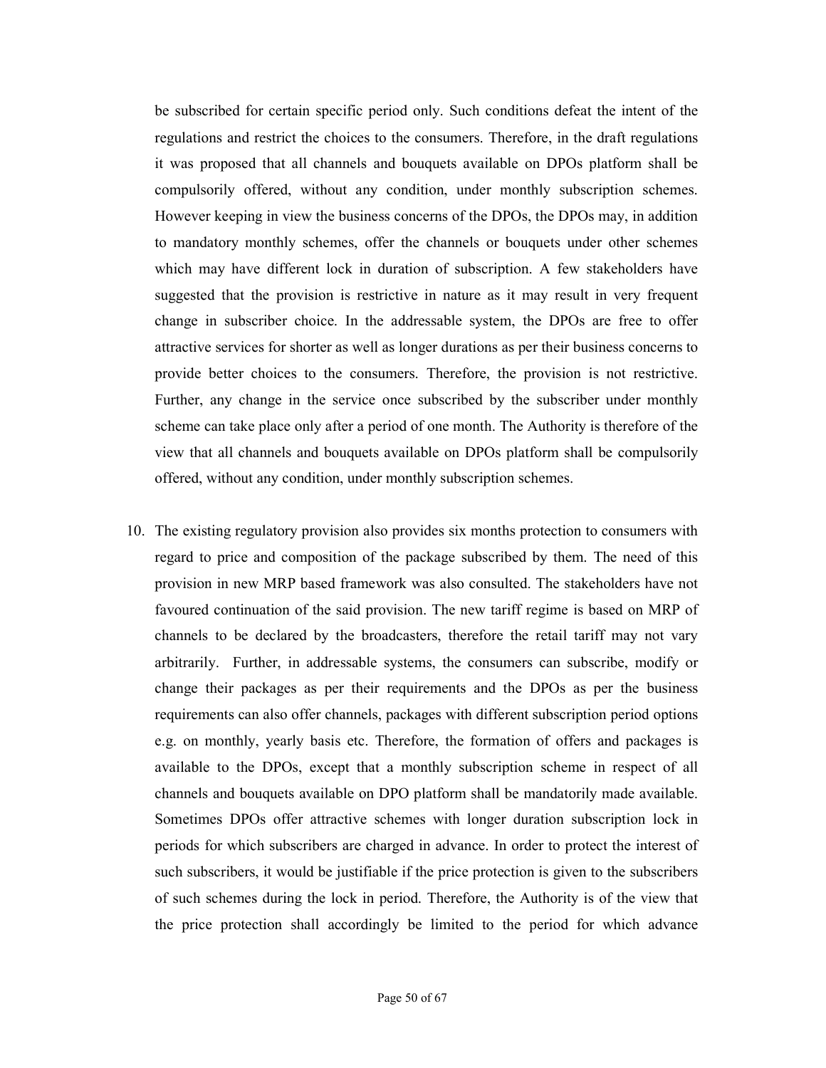be subscribed for certain specific period only. Such conditions defeat the intent of the regulations and restrict the choices to the consumers. Therefore, in the draft regulations it was proposed that all channels and bouquets available on DPOs platform shall be compulsorily offered, without any condition, under monthly subscription schemes. However keeping in view the business concerns of the DPOs, the DPOs may, in addition to mandatory monthly schemes, offer the channels or bouquets under other schemes which may have different lock in duration of subscription. A few stakeholders have suggested that the provision is restrictive in nature as it may result in very frequent change in subscriber choice. In the addressable system, the DPOs are free to offer attractive services for shorter as well as longer durations as per their business concerns to provide better choices to the consumers. Therefore, the provision is not restrictive. Further, any change in the service once subscribed by the subscriber under monthly scheme can take place only after a period of one month. The Authority is therefore of the view that all channels and bouquets available on DPOs platform shall be compulsorily offered, without any condition, under monthly subscription schemes.

10. The existing regulatory provision also provides six months protection to consumers with regard to price and composition of the package subscribed by them. The need of this provision in new MRP based framework was also consulted. The stakeholders have not favoured continuation of the said provision. The new tariff regime is based on MRP of channels to be declared by the broadcasters, therefore the retail tariff may not vary arbitrarily. Further, in addressable systems, the consumers can subscribe, modify or change their packages as per their requirements and the DPOs as per the business requirements can also offer channels, packages with different subscription period options e.g. on monthly, yearly basis etc. Therefore, the formation of offers and packages is available to the DPOs, except that a monthly subscription scheme in respect of all channels and bouquets available on DPO platform shall be mandatorily made available. Sometimes DPOs offer attractive schemes with longer duration subscription lock in periods for which subscribers are charged in advance. In order to protect the interest of such subscribers, it would be justifiable if the price protection is given to the subscribers of such schemes during the lock in period. Therefore, the Authority is of the view that the price protection shall accordingly be limited to the period for which advance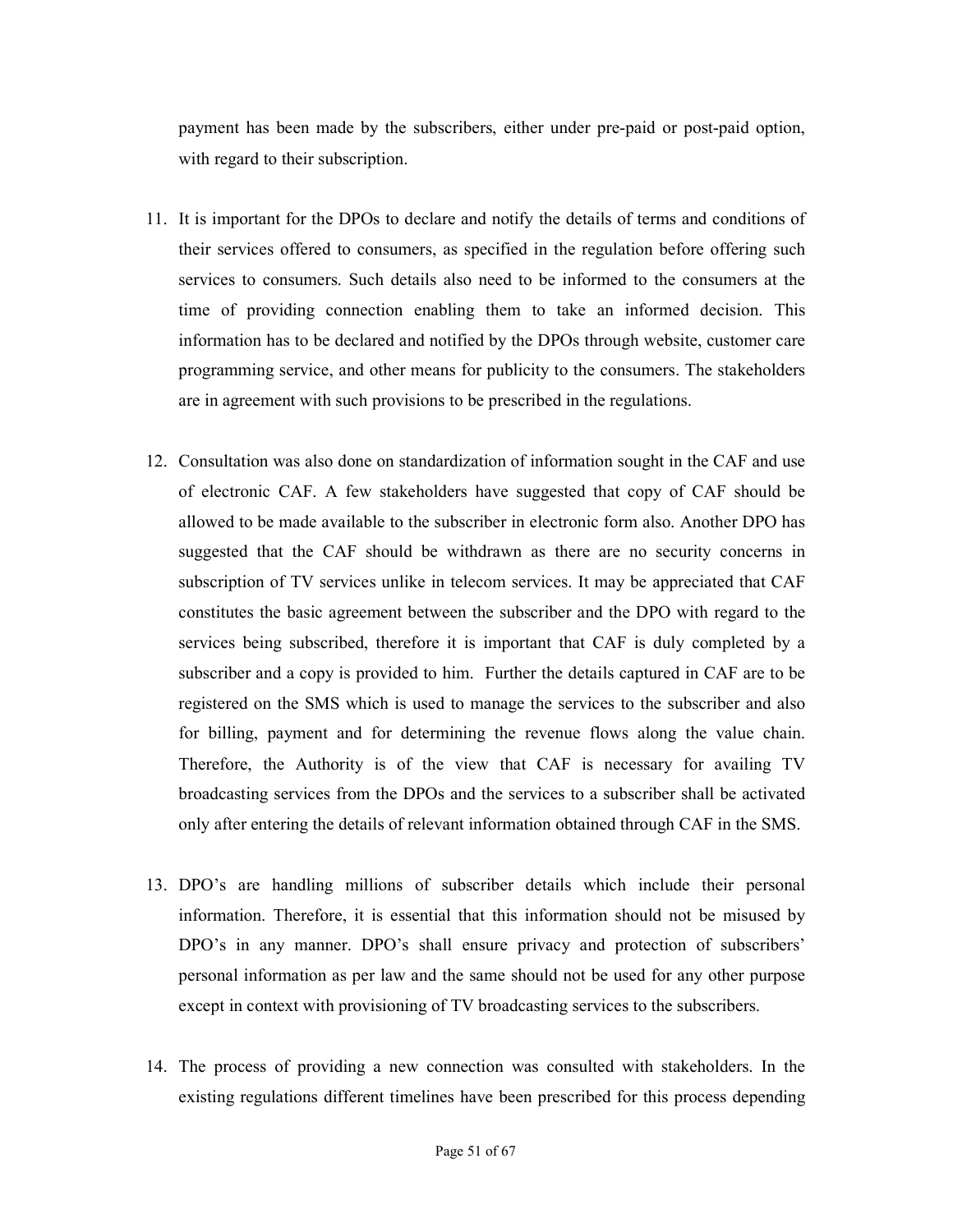payment has been made by the subscribers, either under pre-paid or post-paid option, with regard to their subscription.

11. It is important for the DPOs to declare and notify the details of terms and conditions of their services offered to consumers, as specified in the regulation before offering such services to consumers. Such details also need to be informed to the consumers at the time of providing connection enabling them to take an informed decision. This information has to be declared and notified by the DPOs through website, customer care programming service, and other means for publicity to the consumers. The stakeholders are in agreement with such provisions to be prescribed in the regulations.

12. Consultation was also done on standardization of information sought in the CAF and use of electronic CAF. A few stakeholders have suggested that copy of CAF should be allowed to be made available to the subscriber in electronic form also. Another DPO has suggested that the CAF should be withdrawn as there are no security concerns in subscription of TV services unlike in telecom services. It may be appreciated that CAF constitutes the basic agreement between the subscriber and the DPO with regard to the services being subscribed, therefore it is important that CAF is duly completed by a subscriber and a copy is provided to him. Further the details captured in CAF are to be registered on the SMS which is used to manage the services to the subscriber and also for billing, payment and for determining the revenue flows along the value chain. Therefore, the Authority is of the view that CAF is necessary for availing TV broadcasting services from the DPOs and the services to a subscriber shall be activated only after entering the details of relevant information obtained through CAF in the SMS.

13. DPO's are handling millions of subscriber details which include their personal information. Therefore, it is essential that this information should not be misused by DPO's in any manner. DPO's shall ensure privacy and protection of subscribers' personal information as per law and the same should not be used for any other purpose except in context with provisioning of TV broadcasting services to the subscribers.

14. The process of providing a new connection was consulted with stakeholders. In the existing regulations different timelines have been prescribed for this process depending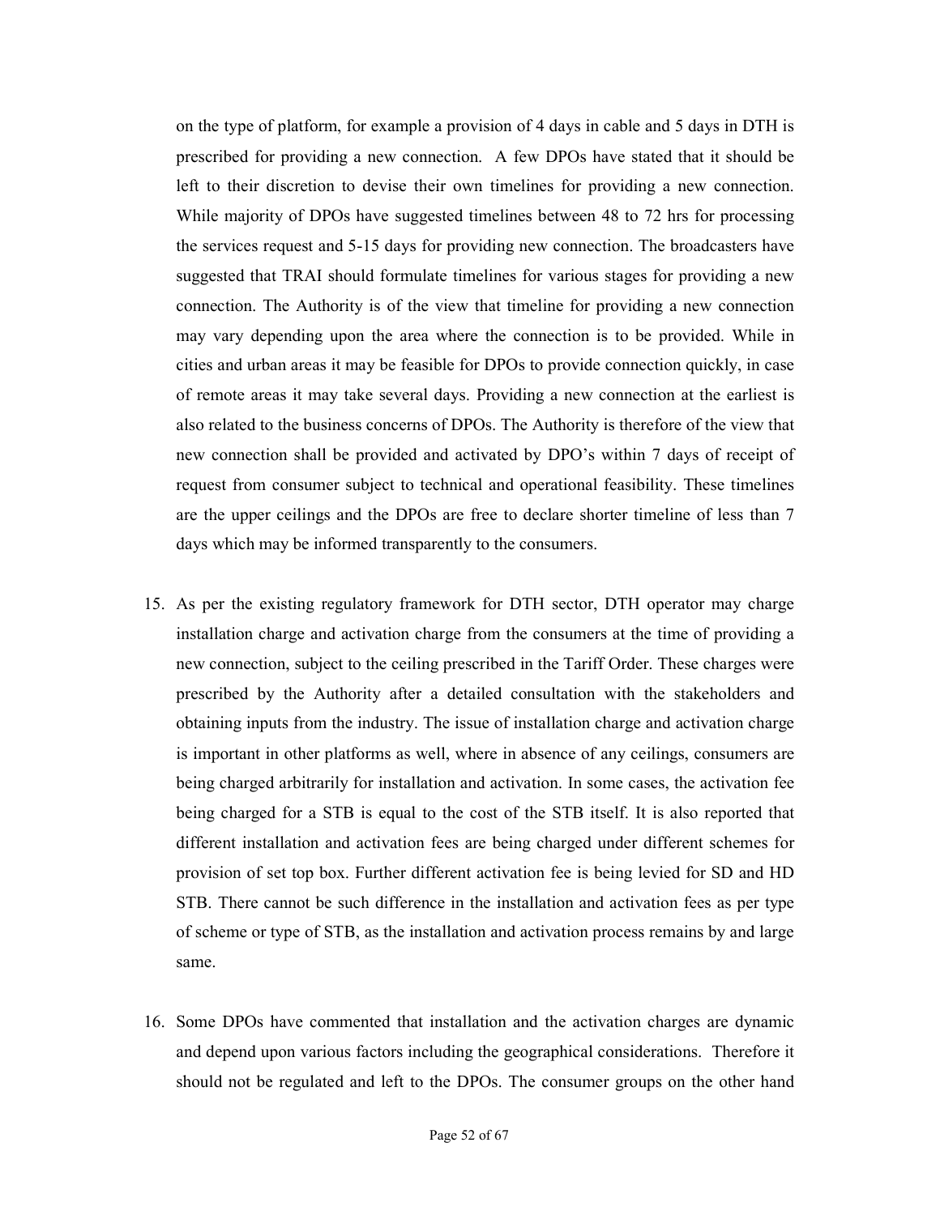on the type of platform, for example a provision of 4 days in cable and 5 days in DTH is prescribed for providing a new connection. A few DPOs have stated that it should be left to their discretion to devise their own timelines for providing a new connection. While majority of DPOs have suggested timelines between 48 to 72 hrs for processing the services request and 5-15 days for providing new connection. The broadcasters have suggested that TRAI should formulate timelines for various stages for providing a new connection. The Authority is of the view that timeline for providing a new connection may vary depending upon the area where the connection is to be provided. While in cities and urban areas it may be feasible for DPOs to provide connection quickly, in case of remote areas it may take several days. Providing a new connection at the earliest is also related to the business concerns of DPOs. The Authority is therefore of the view that new connection shall be provided and activated by DPO's within 7 days of receipt of request from consumer subject to technical and operational feasibility. These timelines are the upper ceilings and the DPOs are free to declare shorter timeline of less than 7 days which may be informed transparently to the consumers.

15. As per the existing regulatory framework for DTH sector, DTH operator may charge installation charge and activation charge from the consumers at the time of providing a new connection, subject to the ceiling prescribed in the Tariff Order. These charges were prescribed by the Authority after a detailed consultation with the stakeholders and obtaining inputs from the industry. The issue of installation charge and activation charge is important in other platforms as well, where in absence of any ceilings, consumers are being charged arbitrarily for installation and activation. In some cases, the activation fee being charged for a STB is equal to the cost of the STB itself. It is also reported that different installation and activation fees are being charged under different schemes for provision of set top box. Further different activation fee is being levied for SD and HD STB. There cannot be such difference in the installation and activation fees as per type of scheme or type of STB, as the installation and activation process remains by and large same.

16. Some DPOs have commented that installation and the activation charges are dynamic and depend upon various factors including the geographical considerations. Therefore it should not be regulated and left to the DPOs. The consumer groups on the other hand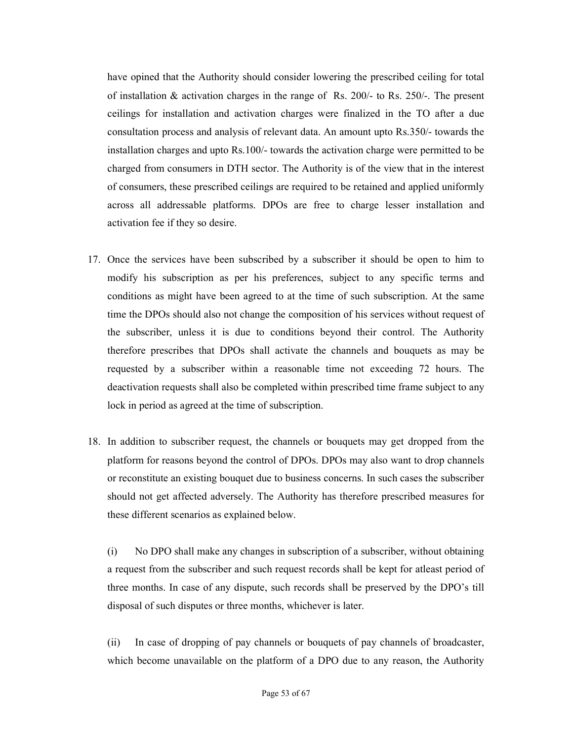have opined that the Authority should consider lowering the prescribed ceiling for total of installation & activation charges in the range of Rs. 200/- to Rs. 250/-. The present ceilings for installation and activation charges were finalized in the TO after a due consultation process and analysis of relevant data. An amount upto Rs.350/- towards the installation charges and upto Rs.100/- towards the activation charge were permitted to be charged from consumers in DTH sector. The Authority is of the view that in the interest of consumers, these prescribed ceilings are required to be retained and applied uniformly across all addressable platforms. DPOs are free to charge lesser installation and activation fee if they so desire.

17. Once the services have been subscribed by a subscriber it should be open to him to modify his subscription as per his preferences, subject to any specific terms and conditions as might have been agreed to at the time of such subscription. At the same time the DPOs should also not change the composition of his services without request of the subscriber, unless it is due to conditions beyond their control. The Authority therefore prescribes that DPOs shall activate the channels and bouquets as may be requested by a subscriber within a reasonable time not exceeding 72 hours. The deactivation requests shall also be completed within prescribed time frame subject to any lock in period as agreed at the time of subscription.

18. In addition to subscriber request, the channels or bouquets may get dropped from the platform for reasons beyond the control of DPOs. DPOs may also want to drop channels or reconstitute an existing bouquet due to business concerns. In such cases the subscriber should not get affected adversely. The Authority has therefore prescribed measures for these different scenarios as explained below.

    (i) No DPO shall make any changes in subscription of a subscriber, without obtaining a request from the subscriber and such request records shall be kept for atleast period of three months. In case of any dispute, such records shall be preserved by the DPO's till disposal of such disputes or three months, whichever is later.

    (ii) In case of dropping of pay channels or bouquets of pay channels of broadcaster, which become unavailable on the platform of a DPO due to any reason, the Authority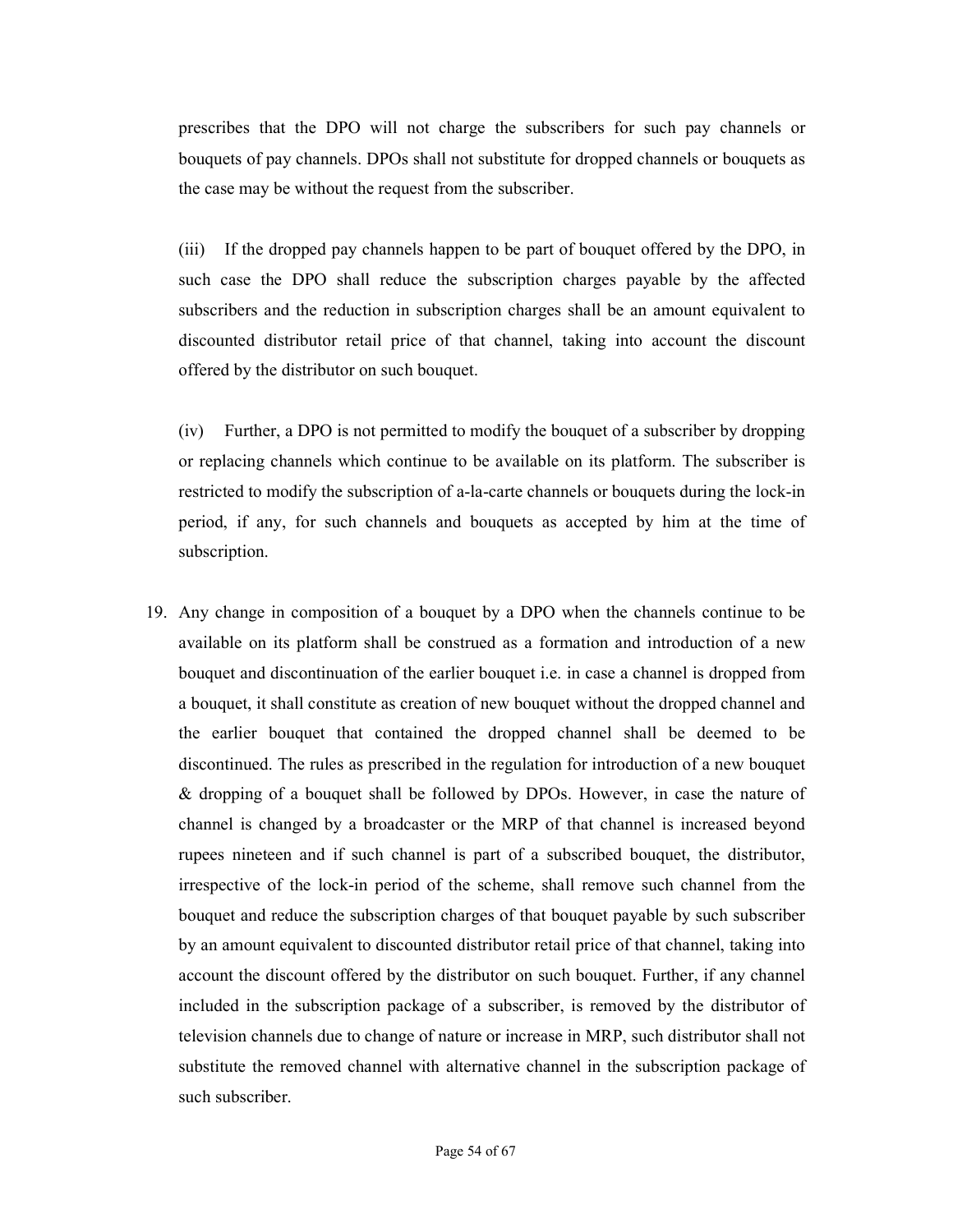prescribes that the DPO will not charge the subscribers for such pay channels or bouquets of pay channels. DPOs shall not substitute for dropped channels or bouquets as the case may be without the request from the subscriber.

(iii) If the dropped pay channels happen to be part of bouquet offered by the DPO, in such case the DPO shall reduce the subscription charges payable by the affected subscribers and the reduction in subscription charges shall be an amount equivalent to discounted distributor retail price of that channel, taking into account the discount offered by the distributor on such bouquet.

(iv) Further, a DPO is not permitted to modify the bouquet of a subscriber by dropping or replacing channels which continue to be available on its platform. The subscriber is restricted to modify the subscription of a-la-carte channels or bouquets during the lock-in period, if any, for such channels and bouquets as accepted by him at the time of subscription.

19. Any change in composition of a bouquet by a DPO when the channels continue to be available on its platform shall be construed as a formation and introduction of a new bouquet and discontinuation of the earlier bouquet i.e. in case a channel is dropped from a bouquet, it shall constitute as creation of new bouquet without the dropped channel and the earlier bouquet that contained the dropped channel shall be deemed to be discontinued. The rules as prescribed in the regulation for introduction of a new bouquet & dropping of a bouquet shall be followed by DPOs. However, in case the nature of channel is changed by a broadcaster or the MRP of that channel is increased beyond rupees nineteen and if such channel is part of a subscribed bouquet, the distributor, irrespective of the lock-in period of the scheme, shall remove such channel from the bouquet and reduce the subscription charges of that bouquet payable by such subscriber by an amount equivalent to discounted distributor retail price of that channel, taking into account the discount offered by the distributor on such bouquet. Further, if any channel included in the subscription package of a subscriber, is removed by the distributor of television channels due to change of nature or increase in MRP, such distributor shall not substitute the removed channel with alternative channel in the subscription package of such subscriber.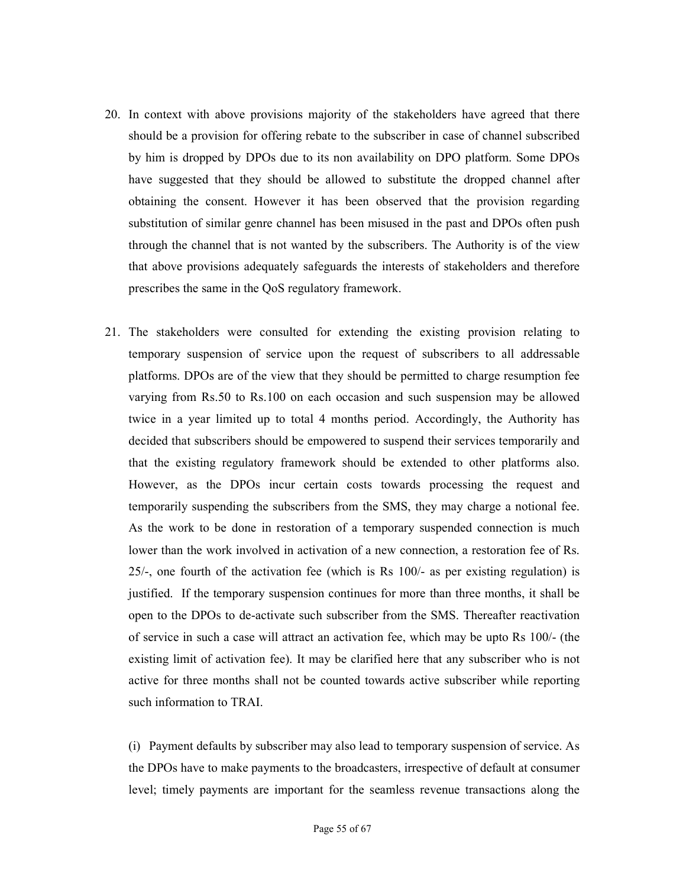20. In context with above provisions majority of the stakeholders have agreed that there should be a provision for offering rebate to the subscriber in case of channel subscribed by him is dropped by DPOs due to its non availability on DPO platform. Some DPOs have suggested that they should be allowed to substitute the dropped channel after obtaining the consent. However it has been observed that the provision regarding substitution of similar genre channel has been misused in the past and DPOs often push through the channel that is not wanted by the subscribers. The Authority is of the view that above provisions adequately safeguards the interests of stakeholders and therefore prescribes the same in the QoS regulatory framework.

21. The stakeholders were consulted for extending the existing provision relating to temporary suspension of service upon the request of subscribers to all addressable platforms. DPOs are of the view that they should be permitted to charge resumption fee varying from Rs.50 to Rs.100 on each occasion and such suspension may be allowed twice in a year limited up to total 4 months period. Accordingly, the Authority has decided that subscribers should be empowered to suspend their services temporarily and that the existing regulatory framework should be extended to other platforms also. However, as the DPOs incur certain costs towards processing the request and temporarily suspending the subscribers from the SMS, they may charge a notional fee. As the work to be done in restoration of a temporary suspended connection is much lower than the work involved in activation of a new connection, a restoration fee of Rs. 25/-, one fourth of the activation fee (which is Rs 100/- as per existing regulation) is justified. If the temporary suspension continues for more than three months, it shall be open to the DPOs to de-activate such subscriber from the SMS. Thereafter reactivation of service in such a case will attract an activation fee, which may be upto Rs 100/- (the existing limit of activation fee). It may be clarified here that any subscriber who is not active for three months shall not be counted towards active subscriber while reporting such information to TRAI.

    (i) Payment defaults by subscriber may also lead to temporary suspension of service. As the DPOs have to make payments to the broadcasters, irrespective of default at consumer level; timely payments are important for the seamless revenue transactions along the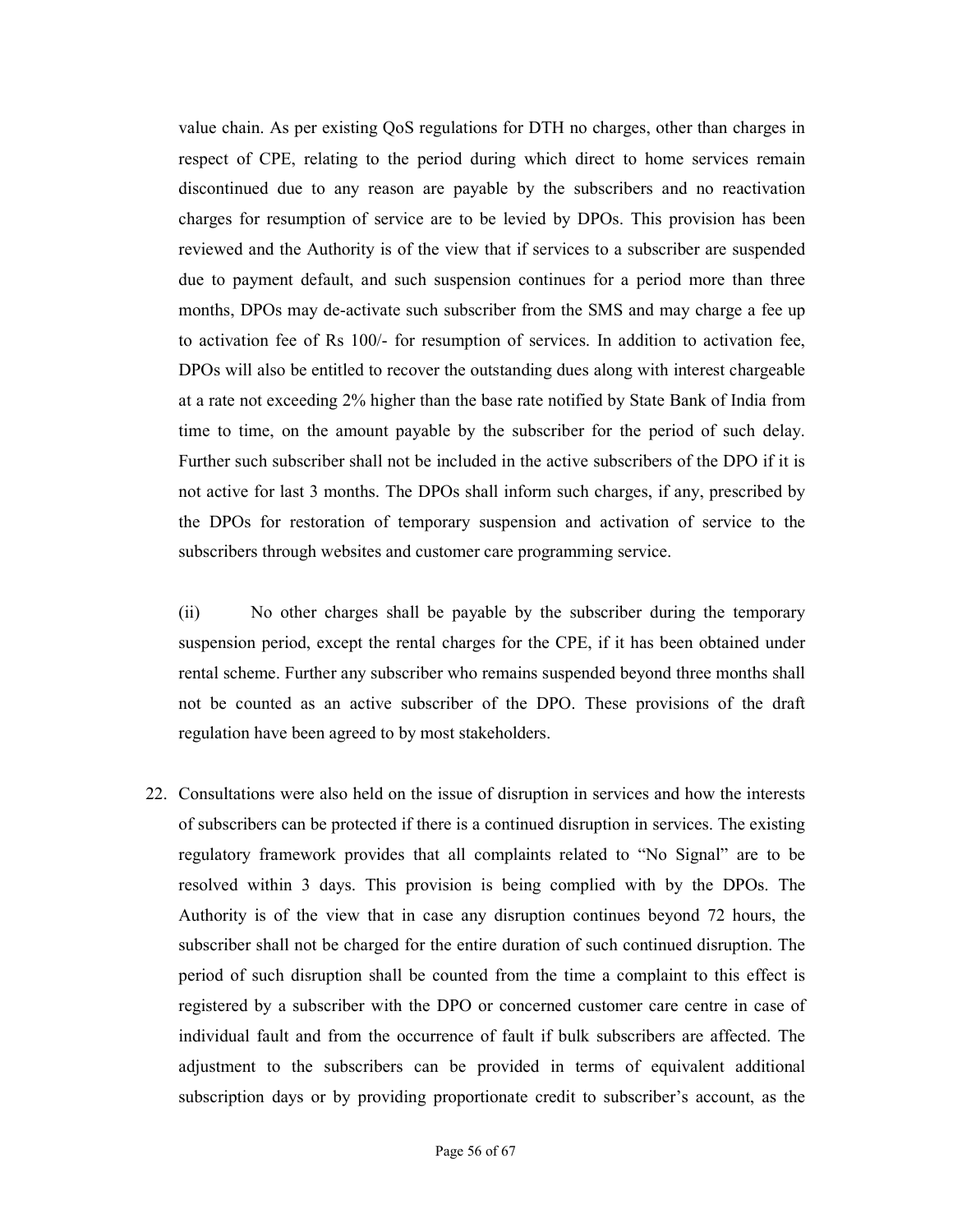value chain. As per existing QoS regulations for DTH no charges, other than charges in respect of CPE, relating to the period during which direct to home services remain discontinued due to any reason are payable by the subscribers and no reactivation charges for resumption of service are to be levied by DPOs. This provision has been reviewed and the Authority is of the view that if services to a subscriber are suspended due to payment default, and such suspension continues for a period more than three months, DPOs may de-activate such subscriber from the SMS and may charge a fee up to activation fee of Rs 100/- for resumption of services. In addition to activation fee, DPOs will also be entitled to recover the outstanding dues along with interest chargeable at a rate not exceeding 2% higher than the base rate notified by State Bank of India from time to time, on the amount payable by the subscriber for the period of such delay. Further such subscriber shall not be included in the active subscribers of the DPO if it is not active for last 3 months. The DPOs shall inform such charges, if any, prescribed by the DPOs for restoration of temporary suspension and activation of service to the subscribers through websites and customer care programming service.

(ii) No other charges shall be payable by the subscriber during the temporary suspension period, except the rental charges for the CPE, if it has been obtained under rental scheme. Further any subscriber who remains suspended beyond three months shall not be counted as an active subscriber of the DPO. These provisions of the draft regulation have been agreed to by most stakeholders.

22. Consultations were also held on the issue of disruption in services and how the interests of subscribers can be protected if there is a continued disruption in services. The existing regulatory framework provides that all complaints related to "No Signal" are to be resolved within 3 days. This provision is being complied with by the DPOs. The Authority is of the view that in case any disruption continues beyond 72 hours, the subscriber shall not be charged for the entire duration of such continued disruption. The period of such disruption shall be counted from the time a complaint to this effect is registered by a subscriber with the DPO or concerned customer care centre in case of individual fault and from the occurrence of fault if bulk subscribers are affected. The adjustment to the subscribers can be provided in terms of equivalent additional subscription days or by providing proportionate credit to subscriber's account, as the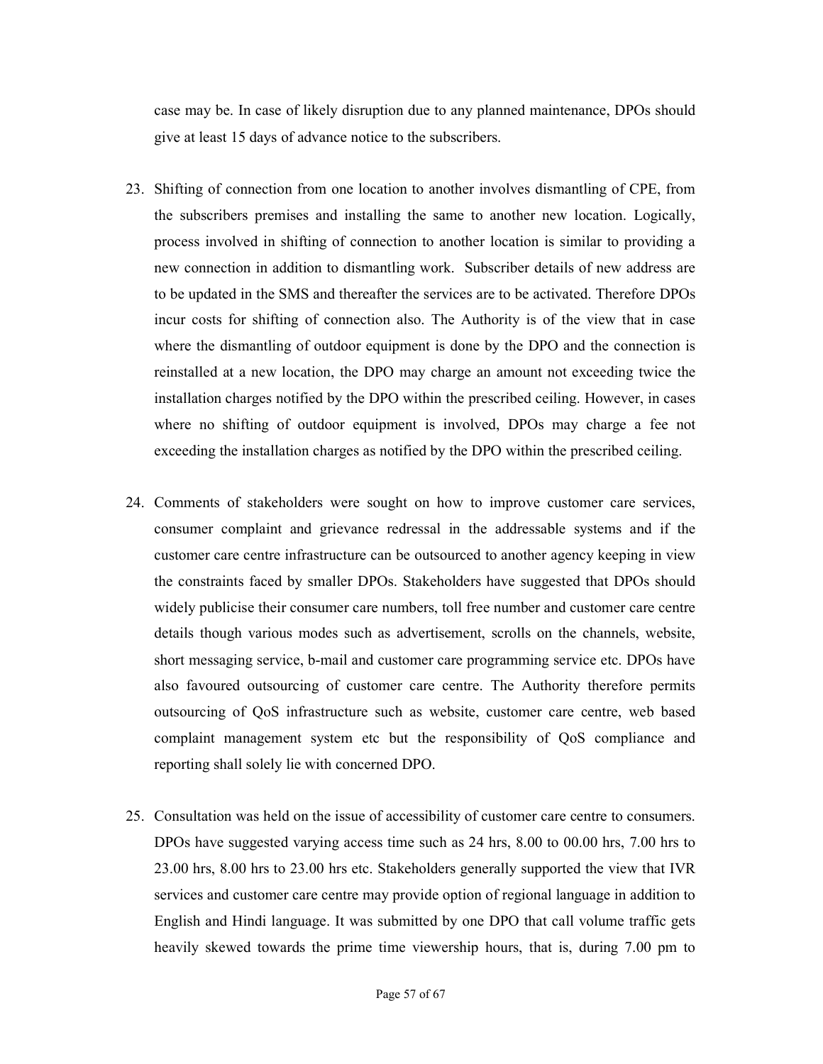case may be. In case of likely disruption due to any planned maintenance, DPOs should give at least 15 days of advance notice to the subscribers.

23. Shifting of connection from one location to another involves dismantling of CPE, from the subscribers premises and installing the same to another new location. Logically, process involved in shifting of connection to another location is similar to providing a new connection in addition to dismantling work. Subscriber details of new address are to be updated in the SMS and thereafter the services are to be activated. Therefore DPOs incur costs for shifting of connection also. The Authority is of the view that in case where the dismantling of outdoor equipment is done by the DPO and the connection is reinstalled at a new location, the DPO may charge an amount not exceeding twice the installation charges notified by the DPO within the prescribed ceiling. However, in cases where no shifting of outdoor equipment is involved, DPOs may charge a fee not exceeding the installation charges as notified by the DPO within the prescribed ceiling.

24. Comments of stakeholders were sought on how to improve customer care services, consumer complaint and grievance redressal in the addressable systems and if the customer care centre infrastructure can be outsourced to another agency keeping in view the constraints faced by smaller DPOs. Stakeholders have suggested that DPOs should widely publicise their consumer care numbers, toll free number and customer care centre details though various modes such as advertisement, scrolls on the channels, website, short messaging service, b-mail and customer care programming service etc. DPOs have also favoured outsourcing of customer care centre. The Authority therefore permits outsourcing of QoS infrastructure such as website, customer care centre, web based complaint management system etc but the responsibility of QoS compliance and reporting shall solely lie with concerned DPO.

25. Consultation was held on the issue of accessibility of customer care centre to consumers. DPOs have suggested varying access time such as 24 hrs, 8.00 to 00.00 hrs, 7.00 hrs to 23.00 hrs, 8.00 hrs to 23.00 hrs etc. Stakeholders generally supported the view that IVR services and customer care centre may provide option of regional language in addition to English and Hindi language. It was submitted by one DPO that call volume traffic gets heavily skewed towards the prime time viewership hours, that is, during 7.00 pm to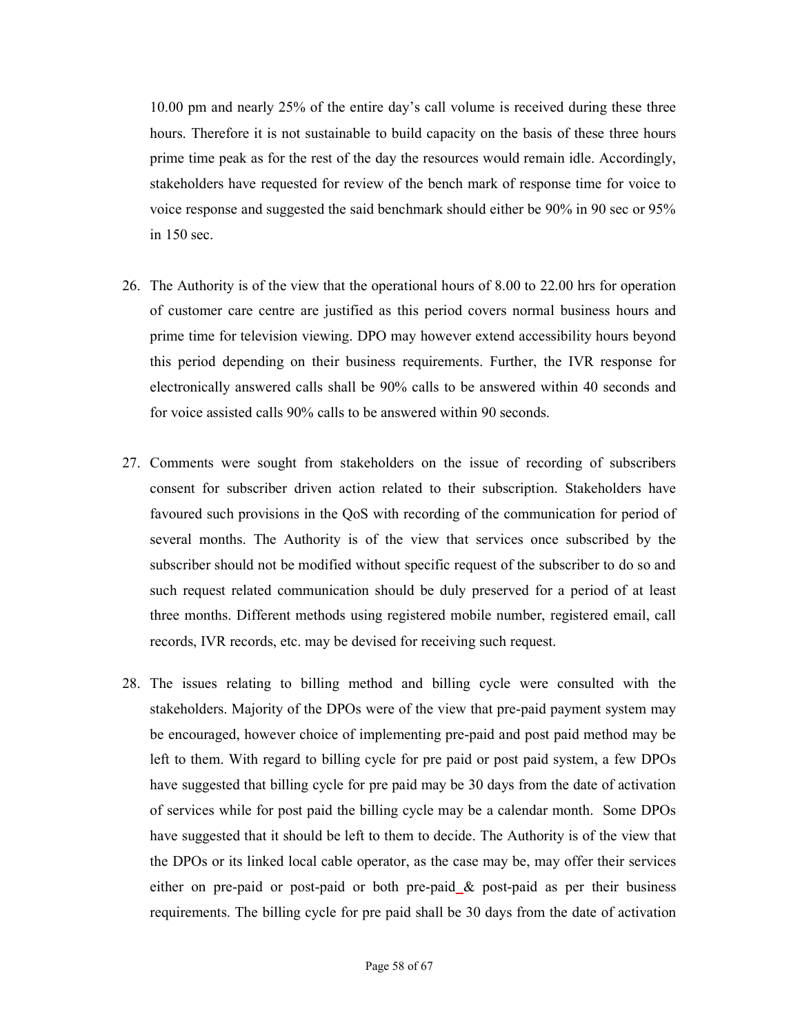10.00 pm and nearly 25% of the entire day's call volume is received during these three hours. Therefore it is not sustainable to build capacity on the basis of these three hours prime time peak as for the rest of the day the resources would remain idle. Accordingly, stakeholders have requested for review of the bench mark of response time for voice to voice response and suggested the said benchmark should either be 90% in 90 sec or 95% in 150 sec.

26. The Authority is of the view that the operational hours of 8.00 to 22.00 hrs for operation of customer care centre are justified as this period covers normal business hours and prime time for television viewing. DPO may however extend accessibility hours beyond this period depending on their business requirements. Further, the IVR response for electronically answered calls shall be 90% calls to be answered within 40 seconds and for voice assisted calls 90% calls to be answered within 90 seconds.

27. Comments were sought from stakeholders on the issue of recording of subscribers consent for subscriber driven action related to their subscription. Stakeholders have favoured such provisions in the QoS with recording of the communication for period of several months. The Authority is of the view that services once subscribed by the subscriber should not be modified without specific request of the subscriber to do so and such request related communication should be duly preserved for a period of at least three months. Different methods using registered mobile number, registered email, call records, IVR records, etc. may be devised for receiving such request.

28. The issues relating to billing method and billing cycle were consulted with the stakeholders. Majority of the DPOs were of the view that pre-paid payment system may be encouraged, however choice of implementing pre-paid and post paid method may be left to them. With regard to billing cycle for pre paid or post paid system, a few DPOs have suggested that billing cycle for pre paid may be 30 days from the date of activation of services while for post paid the billing cycle may be a calendar month. Some DPOs have suggested that it should be left to them to decide. The Authority is of the view that the DPOs or its linked local cable operator, as the case may be, may offer their services either on pre-paid or post-paid or both pre-paid & post-paid as per their business requirements. The billing cycle for pre paid shall be 30 days from the date of activation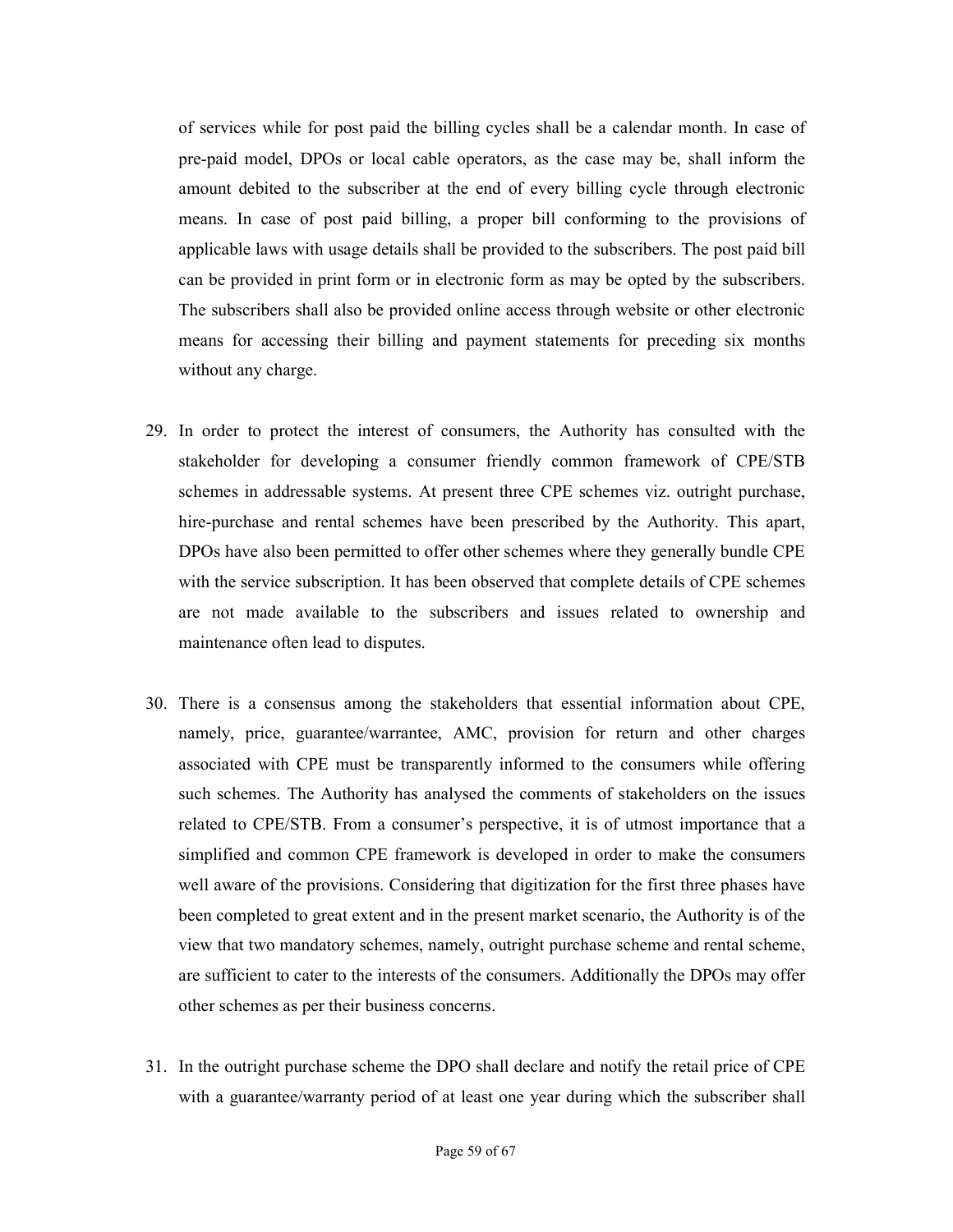of services while for post paid the billing cycles shall be a calendar month. In case of pre-paid model, DPOs or local cable operators, as the case may be, shall inform the amount debited to the subscriber at the end of every billing cycle through electronic means. In case of post paid billing, a proper bill conforming to the provisions of applicable laws with usage details shall be provided to the subscribers. The post paid bill can be provided in print form or in electronic form as may be opted by the subscribers. The subscribers shall also be provided online access through website or other electronic means for accessing their billing and payment statements for preceding six months without any charge.

29. In order to protect the interest of consumers, the Authority has consulted with the stakeholder for developing a consumer friendly common framework of CPE/STB schemes in addressable systems. At present three CPE schemes viz. outright purchase, hire-purchase and rental schemes have been prescribed by the Authority. This apart, DPOs have also been permitted to offer other schemes where they generally bundle CPE with the service subscription. It has been observed that complete details of CPE schemes are not made available to the subscribers and issues related to ownership and maintenance often lead to disputes.

30. There is a consensus among the stakeholders that essential information about CPE, namely, price, guarantee/warrantee, AMC, provision for return and other charges associated with CPE must be transparently informed to the consumers while offering such schemes. The Authority has analysed the comments of stakeholders on the issues related to CPE/STB. From a consumer's perspective, it is of utmost importance that a simplified and common CPE framework is developed in order to make the consumers well aware of the provisions. Considering that digitization for the first three phases have been completed to great extent and in the present market scenario, the Authority is of the view that two mandatory schemes, namely, outright purchase scheme and rental scheme, are sufficient to cater to the interests of the consumers. Additionally the DPOs may offer other schemes as per their business concerns.

31. In the outright purchase scheme the DPO shall declare and notify the retail price of CPE with a guarantee/warranty period of at least one year during which the subscriber shall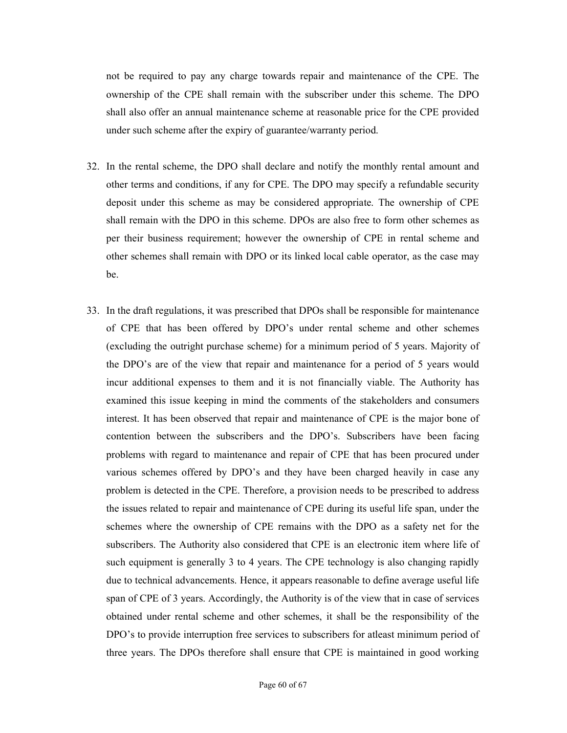not be required to pay any charge towards repair and maintenance of the CPE. The ownership of the CPE shall remain with the subscriber under this scheme. The DPO shall also offer an annual maintenance scheme at reasonable price for the CPE provided under such scheme after the expiry of guarantee/warranty period.

32. In the rental scheme, the DPO shall declare and notify the monthly rental amount and other terms and conditions, if any for CPE. The DPO may specify a refundable security deposit under this scheme as may be considered appropriate. The ownership of CPE shall remain with the DPO in this scheme. DPOs are also free to form other schemes as per their business requirement; however the ownership of CPE in rental scheme and other schemes shall remain with DPO or its linked local cable operator, as the case may be.

33. In the draft regulations, it was prescribed that DPOs shall be responsible for maintenance of CPE that has been offered by DPO's under rental scheme and other schemes (excluding the outright purchase scheme) for a minimum period of 5 years. Majority of the DPO's are of the view that repair and maintenance for a period of 5 years would incur additional expenses to them and it is not financially viable. The Authority has examined this issue keeping in mind the comments of the stakeholders and consumers interest. It has been observed that repair and maintenance of CPE is the major bone of contention between the subscribers and the DPO's. Subscribers have been facing problems with regard to maintenance and repair of CPE that has been procured under various schemes offered by DPO's and they have been charged heavily in case any problem is detected in the CPE. Therefore, a provision needs to be prescribed to address the issues related to repair and maintenance of CPE during its useful life span, under the schemes where the ownership of CPE remains with the DPO as a safety net for the subscribers. The Authority also considered that CPE is an electronic item where life of such equipment is generally 3 to 4 years. The CPE technology is also changing rapidly due to technical advancements. Hence, it appears reasonable to define average useful life span of CPE of 3 years. Accordingly, the Authority is of the view that in case of services obtained under rental scheme and other schemes, it shall be the responsibility of the DPO's to provide interruption free services to subscribers for atleast minimum period of three years. The DPOs therefore shall ensure that CPE is maintained in good working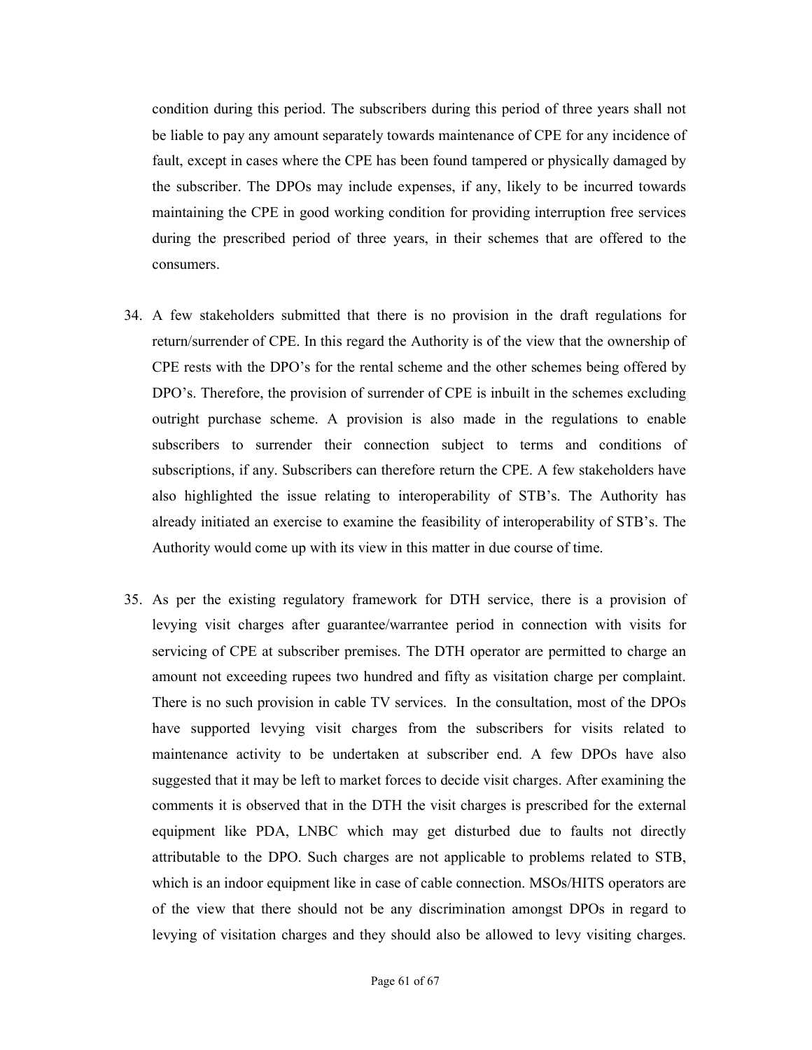condition during this period. The subscribers during this period of three years shall not be liable to pay any amount separately towards maintenance of CPE for any incidence of fault, except in cases where the CPE has been found tampered or physically damaged by the subscriber. The DPOs may include expenses, if any, likely to be incurred towards maintaining the CPE in good working condition for providing interruption free services during the prescribed period of three years, in their schemes that are offered to the consumers.

34. A few stakeholders submitted that there is no provision in the draft regulations for return/surrender of CPE. In this regard the Authority is of the view that the ownership of CPE rests with the DPO's for the rental scheme and the other schemes being offered by DPO's. Therefore, the provision of surrender of CPE is inbuilt in the schemes excluding outright purchase scheme. A provision is also made in the regulations to enable subscribers to surrender their connection subject to terms and conditions of subscriptions, if any. Subscribers can therefore return the CPE. A few stakeholders have also highlighted the issue relating to interoperability of STB's. The Authority has already initiated an exercise to examine the feasibility of interoperability of STB's. The Authority would come up with its view in this matter in due course of time.

35. As per the existing regulatory framework for DTH service, there is a provision of levying visit charges after guarantee/warrantee period in connection with visits for servicing of CPE at subscriber premises. The DTH operator are permitted to charge an amount not exceeding rupees two hundred and fifty as visitation charge per complaint. There is no such provision in cable TV services. In the consultation, most of the DPOs have supported levying visit charges from the subscribers for visits related to maintenance activity to be undertaken at subscriber end. A few DPOs have also suggested that it may be left to market forces to decide visit charges. After examining the comments it is observed that in the DTH the visit charges is prescribed for the external equipment like PDA, LNBC which may get disturbed due to faults not directly attributable to the DPO. Such charges are not applicable to problems related to STB, which is an indoor equipment like in case of cable connection. MSOs/HITS operators are of the view that there should not be any discrimination amongst DPOs in regard to levying of visitation charges and they should also be allowed to levy visiting charges.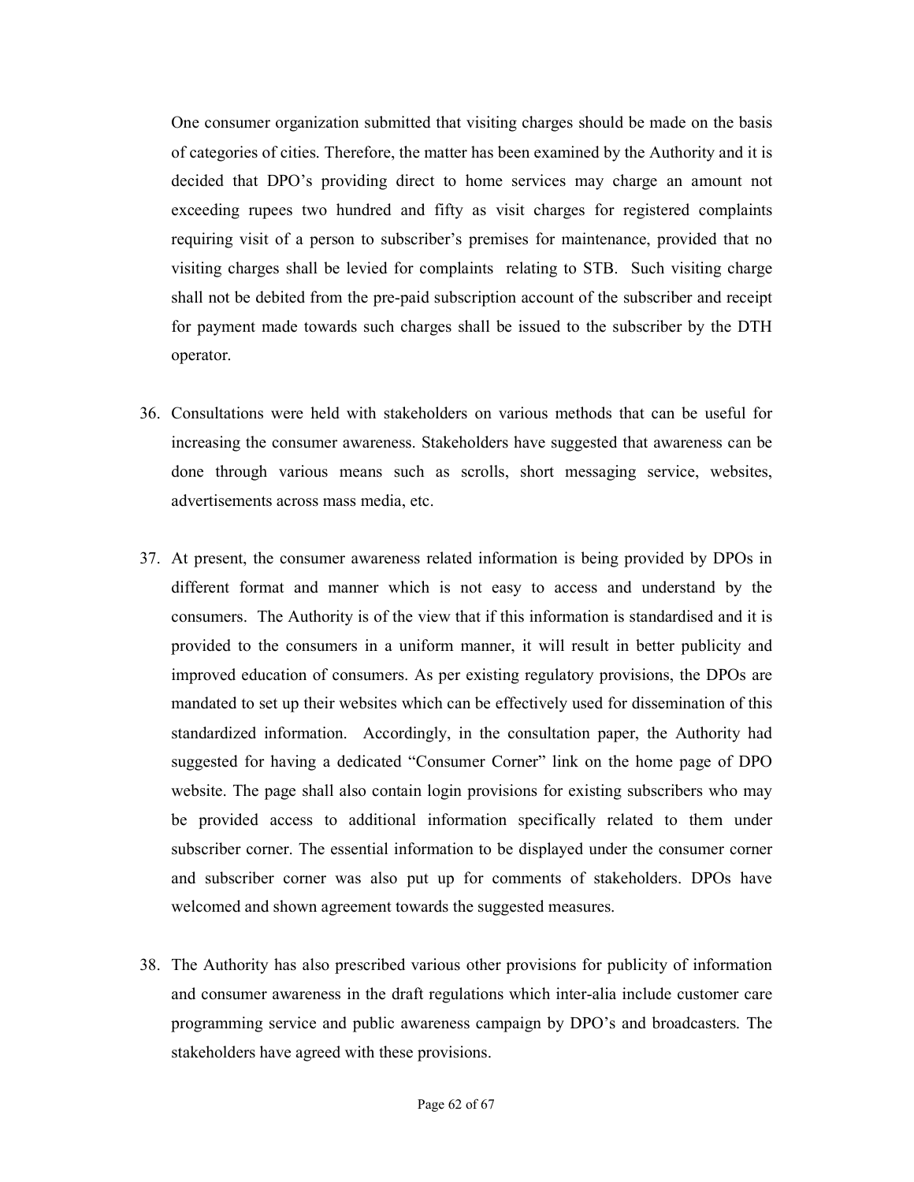One consumer organization submitted that visiting charges should be made on the basis of categories of cities. Therefore, the matter has been examined by the Authority and it is decided that DPO's providing direct to home services may charge an amount not exceeding rupees two hundred and fifty as visit charges for registered complaints requiring visit of a person to subscriber's premises for maintenance, provided that no visiting charges shall be levied for complaints relating to STB. Such visiting charge shall not be debited from the pre-paid subscription account of the subscriber and receipt for payment made towards such charges shall be issued to the subscriber by the DTH operator.

36. Consultations were held with stakeholders on various methods that can be useful for increasing the consumer awareness. Stakeholders have suggested that awareness can be done through various means such as scrolls, short messaging service, websites, advertisements across mass media, etc.

37. At present, the consumer awareness related information is being provided by DPOs in different format and manner which is not easy to access and understand by the consumers. The Authority is of the view that if this information is standardised and it is provided to the consumers in a uniform manner, it will result in better publicity and improved education of consumers. As per existing regulatory provisions, the DPOs are mandated to set up their websites which can be effectively used for dissemination of this standardized information. Accordingly, in the consultation paper, the Authority had suggested for having a dedicated "Consumer Corner" link on the home page of DPO website. The page shall also contain login provisions for existing subscribers who may be provided access to additional information specifically related to them under subscriber corner. The essential information to be displayed under the consumer corner and subscriber corner was also put up for comments of stakeholders. DPOs have welcomed and shown agreement towards the suggested measures.

38. The Authority has also prescribed various other provisions for publicity of information and consumer awareness in the draft regulations which inter-alia include customer care programming service and public awareness campaign by DPO's and broadcasters. The stakeholders have agreed with these provisions.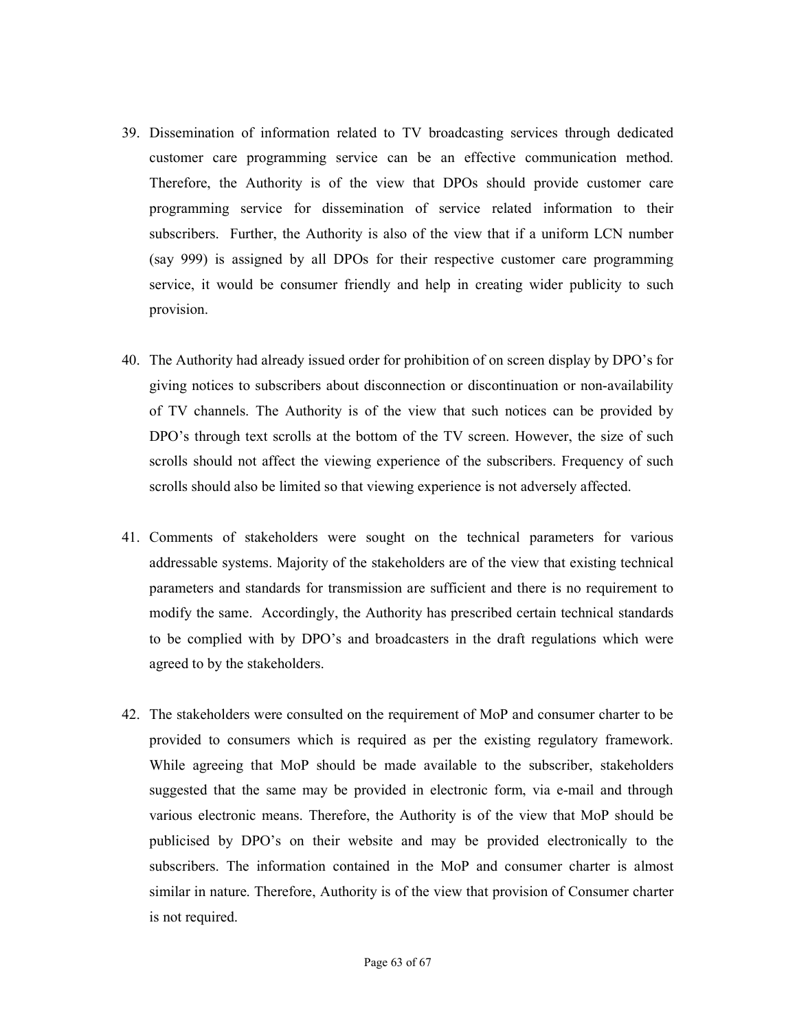39. Dissemination of information related to TV broadcasting services through dedicated customer care programming service can be an effective communication method. Therefore, the Authority is of the view that DPOs should provide customer care programming service for dissemination of service related information to their subscribers. Further, the Authority is also of the view that if a uniform LCN number (say 999) is assigned by all DPOs for their respective customer care programming service, it would be consumer friendly and help in creating wider publicity to such provision.

40. The Authority had already issued order for prohibition of on screen display by DPO's for giving notices to subscribers about disconnection or discontinuation or non-availability of TV channels. The Authority is of the view that such notices can be provided by DPO's through text scrolls at the bottom of the TV screen. However, the size of such scrolls should not affect the viewing experience of the subscribers. Frequency of such scrolls should also be limited so that viewing experience is not adversely affected.

41. Comments of stakeholders were sought on the technical parameters for various addressable systems. Majority of the stakeholders are of the view that existing technical parameters and standards for transmission are sufficient and there is no requirement to modify the same. Accordingly, the Authority has prescribed certain technical standards to be complied with by DPO's and broadcasters in the draft regulations which were agreed to by the stakeholders.

42. The stakeholders were consulted on the requirement of MoP and consumer charter to be provided to consumers which is required as per the existing regulatory framework. While agreeing that MoP should be made available to the subscriber, stakeholders suggested that the same may be provided in electronic form, via e-mail and through various electronic means. Therefore, the Authority is of the view that MoP should be publicised by DPO's on their website and may be provided electronically to the subscribers. The information contained in the MoP and consumer charter is almost similar in nature. Therefore, Authority is of the view that provision of Consumer charter is not required.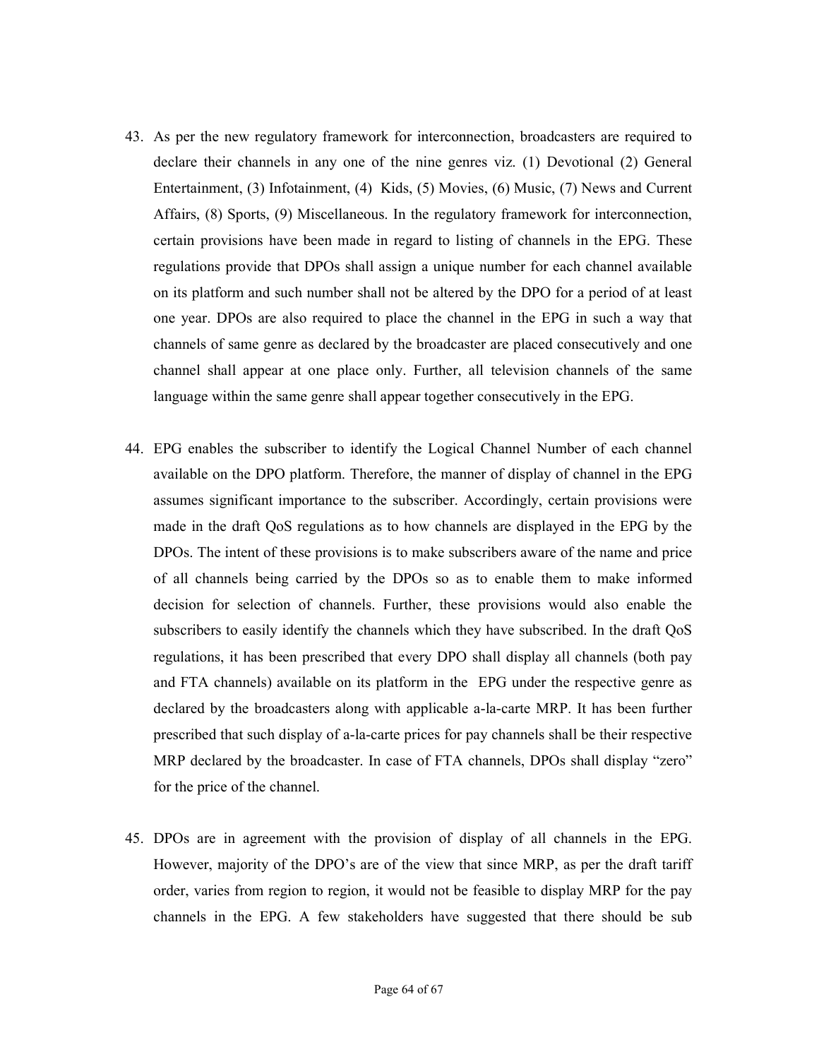43. As per the new regulatory framework for interconnection, broadcasters are required to declare their channels in any one of the nine genres viz. (1) Devotional (2) General Entertainment, (3) Infotainment, (4) Kids, (5) Movies, (6) Music, (7) News and Current Affairs, (8) Sports, (9) Miscellaneous. In the regulatory framework for interconnection, certain provisions have been made in regard to listing of channels in the EPG. These regulations provide that DPOs shall assign a unique number for each channel available on its platform and such number shall not be altered by the DPO for a period of at least one year. DPOs are also required to place the channel in the EPG in such a way that channels of same genre as declared by the broadcaster are placed consecutively and one channel shall appear at one place only. Further, all television channels of the same language within the same genre shall appear together consecutively in the EPG.

44. EPG enables the subscriber to identify the Logical Channel Number of each channel available on the DPO platform. Therefore, the manner of display of channel in the EPG assumes significant importance to the subscriber. Accordingly, certain provisions were made in the draft QoS regulations as to how channels are displayed in the EPG by the DPOs. The intent of these provisions is to make subscribers aware of the name and price of all channels being carried by the DPOs so as to enable them to make informed decision for selection of channels. Further, these provisions would also enable the subscribers to easily identify the channels which they have subscribed. In the draft QoS regulations, it has been prescribed that every DPO shall display all channels (both pay and FTA channels) available on its platform in the EPG under the respective genre as declared by the broadcasters along with applicable a-la-carte MRP. It has been further prescribed that such display of a-la-carte prices for pay channels shall be their respective MRP declared by the broadcaster. In case of FTA channels, DPOs shall display "zero" for the price of the channel.

45. DPOs are in agreement with the provision of display of all channels in the EPG. However, majority of the DPO's are of the view that since MRP, as per the draft tariff order, varies from region to region, it would not be feasible to display MRP for the pay channels in the EPG. A few stakeholders have suggested that there should be sub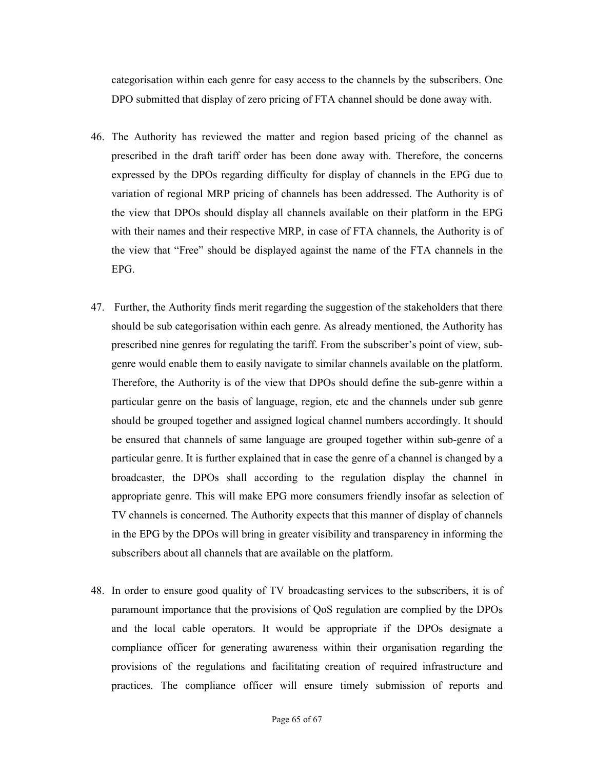categorisation within each genre for easy access to the channels by the subscribers. One DPO submitted that display of zero pricing of FTA channel should be done away with.

46. The Authority has reviewed the matter and region based pricing of the channel as prescribed in the draft tariff order has been done away with. Therefore, the concerns expressed by the DPOs regarding difficulty for display of channels in the EPG due to variation of regional MRP pricing of channels has been addressed. The Authority is of the view that DPOs should display all channels available on their platform in the EPG with their names and their respective MRP, in case of FTA channels, the Authority is of the view that "Free" should be displayed against the name of the FTA channels in the EPG.

47. Further, the Authority finds merit regarding the suggestion of the stakeholders that there should be sub categorisation within each genre. As already mentioned, the Authority has prescribed nine genres for regulating the tariff. From the subscriber's point of view, sub-genre would enable them to easily navigate to similar channels available on the platform. Therefore, the Authority is of the view that DPOs should define the sub-genre within a particular genre on the basis of language, region, etc and the channels under sub genre should be grouped together and assigned logical channel numbers accordingly. It should be ensured that channels of same language are grouped together within sub-genre of a particular genre. It is further explained that in case the genre of a channel is changed by a broadcaster, the DPOs shall according to the regulation display the channel in appropriate genre. This will make EPG more consumers friendly insofar as selection of TV channels is concerned. The Authority expects that this manner of display of channels in the EPG by the DPOs will bring in greater visibility and transparency in informing the subscribers about all channels that are available on the platform.

48. In order to ensure good quality of TV broadcasting services to the subscribers, it is of paramount importance that the provisions of QoS regulation are complied by the DPOs and the local cable operators. It would be appropriate if the DPOs designate a compliance officer for generating awareness within their organisation regarding the provisions of the regulations and facilitating creation of required infrastructure and practices. The compliance officer will ensure timely submission of reports and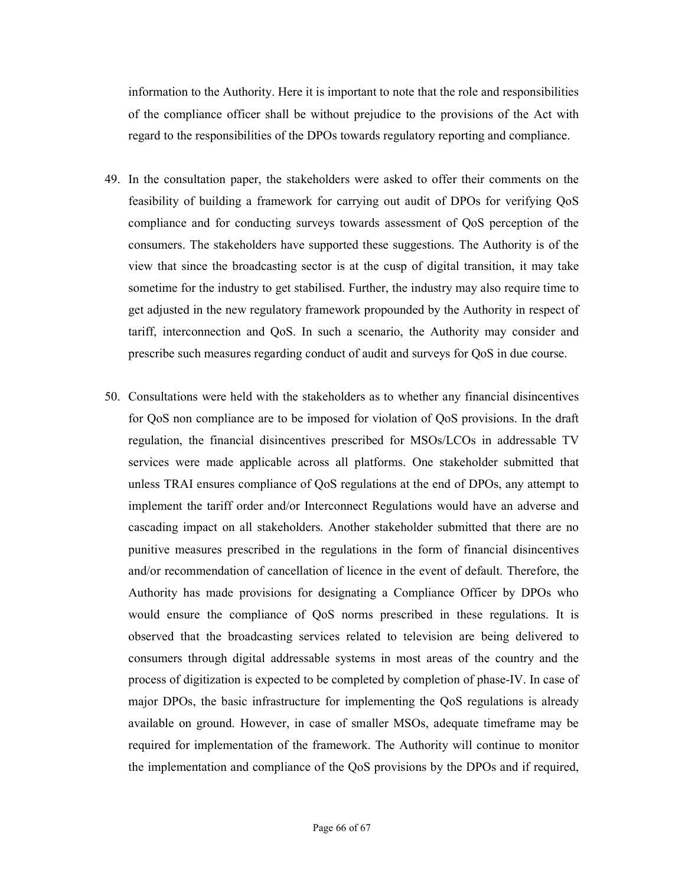information to the Authority. Here it is important to note that the role and responsibilities of the compliance officer shall be without prejudice to the provisions of the Act with regard to the responsibilities of the DPOs towards regulatory reporting and compliance.

49. In the consultation paper, the stakeholders were asked to offer their comments on the feasibility of building a framework for carrying out audit of DPOs for verifying QoS compliance and for conducting surveys towards assessment of QoS perception of the consumers. The stakeholders have supported these suggestions. The Authority is of the view that since the broadcasting sector is at the cusp of digital transition, it may take sometime for the industry to get stabilised. Further, the industry may also require time to get adjusted in the new regulatory framework propounded by the Authority in respect of tariff, interconnection and QoS. In such a scenario, the Authority may consider and prescribe such measures regarding conduct of audit and surveys for QoS in due course.

50. Consultations were held with the stakeholders as to whether any financial disincentives for QoS non compliance are to be imposed for violation of QoS provisions. In the draft regulation, the financial disincentives prescribed for MSOs/LCOs in addressable TV services were made applicable across all platforms. One stakeholder submitted that unless TRAI ensures compliance of QoS regulations at the end of DPOs, any attempt to implement the tariff order and/or Interconnect Regulations would have an adverse and cascading impact on all stakeholders. Another stakeholder submitted that there are no punitive measures prescribed in the regulations in the form of financial disincentives and/or recommendation of cancellation of licence in the event of default. Therefore, the Authority has made provisions for designating a Compliance Officer by DPOs who would ensure the compliance of QoS norms prescribed in these regulations. It is observed that the broadcasting services related to television are being delivered to consumers through digital addressable systems in most areas of the country and the process of digitization is expected to be completed by completion of phase-IV. In case of major DPOs, the basic infrastructure for implementing the QoS regulations is already available on ground. However, in case of smaller MSOs, adequate timeframe may be required for implementation of the framework. The Authority will continue to monitor the implementation and compliance of the QoS provisions by the DPOs and if required,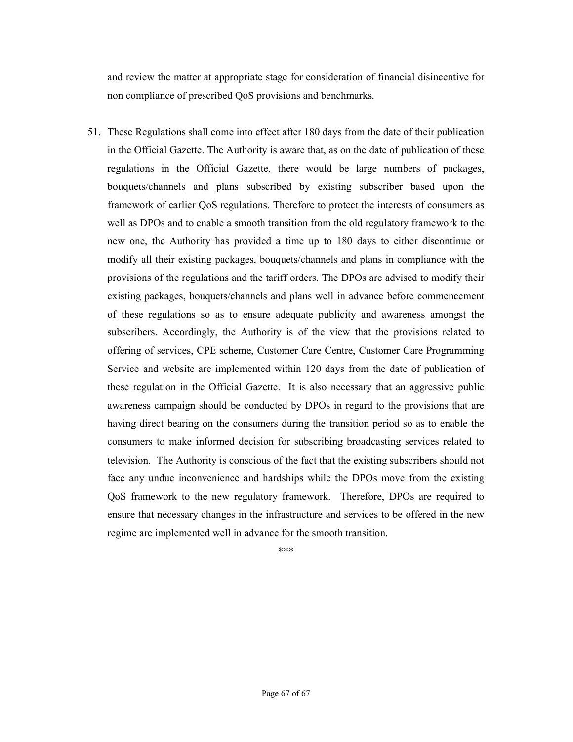and review the matter at appropriate stage for consideration of financial disincentive for non compliance of prescribed QoS provisions and benchmarks.

51. These Regulations shall come into effect after 180 days from the date of their publication in the Official Gazette. The Authority is aware that, as on the date of publication of these regulations in the Official Gazette, there would be large numbers of packages, bouquets/channels and plans subscribed by existing subscriber based upon the framework of earlier QoS regulations. Therefore to protect the interests of consumers as well as DPOs and to enable a smooth transition from the old regulatory framework to the new one, the Authority has provided a time up to 180 days to either discontinue or modify all their existing packages, bouquets/channels and plans in compliance with the provisions of the regulations and the tariff orders. The DPOs are advised to modify their existing packages, bouquets/channels and plans well in advance before commencement of these regulations so as to ensure adequate publicity and awareness amongst the subscribers. Accordingly, the Authority is of the view that the provisions related to offering of services, CPE scheme, Customer Care Centre, Customer Care Programming Service and website are implemented within 120 days from the date of publication of these regulation in the Official Gazette. It is also necessary that an aggressive public awareness campaign should be conducted by DPOs in regard to the provisions that are having direct bearing on the consumers during the transition period so as to enable the consumers to make informed decision for subscribing broadcasting services related to television. The Authority is conscious of the fact that the existing subscribers should not face any undue inconvenience and hardships while the DPOs move from the existing QoS framework to the new regulatory framework. Therefore, DPOs are required to ensure that necessary changes in the infrastructure and services to be offered in the new regime are implemented well in advance for the smooth transition.

***